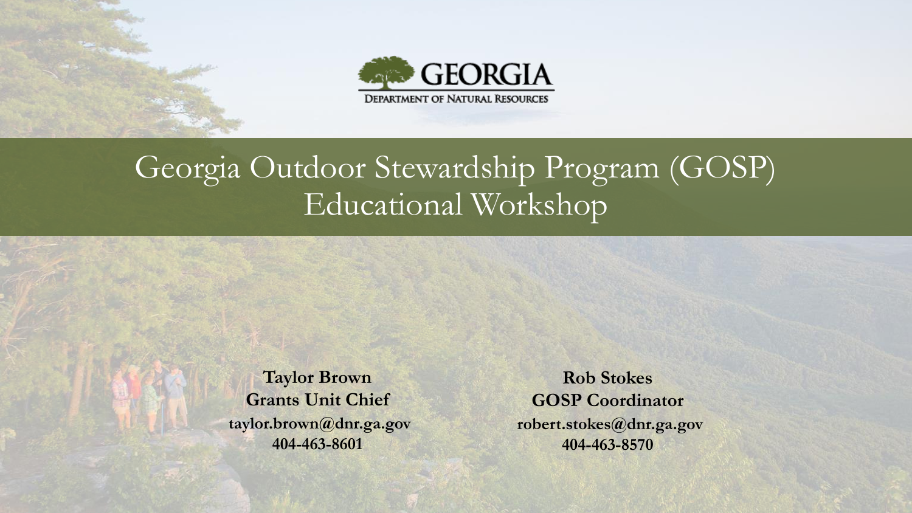GEORGIA
DEPARTMENT OF NATURAL RESOURCES

# Georgia Outdoor Stewardship Program (GOSP) Educational Workshop

**Taylor Brown**
**Grants Unit Chief**
**taylor.brown@dnr.ga.gov**
**404-463-8601**

**Rob Stokes**
**GOSP Coordinator**
**robert.stokes@dnr.ga.gov**
**404-463-8570**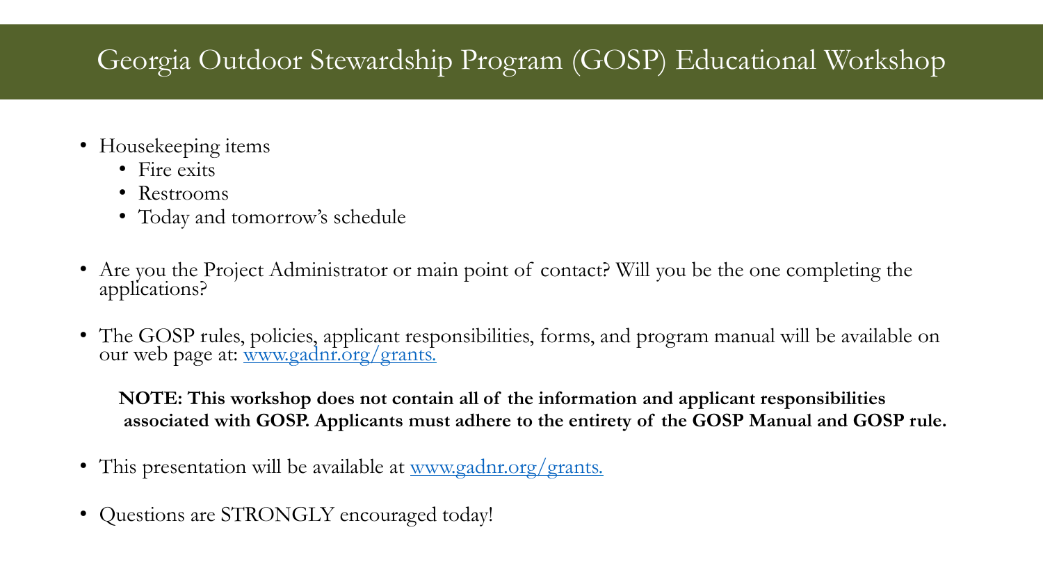# Georgia Outdoor Stewardship Program (GOSP) Educational Workshop

- Housekeeping items
  - Fire exits
  - Restrooms
  - Today and tomorrow's schedule

- Are you the Project Administrator or main point of contact? Will you be the one completing the applications?

- The GOSP rules, policies, applicant responsibilities, forms, and program manual will be available on our web page at: [www.gadnr.org/grants.](http://www.gadnr.org/grants)

  **NOTE: This workshop does not contain all of the information and applicant responsibilities associated with GOSP. Applicants must adhere to the entirety of the GOSP Manual and GOSP rule.**

- This presentation will be available at [www.gadnr.org/grants.](http://www.gadnr.org/grants)

- Questions are STRONGLY encouraged today!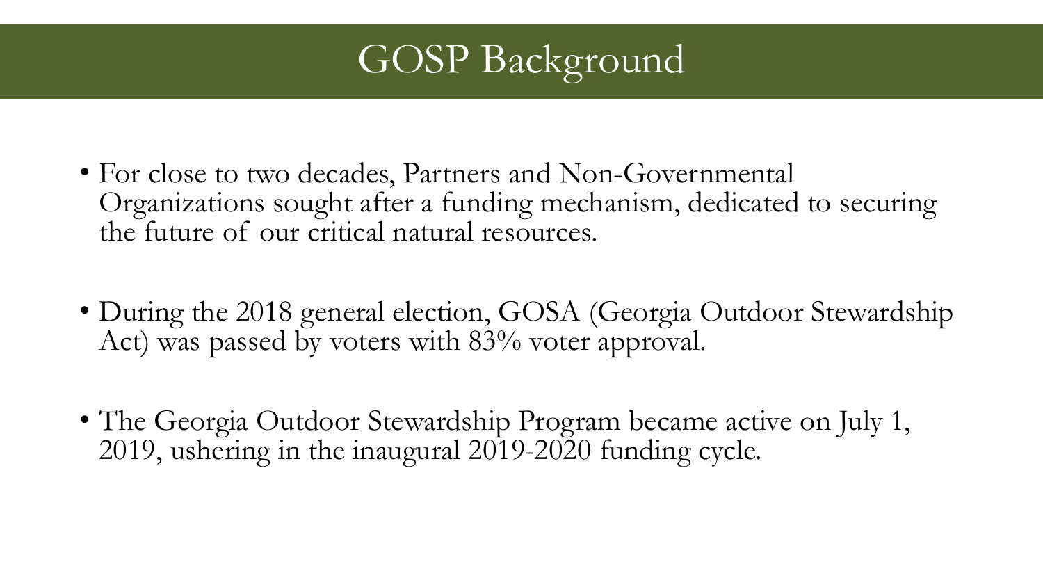# GOSP Background

- For close to two decades, Partners and Non-Governmental Organizations sought after a funding mechanism, dedicated to securing the future of our critical natural resources.
- During the 2018 general election, GOSA (Georgia Outdoor Stewardship Act) was passed by voters with 83% voter approval.
- The Georgia Outdoor Stewardship Program became active on July 1, 2019, ushering in the inaugural 2019-2020 funding cycle.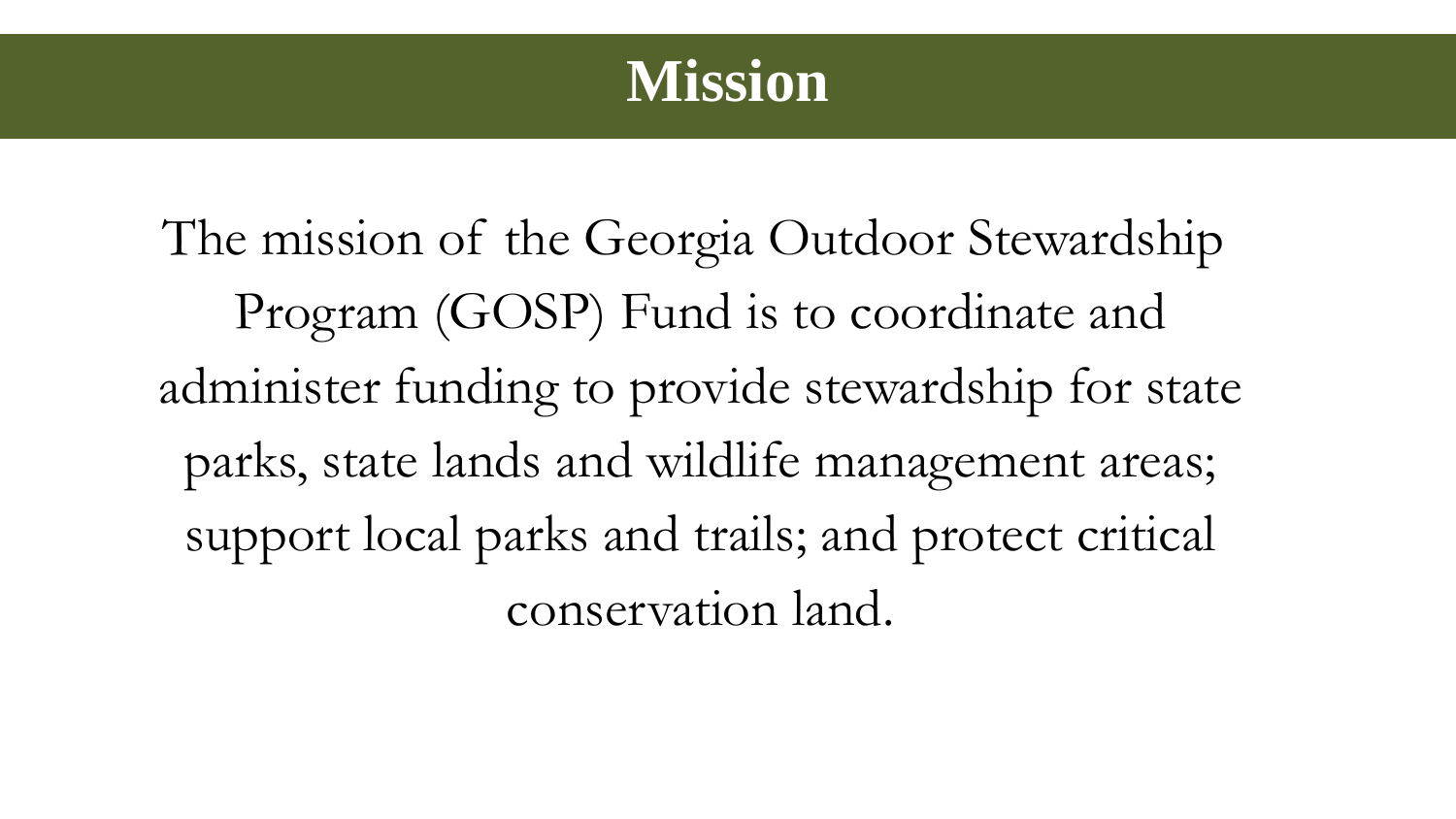# Mission

The mission of the Georgia Outdoor Stewardship Program (GOSP) Fund is to coordinate and administer funding to provide stewardship for state parks, state lands and wildlife management areas; support local parks and trails; and protect critical conservation land.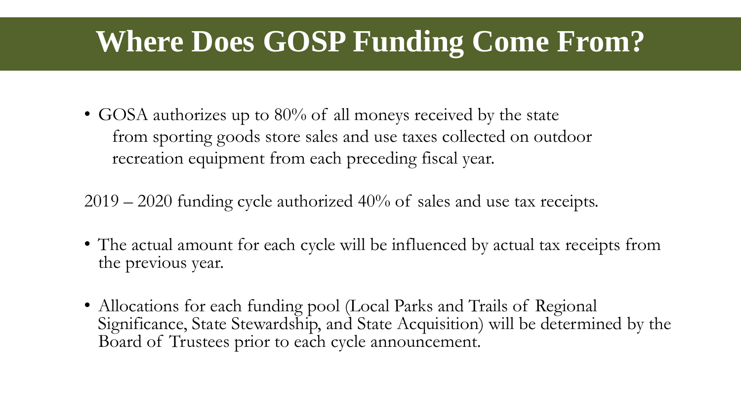# Where Does GOSP Funding Come From?

- GOSA authorizes up to 80% of all moneys received by the state from sporting goods store sales and use taxes collected on outdoor recreation equipment from each preceding fiscal year.

2019 – 2020 funding cycle authorized 40% of sales and use tax receipts.

- The actual amount for each cycle will be influenced by actual tax receipts from the previous year.
- Allocations for each funding pool (Local Parks and Trails of Regional Significance, State Stewardship, and State Acquisition) will be determined by the Board of Trustees prior to each cycle announcement.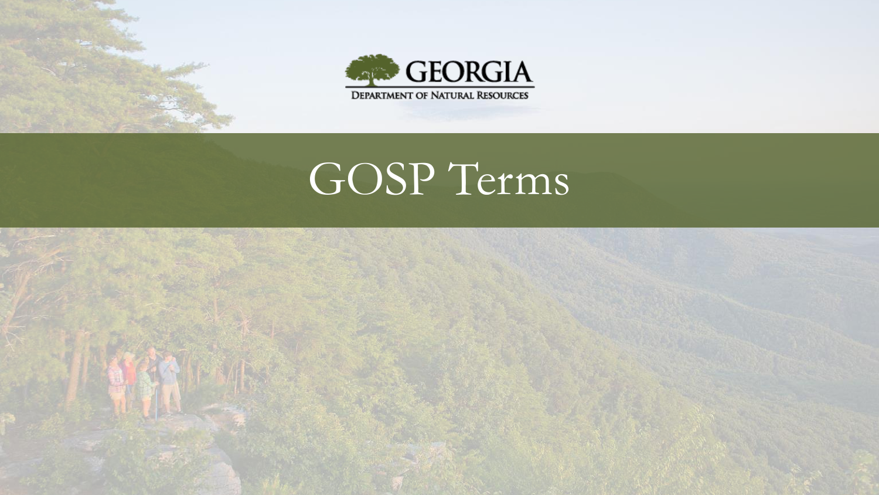GEORGIA

DEPARTMENT OF NATURAL RESOURCES

# GOSP Terms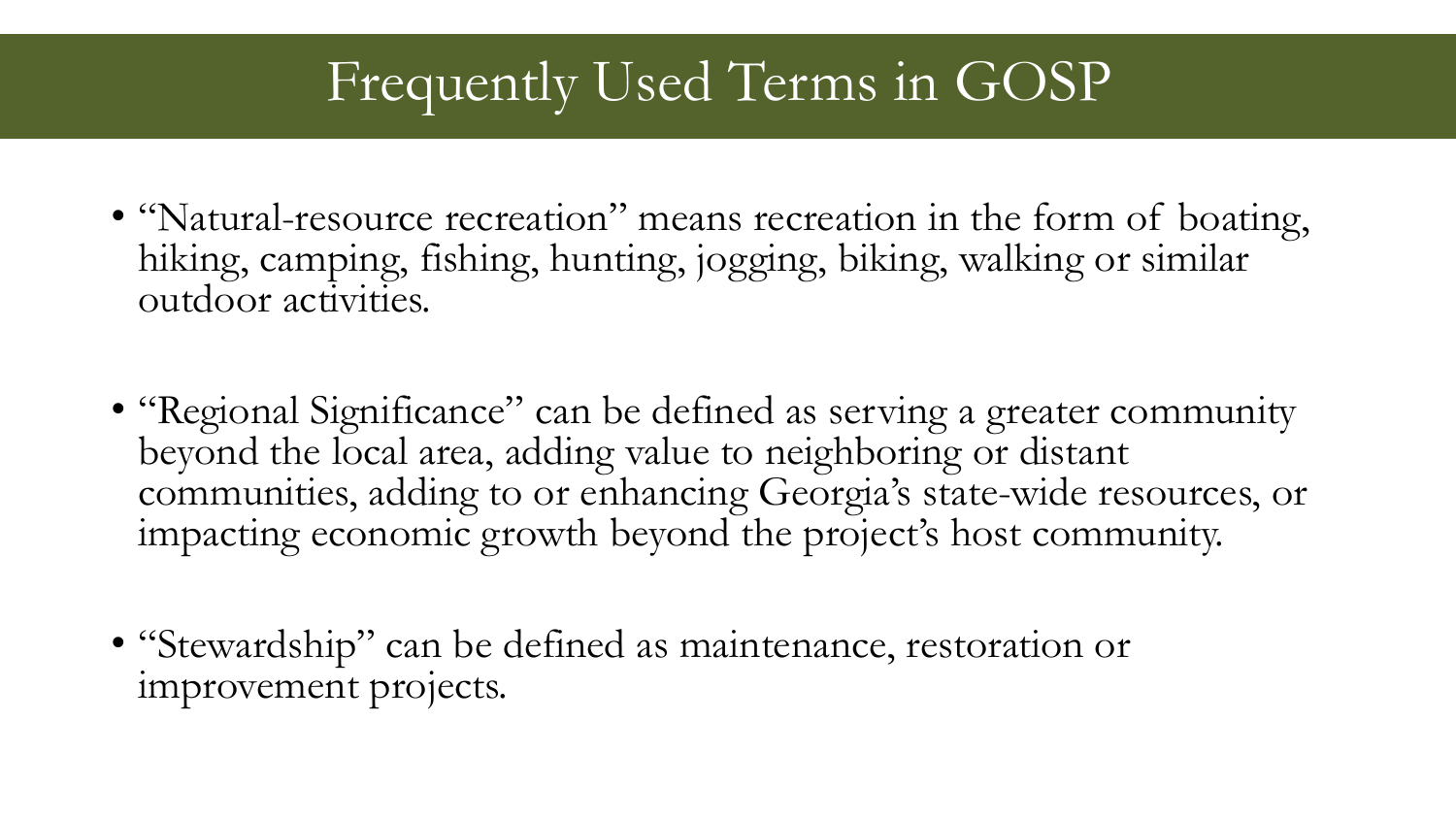# Frequently Used Terms in GOSP

- "Natural-resource recreation" means recreation in the form of boating, hiking, camping, fishing, hunting, jogging, biking, walking or similar outdoor activities.

- "Regional Significance" can be defined as serving a greater community beyond the local area, adding value to neighboring or distant communities, adding to or enhancing Georgia's state-wide resources, or impacting economic growth beyond the project's host community.

- "Stewardship" can be defined as maintenance, restoration or improvement projects.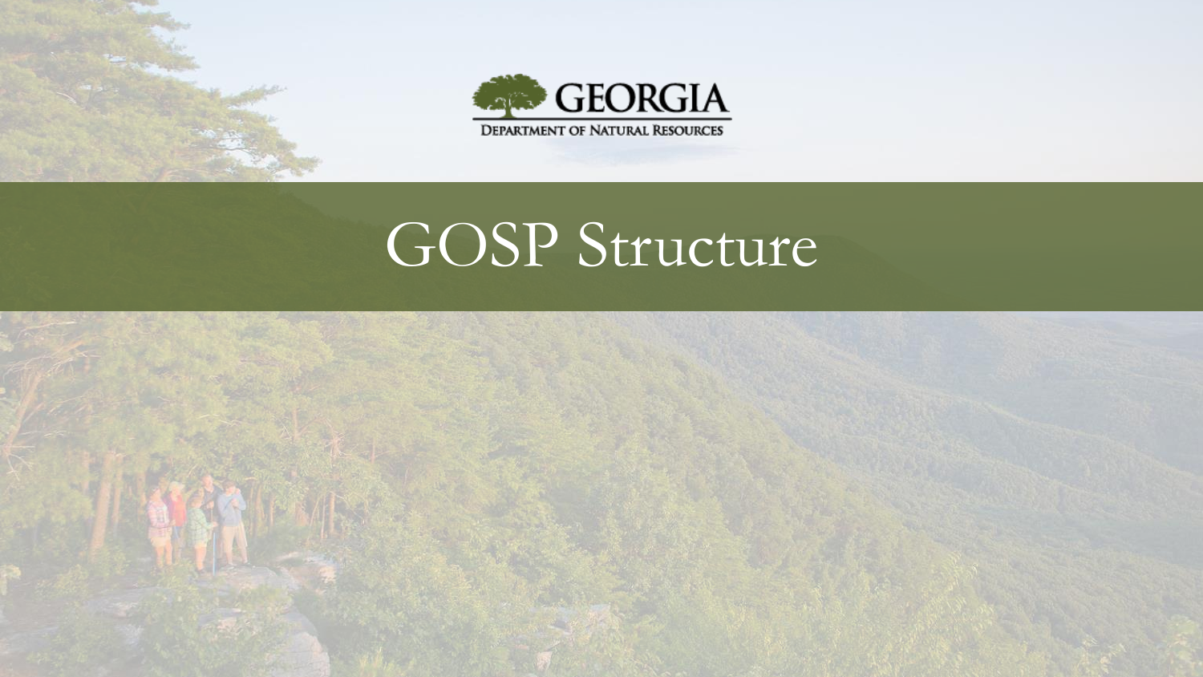GEORGIA

DEPARTMENT OF NATURAL RESOURCES

# GOSP Structure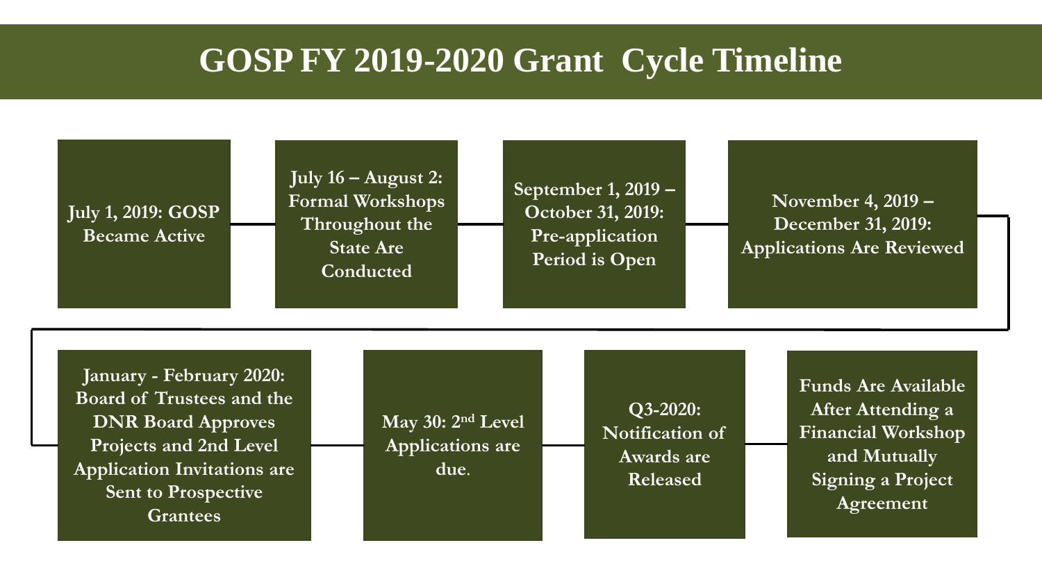# GOSP FY 2019-2020 Grant Cycle Timeline

- **July 1, 2019: GOSP Became Active**
- **July 16 – August 2: Formal Workshops Throughout the State Are Conducted**
- **September 1, 2019 – October 31, 2019: Pre-application Period is Open**
- **November 4, 2019 – December 31, 2019: Applications Are Reviewed**
- **January - February 2020: Board of Trustees and the DNR Board Approves Projects and 2nd Level Application Invitations are Sent to Prospective Grantees**
- **May 30: 2nd Level Applications are due.**
- **Q3-2020: Notification of Awards are Released**
- **Funds Are Available After Attending a Financial Workshop and Mutually Signing a Project Agreement**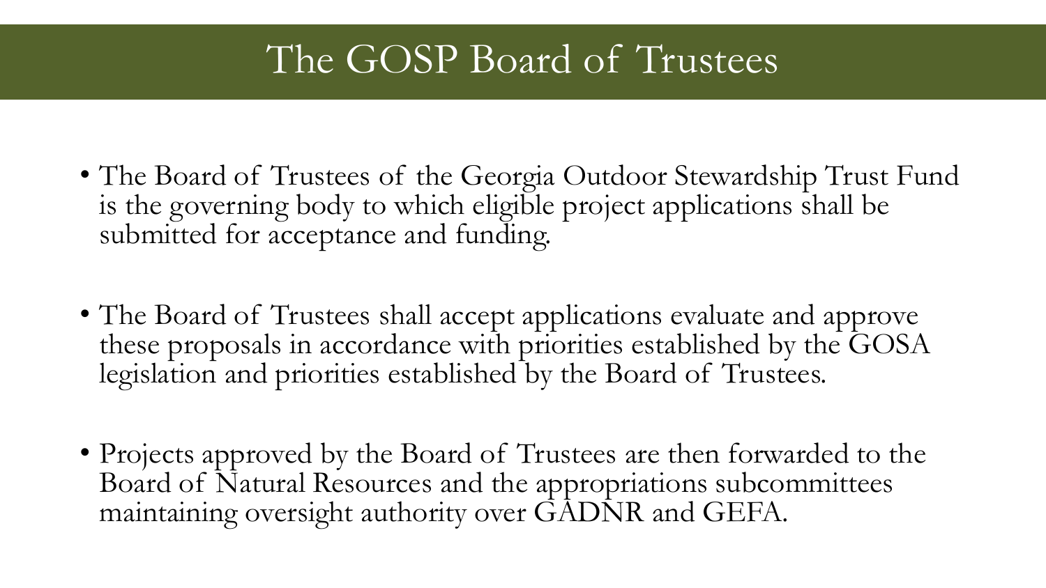# The GOSP Board of Trustees

- The Board of Trustees of the Georgia Outdoor Stewardship Trust Fund is the governing body to which eligible project applications shall be submitted for acceptance and funding.

- The Board of Trustees shall accept applications evaluate and approve these proposals in accordance with priorities established by the GOSA legislation and priorities established by the Board of Trustees.

- Projects approved by the Board of Trustees are then forwarded to the Board of Natural Resources and the appropriations subcommittees maintaining oversight authority over GADNR and GEFA.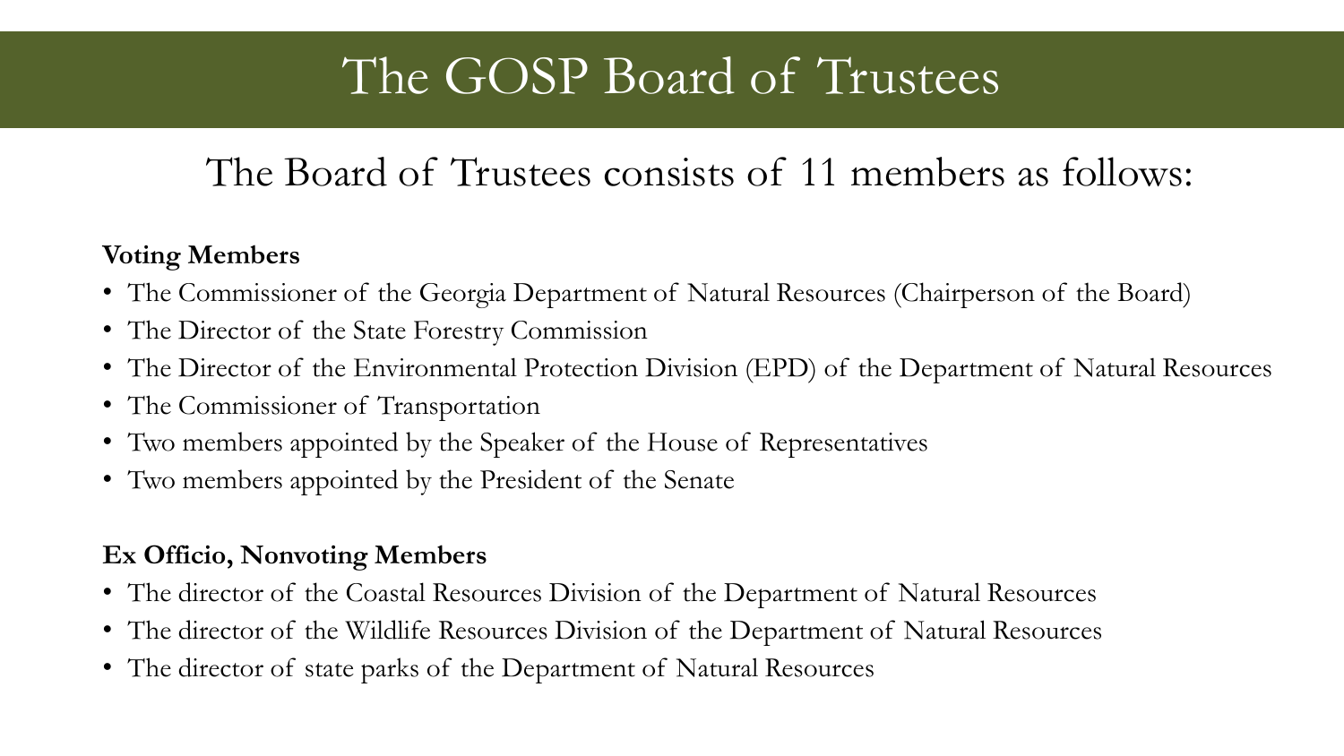# The GOSP Board of Trustees

## The Board of Trustees consists of 11 members as follows:

**Voting Members**

- The Commissioner of the Georgia Department of Natural Resources (Chairperson of the Board)
- The Director of the State Forestry Commission
- The Director of the Environmental Protection Division (EPD) of the Department of Natural Resources
- The Commissioner of Transportation
- Two members appointed by the Speaker of the House of Representatives
- Two members appointed by the President of the Senate

**Ex Officio, Nonvoting Members**

- The director of the Coastal Resources Division of the Department of Natural Resources
- The director of the Wildlife Resources Division of the Department of Natural Resources
- The director of state parks of the Department of Natural Resources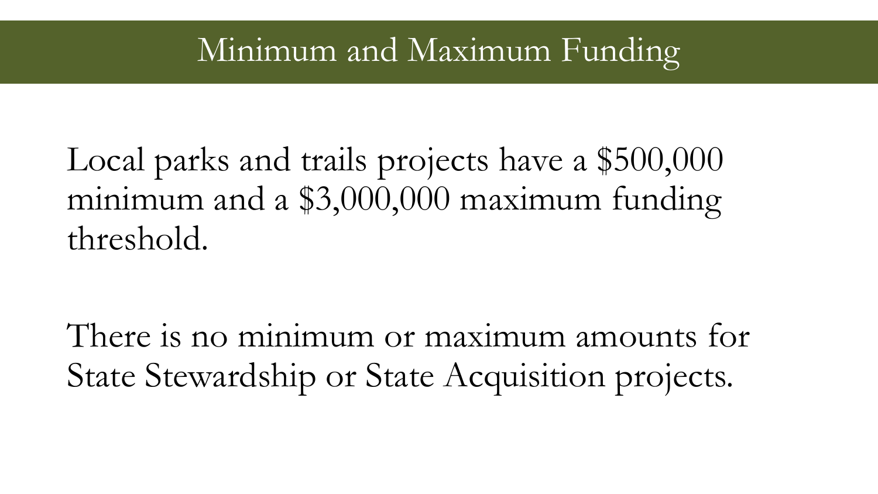# Minimum and Maximum Funding

Local parks and trails projects have a $500,000 minimum and a $3,000,000 maximum funding threshold.

There is no minimum or maximum amounts for State Stewardship or State Acquisition projects.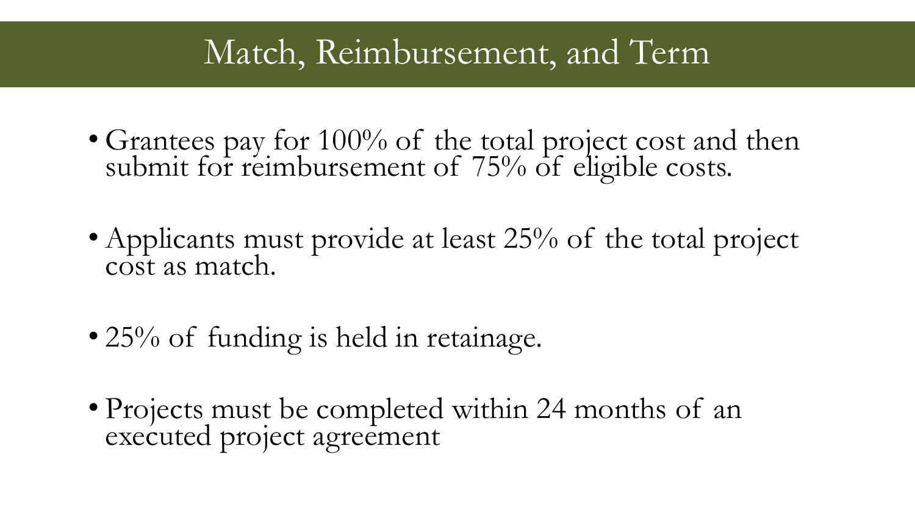# Match, Reimbursement, and Term

- Grantees pay for 100% of the total project cost and then submit for reimbursement of 75% of eligible costs.
- Applicants must provide at least 25% of the total project cost as match.
- 25% of funding is held in retainage.
- Projects must be completed within 24 months of an executed project agreement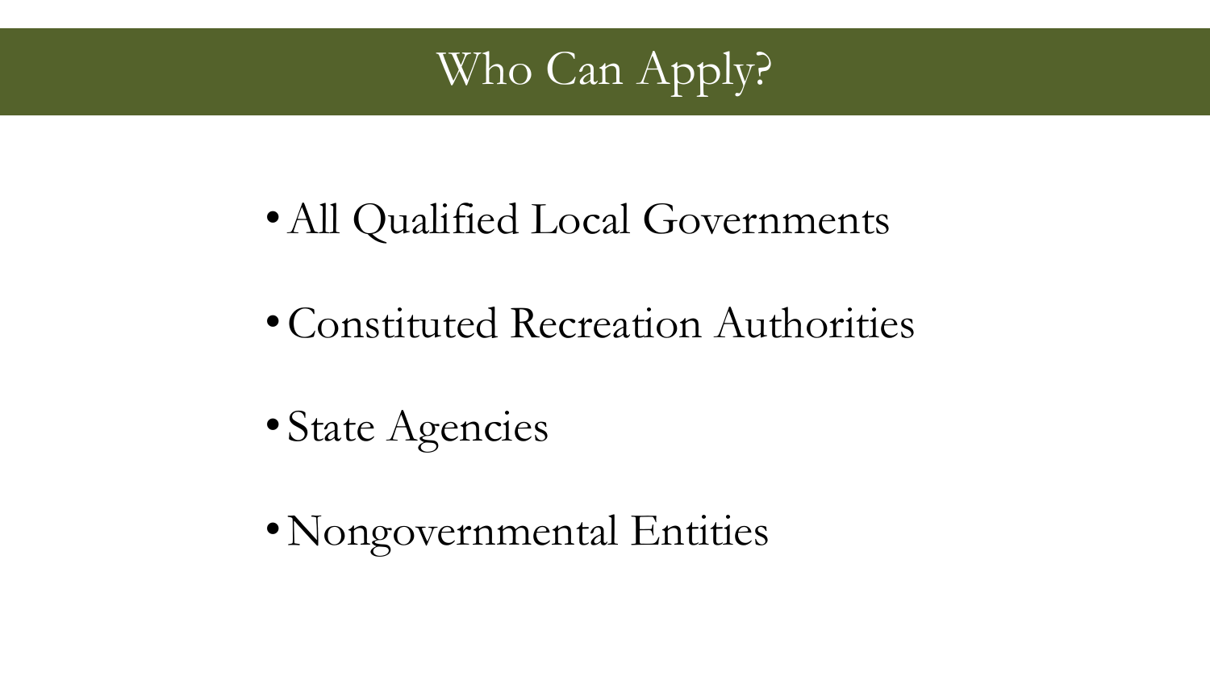# Who Can Apply?

- All Qualified Local Governments
- Constituted Recreation Authorities
- State Agencies
- Nongovernmental Entities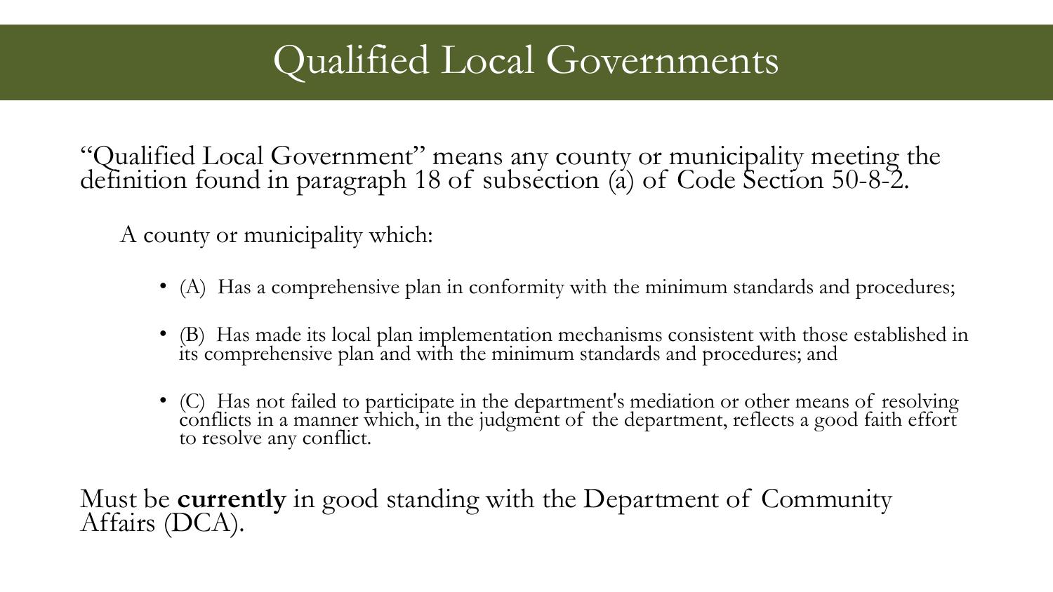# Qualified Local Governments

"Qualified Local Government" means any county or municipality meeting the definition found in paragraph 18 of subsection (a) of Code Section 50-8-2.

A county or municipality which:

- (A) Has a comprehensive plan in conformity with the minimum standards and procedures;
- (B) Has made its local plan implementation mechanisms consistent with those established in its comprehensive plan and with the minimum standards and procedures; and
- (C) Has not failed to participate in the department's mediation or other means of resolving conflicts in a manner which, in the judgment of the department, reflects a good faith effort to resolve any conflict.

Must be **currently** in good standing with the Department of Community Affairs (DCA).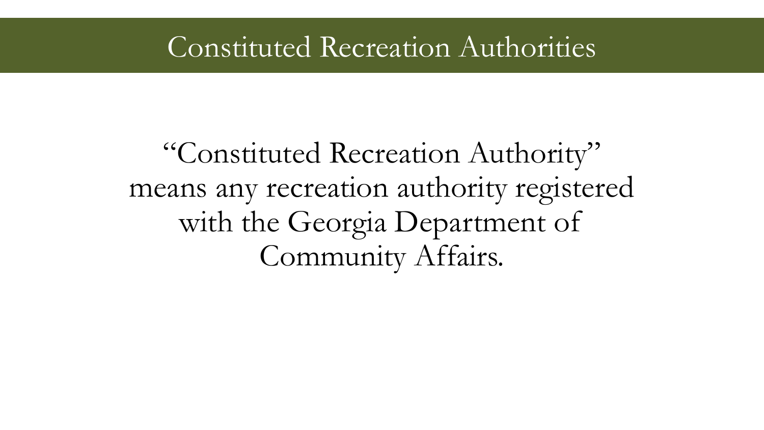# Constituted Recreation Authorities

"Constituted Recreation Authority" means any recreation authority registered with the Georgia Department of Community Affairs.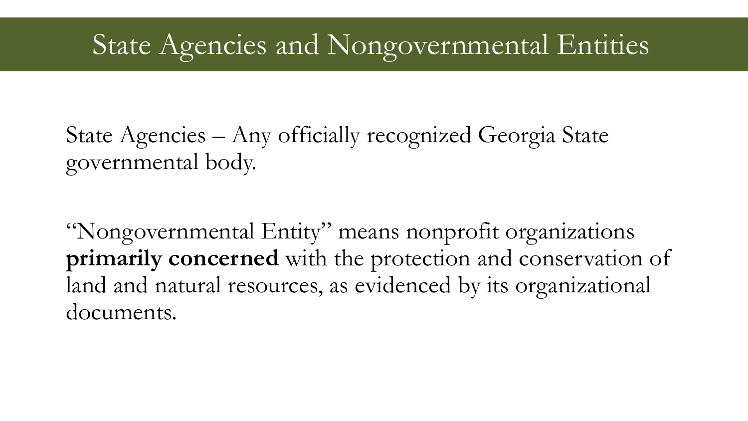# State Agencies and Nongovernmental Entities

State Agencies – Any officially recognized Georgia State governmental body.

"Nongovernmental Entity" means nonprofit organizations **primarily concerned** with the protection and conservation of land and natural resources, as evidenced by its organizational documents.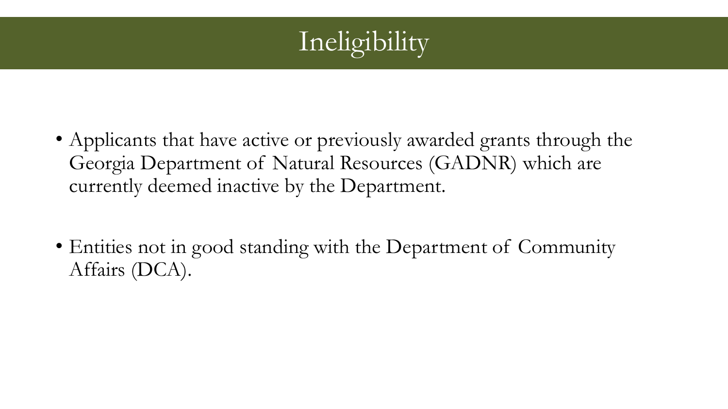# Ineligibility

- Applicants that have active or previously awarded grants through the Georgia Department of Natural Resources (GADNR) which are currently deemed inactive by the Department.

- Entities not in good standing with the Department of Community Affairs (DCA).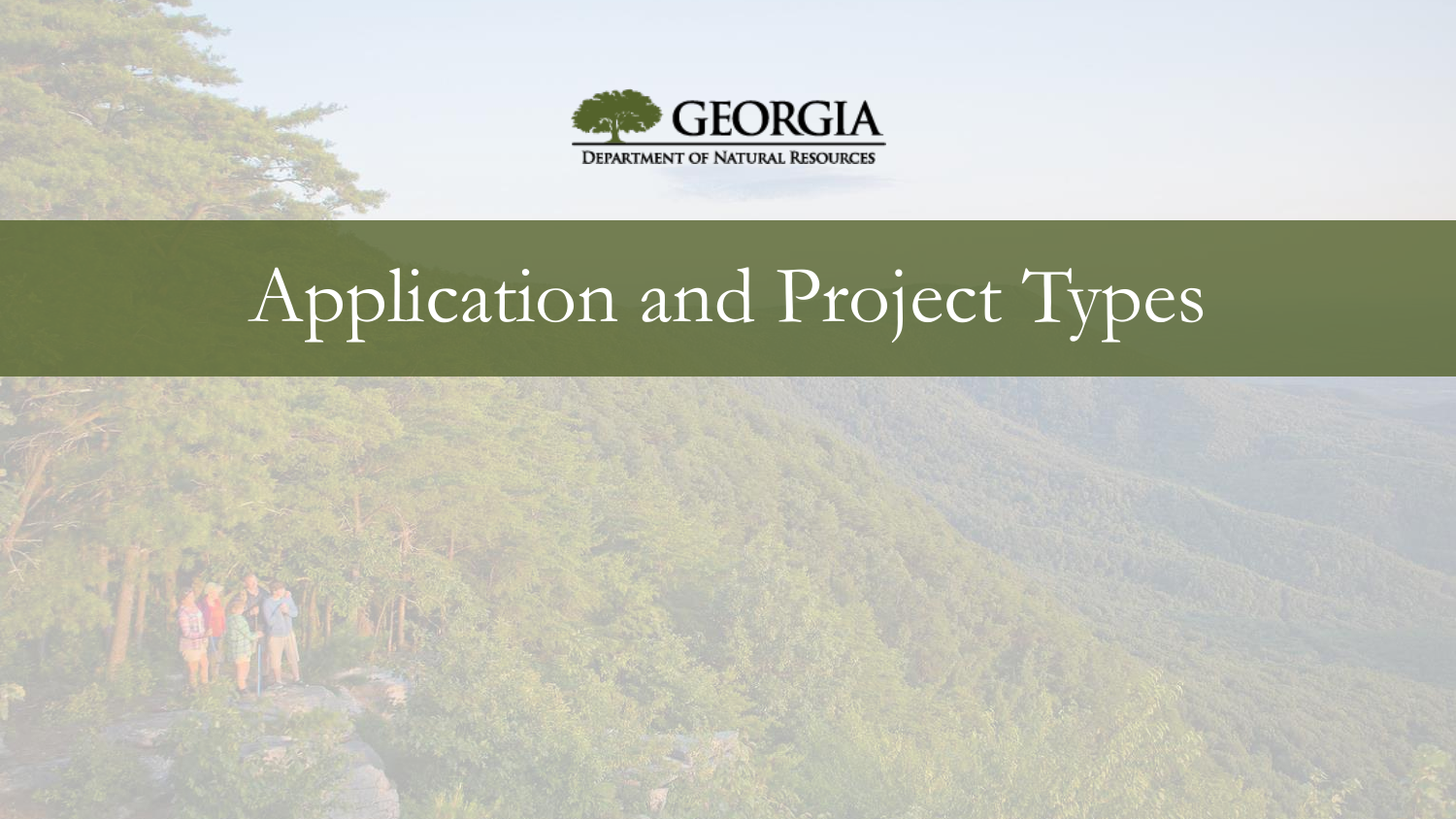GEORGIA

DEPARTMENT OF NATURAL RESOURCES

# Application and Project Types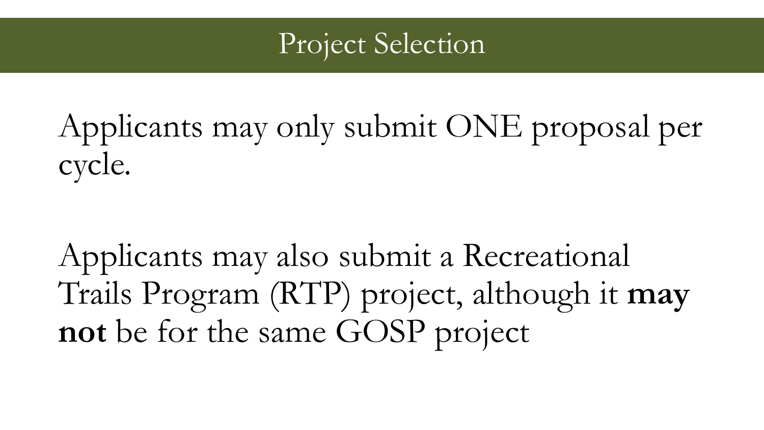# Project Selection

Applicants may only submit ONE proposal per cycle.

Applicants may also submit a Recreational Trails Program (RTP) project, although it **may not** be for the same GOSP project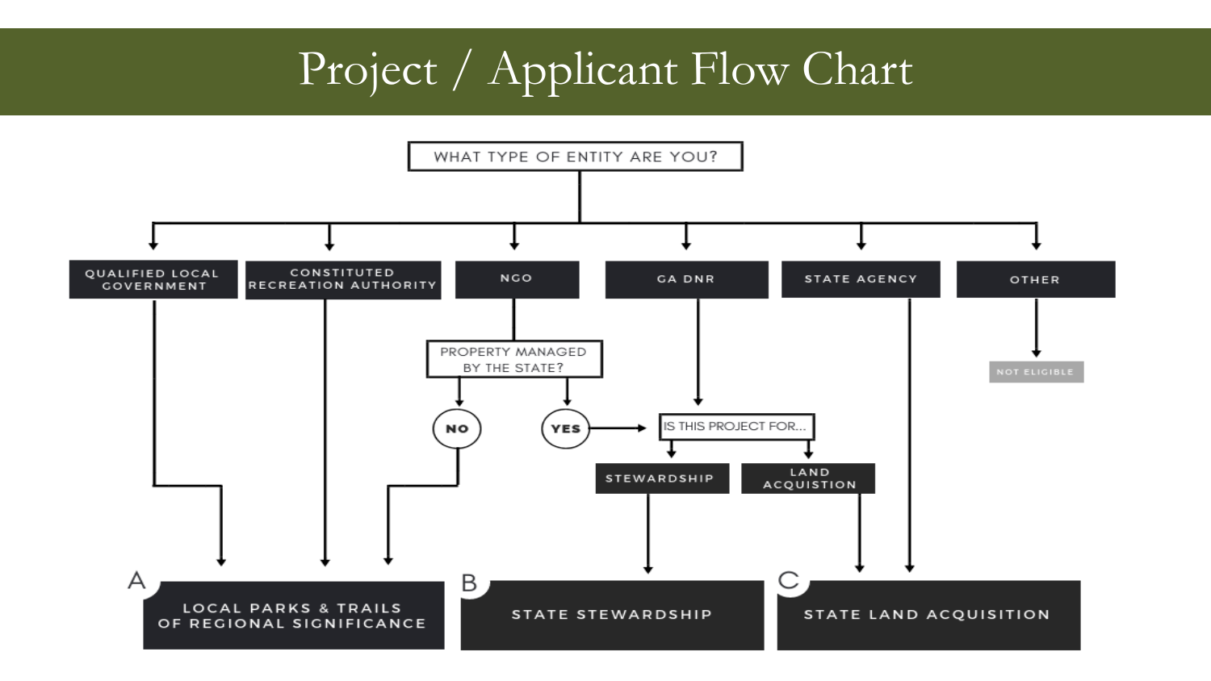# Project / Applicant Flow Chart

**WHAT TYPE OF ENTITY ARE YOU?**

- **QUALIFIED LOCAL GOVERNMENT** → A: LOCAL PARKS & TRAILS OF REGIONAL SIGNIFICANCE
- **CONSTITUTED RECREATION AUTHORITY** → A: LOCAL PARKS & TRAILS OF REGIONAL SIGNIFICANCE
- **NGO** → PROPERTY MANAGED BY THE STATE?
  - **NO** → A: LOCAL PARKS & TRAILS OF REGIONAL SIGNIFICANCE
  - **YES** → IS THIS PROJECT FOR...
    - **STEWARDSHIP** → B: STATE STEWARDSHIP
    - **LAND ACQUISTION** → C: STATE LAND ACQUISITION
- **GA DNR** → IS THIS PROJECT FOR...
  - **STEWARDSHIP** → B: STATE STEWARDSHIP
  - **LAND ACQUISTION** → C: STATE LAND ACQUISITION
- **STATE AGENCY** → C: STATE LAND ACQUISITION
- **OTHER** → NOT ELIGIBLE

**A** — LOCAL PARKS & TRAILS OF REGIONAL SIGNIFICANCE

**B** — STATE STEWARDSHIP

**C** — STATE LAND ACQUISITION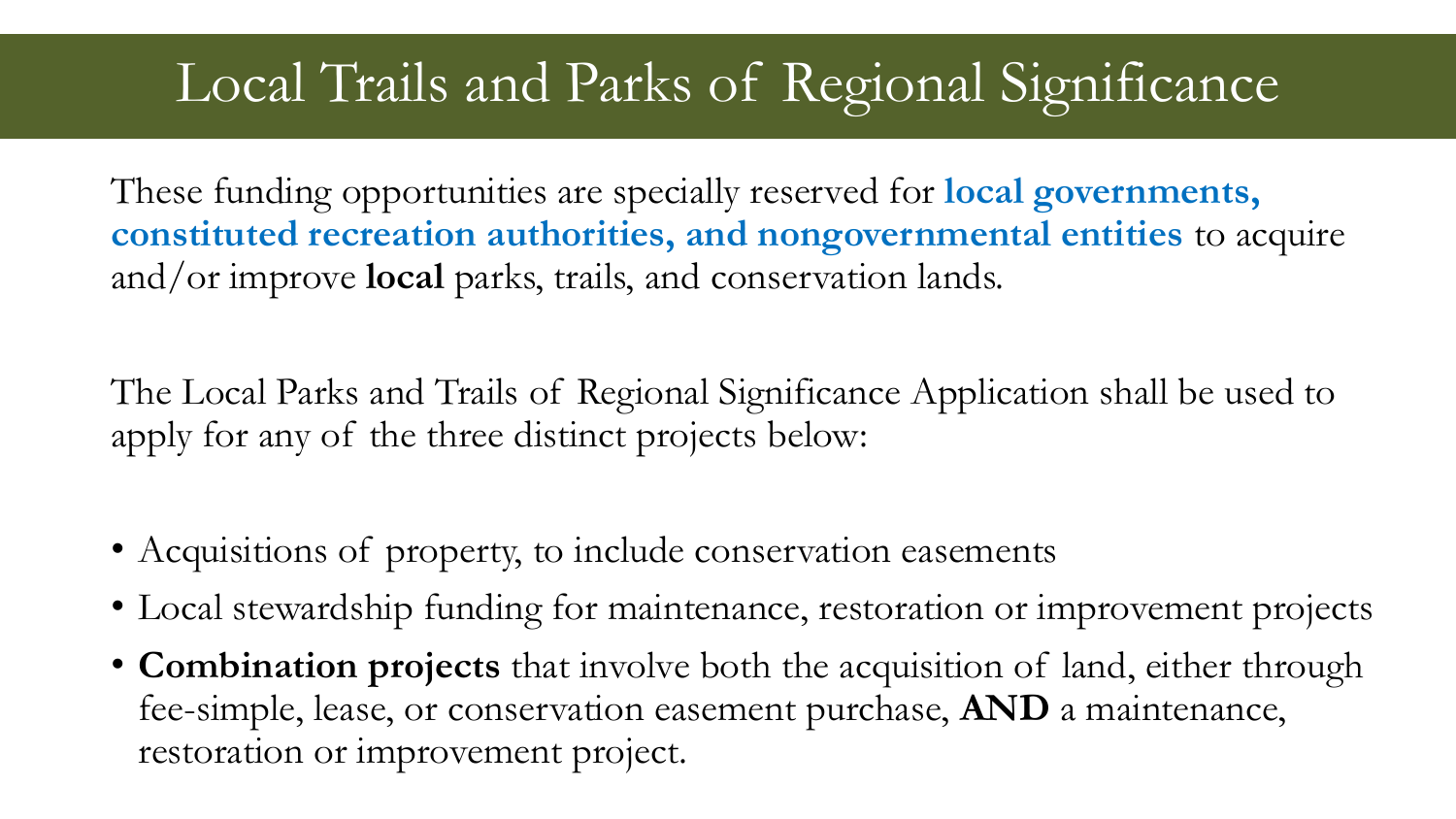# Local Trails and Parks of Regional Significance

These funding opportunities are specially reserved for **local governments, constituted recreation authorities, and nongovernmental entities** to acquire and/or improve **local** parks, trails, and conservation lands.

The Local Parks and Trails of Regional Significance Application shall be used to apply for any of the three distinct projects below:

- Acquisitions of property, to include conservation easements
- Local stewardship funding for maintenance, restoration or improvement projects
- **Combination projects** that involve both the acquisition of land, either through fee-simple, lease, or conservation easement purchase, **AND** a maintenance, restoration or improvement project.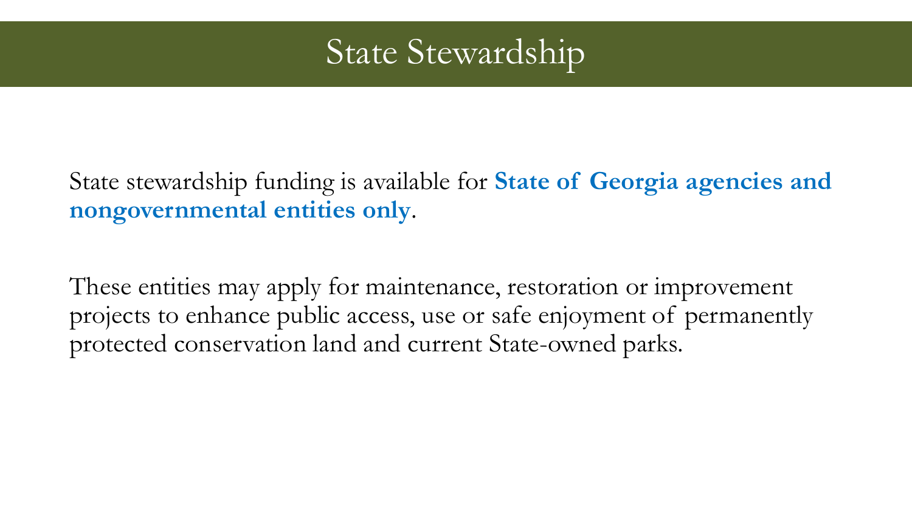# State Stewardship

State stewardship funding is available for **State of Georgia agencies and nongovernmental entities only**.

These entities may apply for maintenance, restoration or improvement projects to enhance public access, use or safe enjoyment of permanently protected conservation land and current State-owned parks.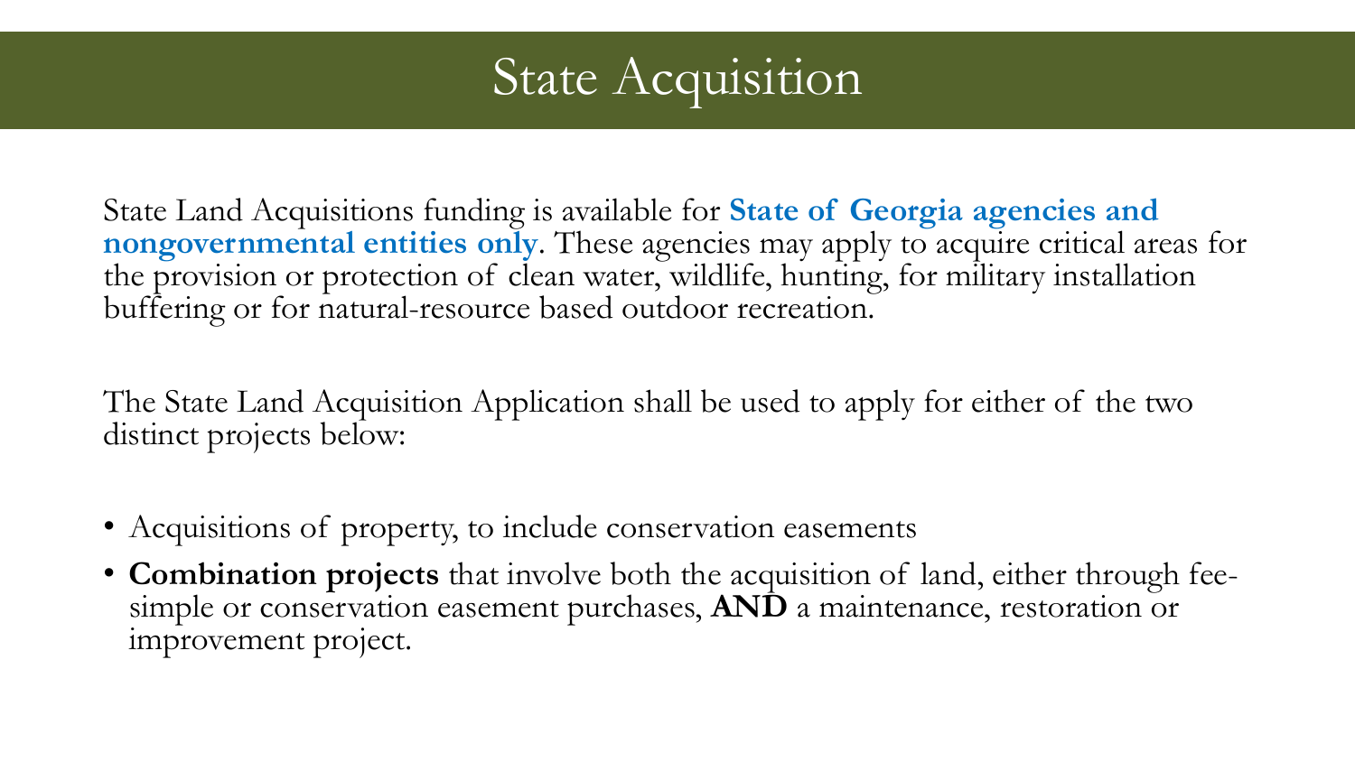# State Acquisition

State Land Acquisitions funding is available for **State of Georgia agencies and nongovernmental entities only**. These agencies may apply to acquire critical areas for the provision or protection of clean water, wildlife, hunting, for military installation buffering or for natural-resource based outdoor recreation.

The State Land Acquisition Application shall be used to apply for either of the two distinct projects below:

- Acquisitions of property, to include conservation easements
- **Combination projects** that involve both the acquisition of land, either through fee-simple or conservation easement purchases, **AND** a maintenance, restoration or improvement project.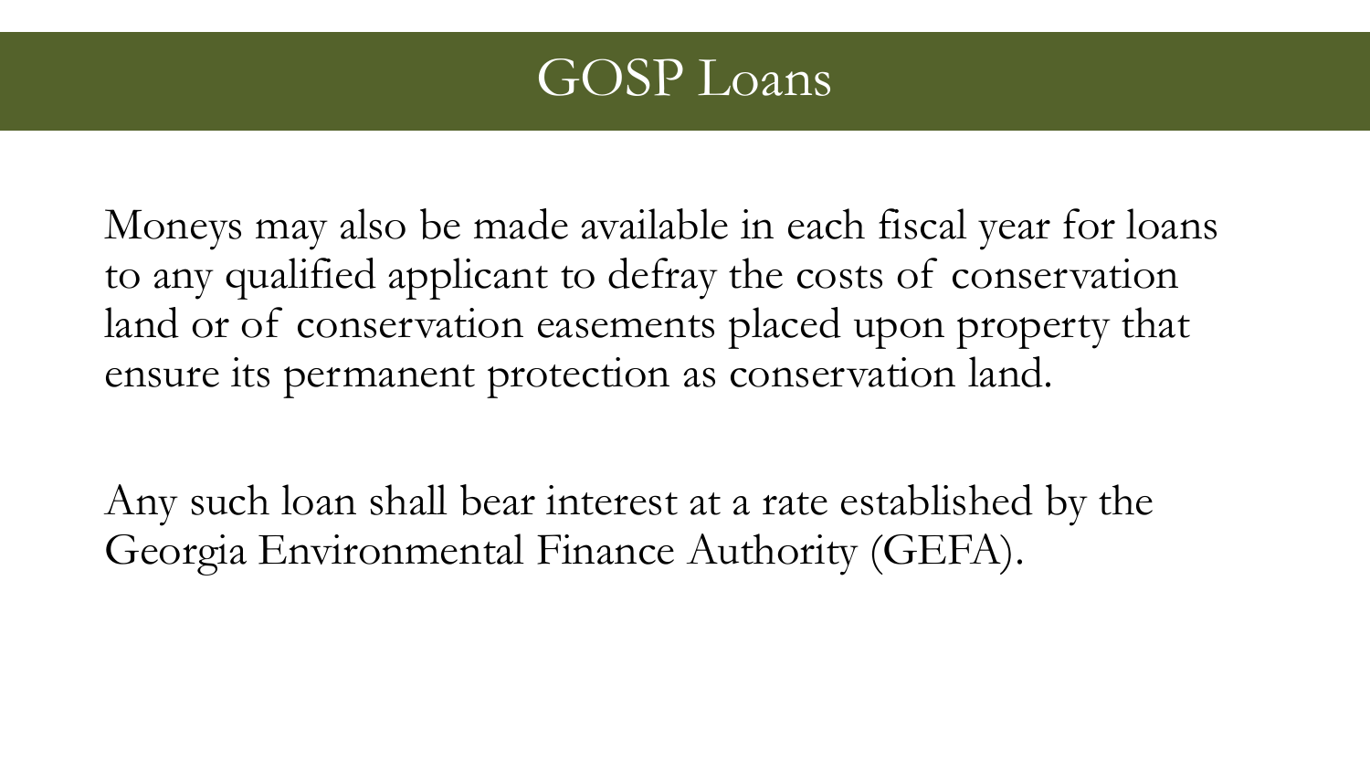# GOSP Loans

Moneys may also be made available in each fiscal year for loans to any qualified applicant to defray the costs of conservation land or of conservation easements placed upon property that ensure its permanent protection as conservation land.

Any such loan shall bear interest at a rate established by the Georgia Environmental Finance Authority (GEFA).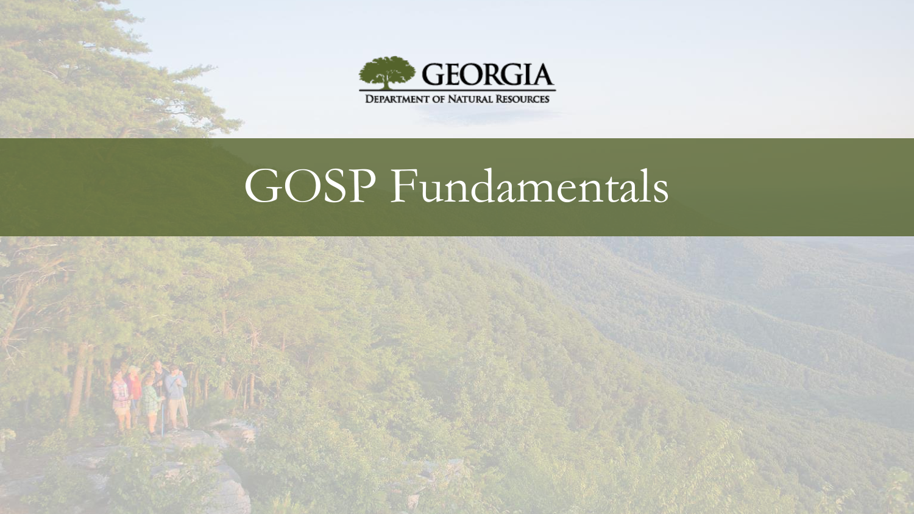GEORGIA

DEPARTMENT OF NATURAL RESOURCES

# GOSP Fundamentals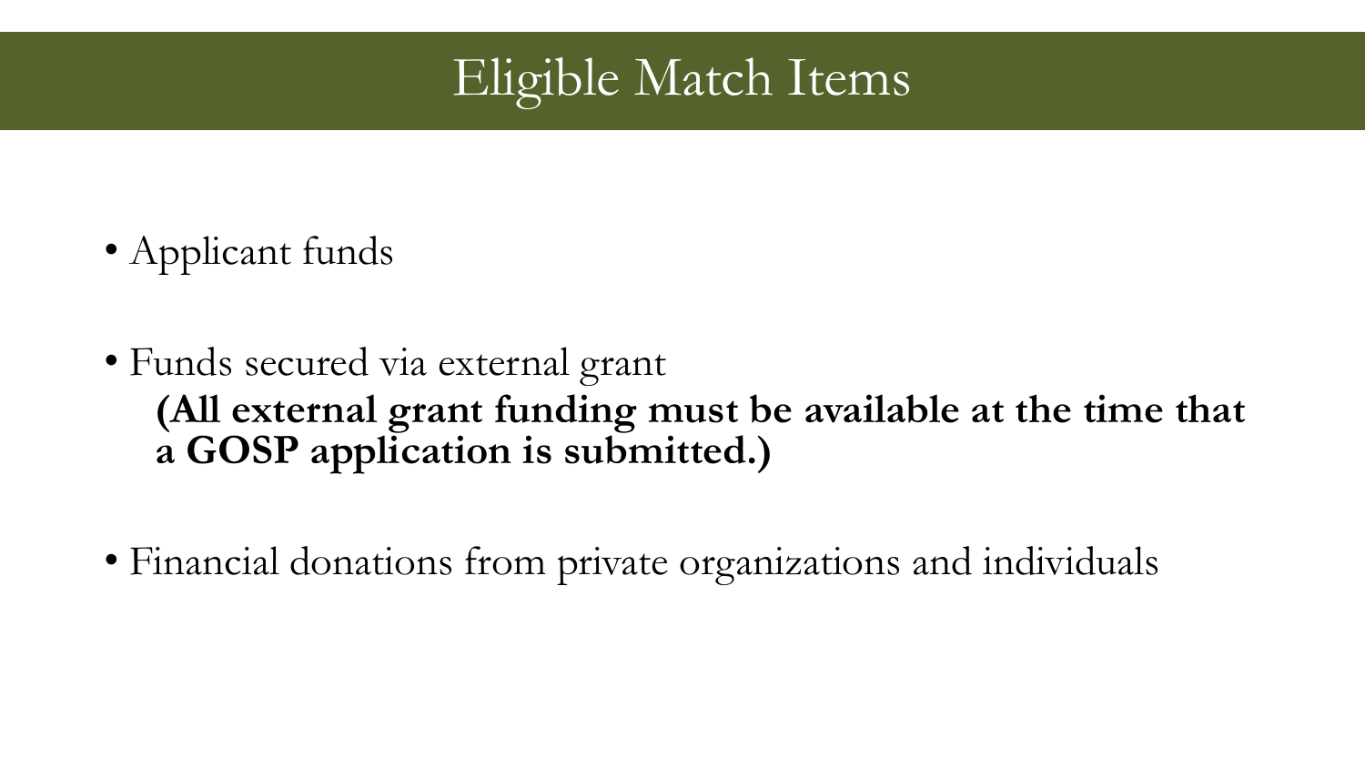# Eligible Match Items

- Applicant funds
- Funds secured via external grant
  **(All external grant funding must be available at the time that a GOSP application is submitted.)**
- Financial donations from private organizations and individuals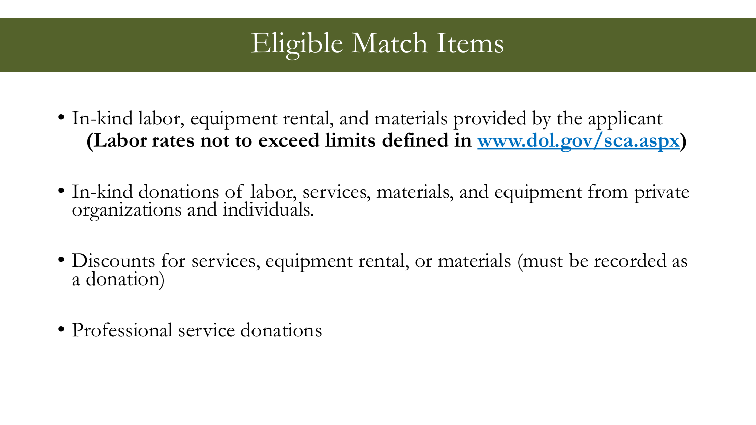# Eligible Match Items

- In-kind labor, equipment rental, and materials provided by the applicant **(Labor rates not to exceed limits defined in [www.dol.gov/sca.aspx](www.dol.gov/sca.aspx))**
- In-kind donations of labor, services, materials, and equipment from private organizations and individuals.
- Discounts for services, equipment rental, or materials (must be recorded as a donation)
- Professional service donations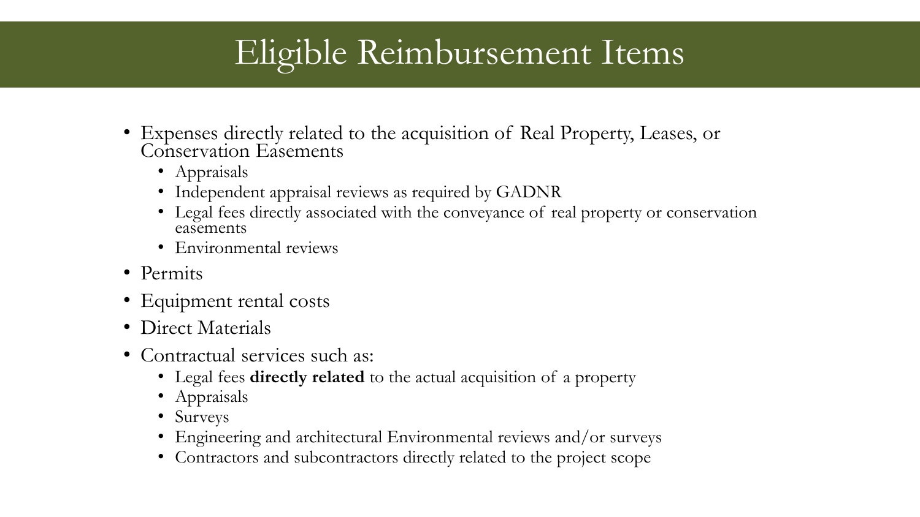# Eligible Reimbursement Items

- Expenses directly related to the acquisition of Real Property, Leases, or Conservation Easements
  - Appraisals
  - Independent appraisal reviews as required by GADNR
  - Legal fees directly associated with the conveyance of real property or conservation easements
  - Environmental reviews
- Permits
- Equipment rental costs
- Direct Materials
- Contractual services such as:
  - Legal fees **directly related** to the actual acquisition of a property
  - Appraisals
  - Surveys
  - Engineering and architectural Environmental reviews and/or surveys
  - Contractors and subcontractors directly related to the project scope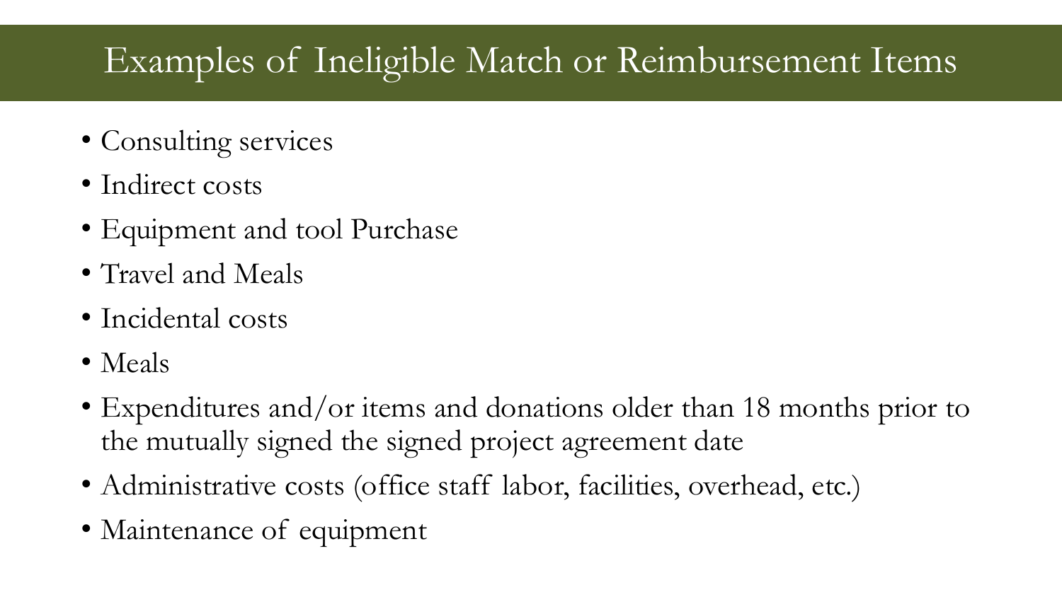# Examples of Ineligible Match or Reimbursement Items

- Consulting services
- Indirect costs
- Equipment and tool Purchase
- Travel and Meals
- Incidental costs
- Meals
- Expenditures and/or items and donations older than 18 months prior to the mutually signed the signed project agreement date
- Administrative costs (office staff labor, facilities, overhead, etc.)
- Maintenance of equipment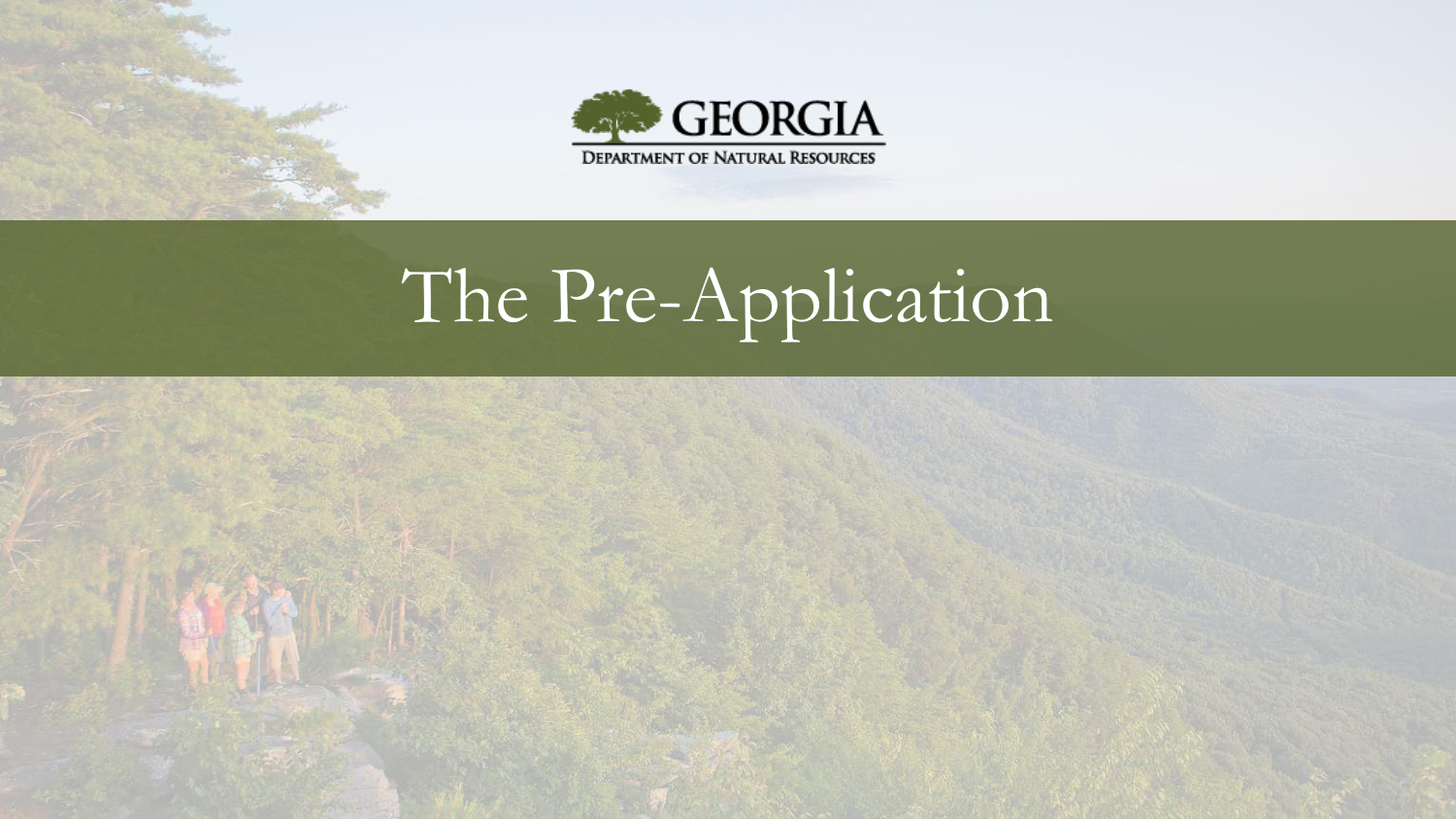GEORGIA

DEPARTMENT OF NATURAL RESOURCES

# The Pre-Application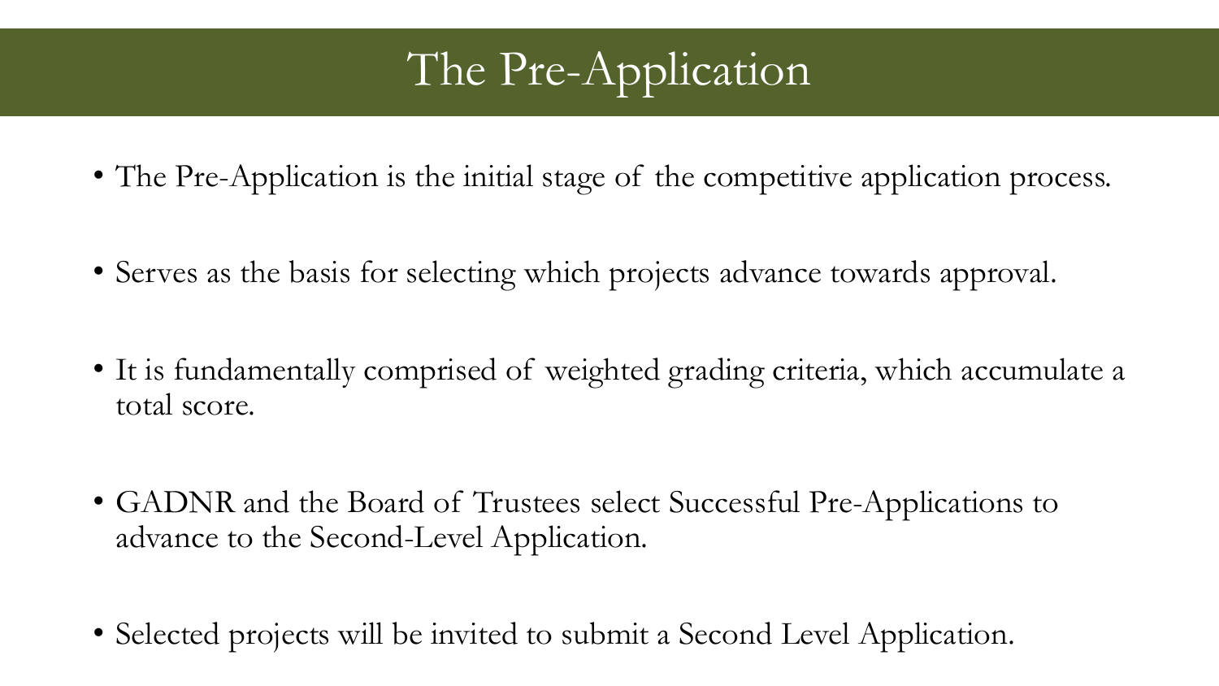# The Pre-Application

- The Pre-Application is the initial stage of the competitive application process.
- Serves as the basis for selecting which projects advance towards approval.
- It is fundamentally comprised of weighted grading criteria, which accumulate a total score.
- GADNR and the Board of Trustees select Successful Pre-Applications to advance to the Second-Level Application.
- Selected projects will be invited to submit a Second Level Application.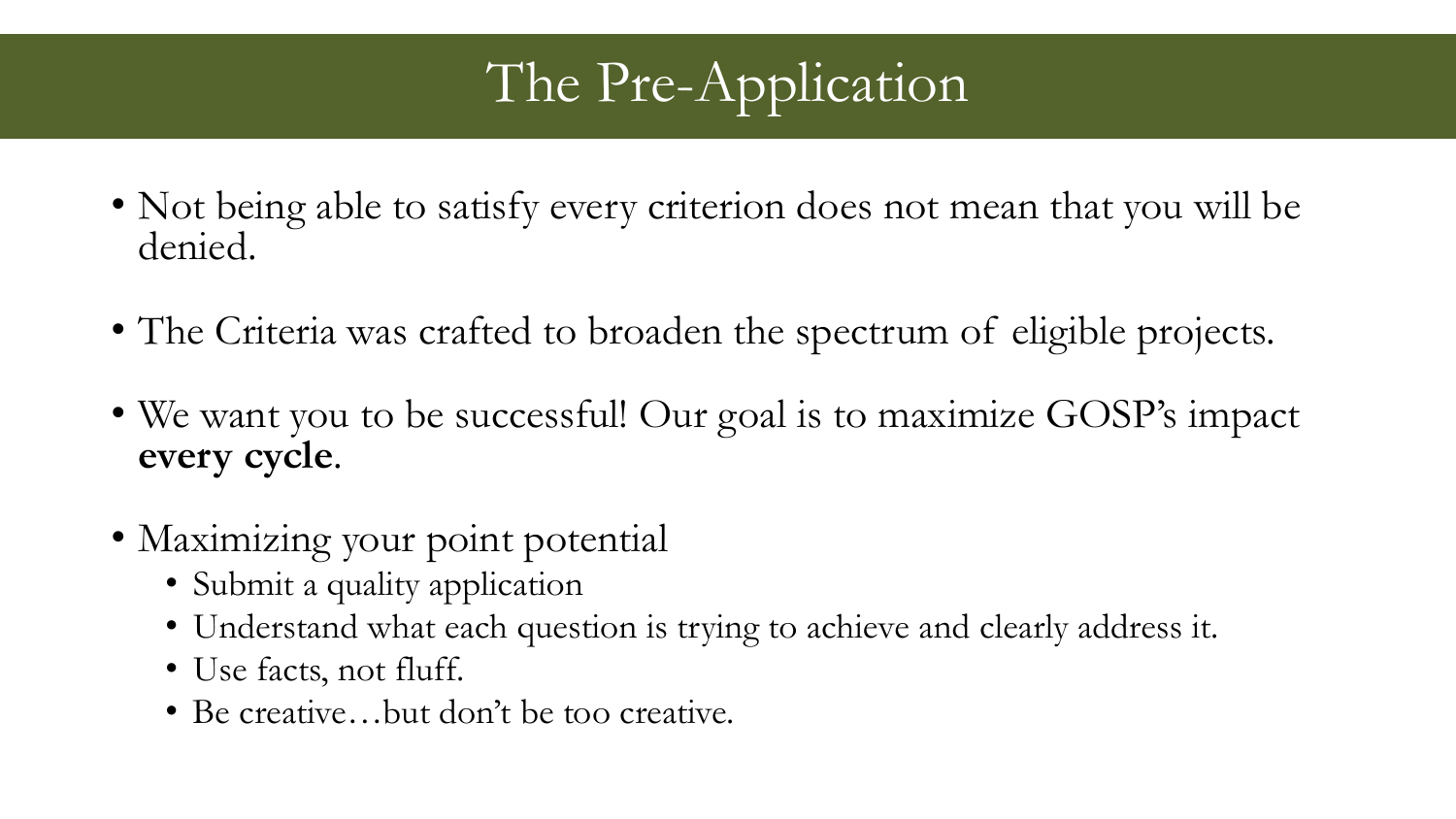# The Pre-Application

- Not being able to satisfy every criterion does not mean that you will be denied.
- The Criteria was crafted to broaden the spectrum of eligible projects.
- We want you to be successful! Our goal is to maximize GOSP's impact **every cycle**.
- Maximizing your point potential
  - Submit a quality application
  - Understand what each question is trying to achieve and clearly address it.
  - Use facts, not fluff.
  - Be creative…but don't be too creative.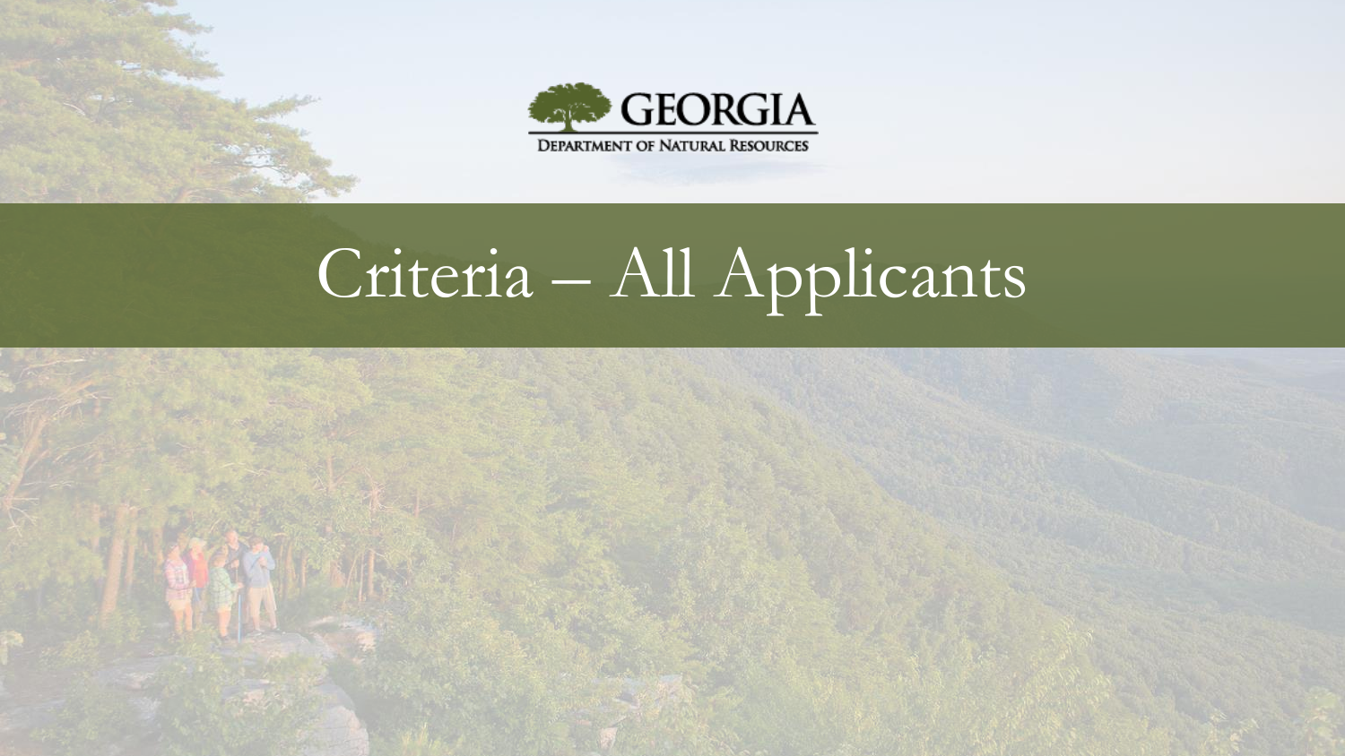GEORGIA

DEPARTMENT OF NATURAL RESOURCES

# Criteria – All Applicants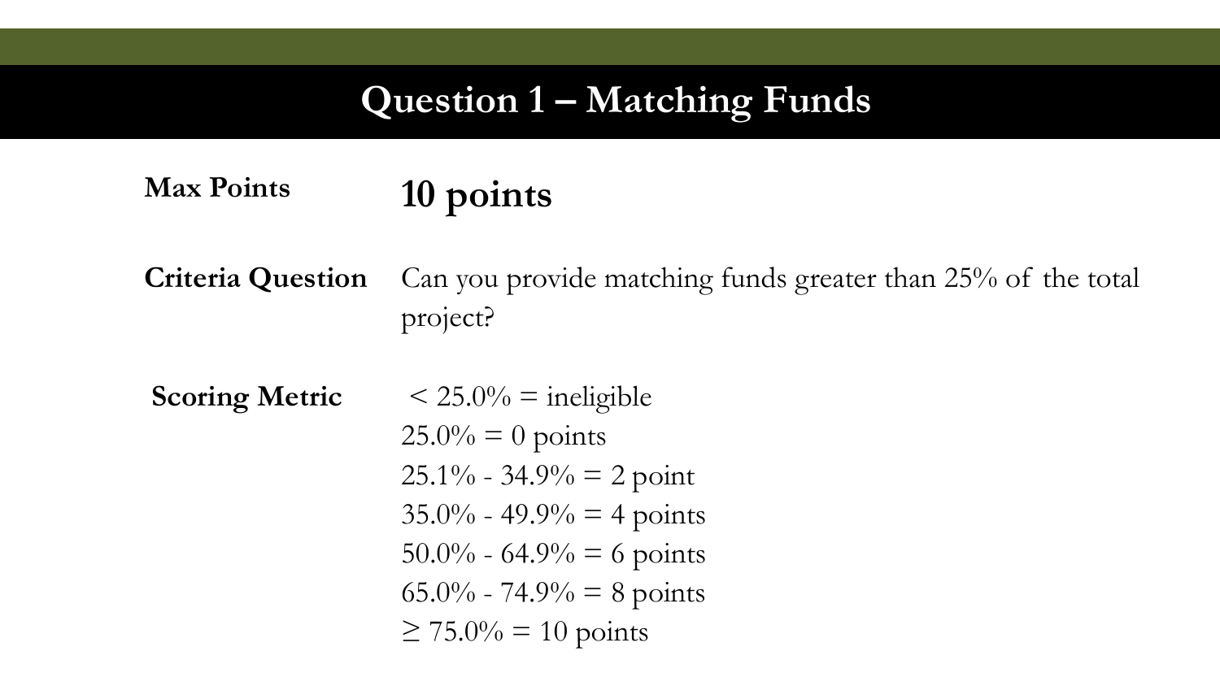# Question 1 – Matching Funds

**Max Points** **10 points**

**Criteria Question** Can you provide matching funds greater than 25% of the total project?

**Scoring Metric**

< 25.0% = ineligible
25.0% = 0 points
25.1% - 34.9% = 2 point
35.0% - 49.9% = 4 points
50.0% - 64.9% = 6 points
65.0% - 74.9% = 8 points
≥ 75.0% = 10 points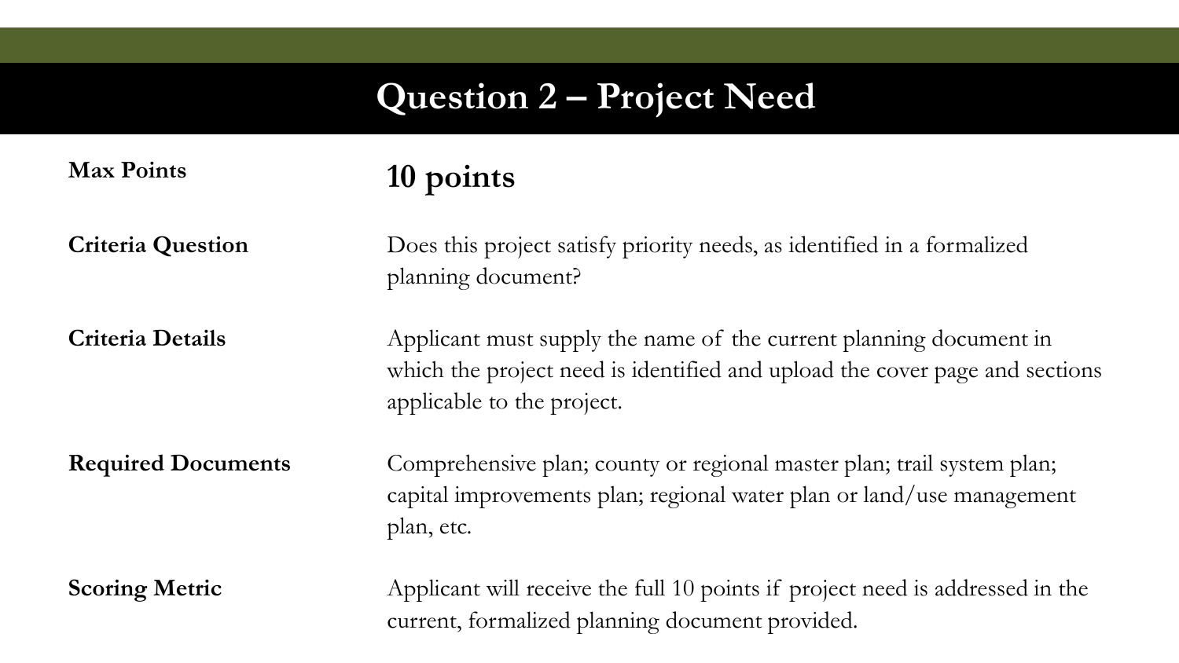# Question 2 – Project Need

| | |
|---|---|
| **Max Points** | **10 points** |
| **Criteria Question** | Does this project satisfy priority needs, as identified in a formalized planning document? |
| **Criteria Details** | Applicant must supply the name of the current planning document in which the project need is identified and upload the cover page and sections applicable to the project. |
| **Required Documents** | Comprehensive plan; county or regional master plan; trail system plan; capital improvements plan; regional water plan or land/use management plan, etc. |
| **Scoring Metric** | Applicant will receive the full 10 points if project need is addressed in the current, formalized planning document provided. |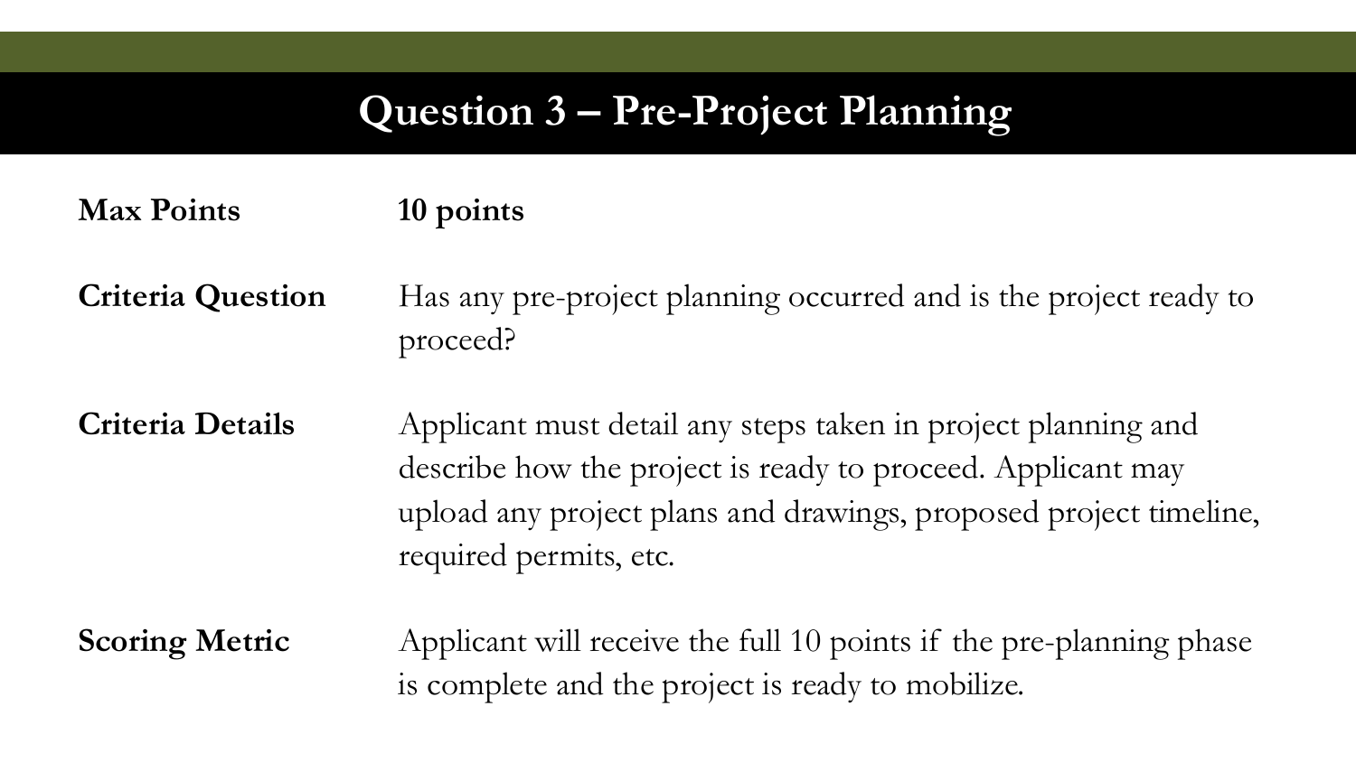# Question 3 – Pre-Project Planning

| | |
|---|---|
| **Max Points** | **10 points** |
| **Criteria Question** | Has any pre-project planning occurred and is the project ready to proceed? |
| **Criteria Details** | Applicant must detail any steps taken in project planning and describe how the project is ready to proceed. Applicant may upload any project plans and drawings, proposed project timeline, required permits, etc. |
| **Scoring Metric** | Applicant will receive the full 10 points if the pre-planning phase is complete and the project is ready to mobilize. |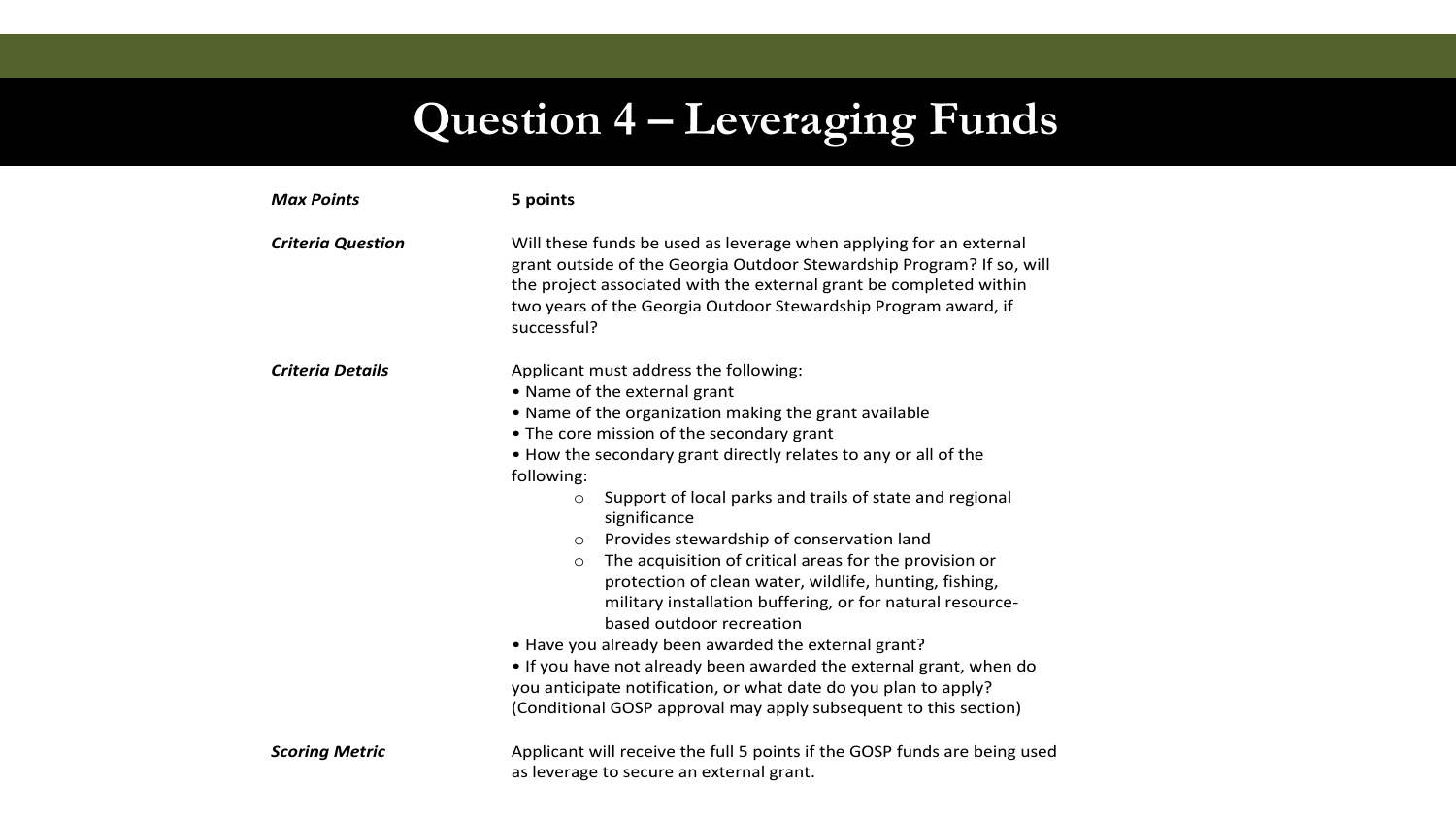# Question 4 – Leveraging Funds

| | |
|---|---|
| ***Max Points*** | **5 points** |
| ***Criteria Question*** | Will these funds be used as leverage when applying for an external grant outside of the Georgia Outdoor Stewardship Program? If so, will the project associated with the external grant be completed within two years of the Georgia Outdoor Stewardship Program award, if successful? |
| ***Criteria Details*** | Applicant must address the following:<br>• Name of the external grant<br>• Name of the organization making the grant available<br>• The core mission of the secondary grant<br>• How the secondary grant directly relates to any or all of the following:<br>&nbsp;&nbsp;&nbsp;&nbsp;○ Support of local parks and trails of state and regional significance<br>&nbsp;&nbsp;&nbsp;&nbsp;○ Provides stewardship of conservation land<br>&nbsp;&nbsp;&nbsp;&nbsp;○ The acquisition of critical areas for the provision or protection of clean water, wildlife, hunting, fishing, military installation buffering, or for natural resource-based outdoor recreation<br>• Have you already been awarded the external grant?<br>• If you have not already been awarded the external grant, when do you anticipate notification, or what date do you plan to apply? (Conditional GOSP approval may apply subsequent to this section) |
| ***Scoring Metric*** | Applicant will receive the full 5 points if the GOSP funds are being used as leverage to secure an external grant. |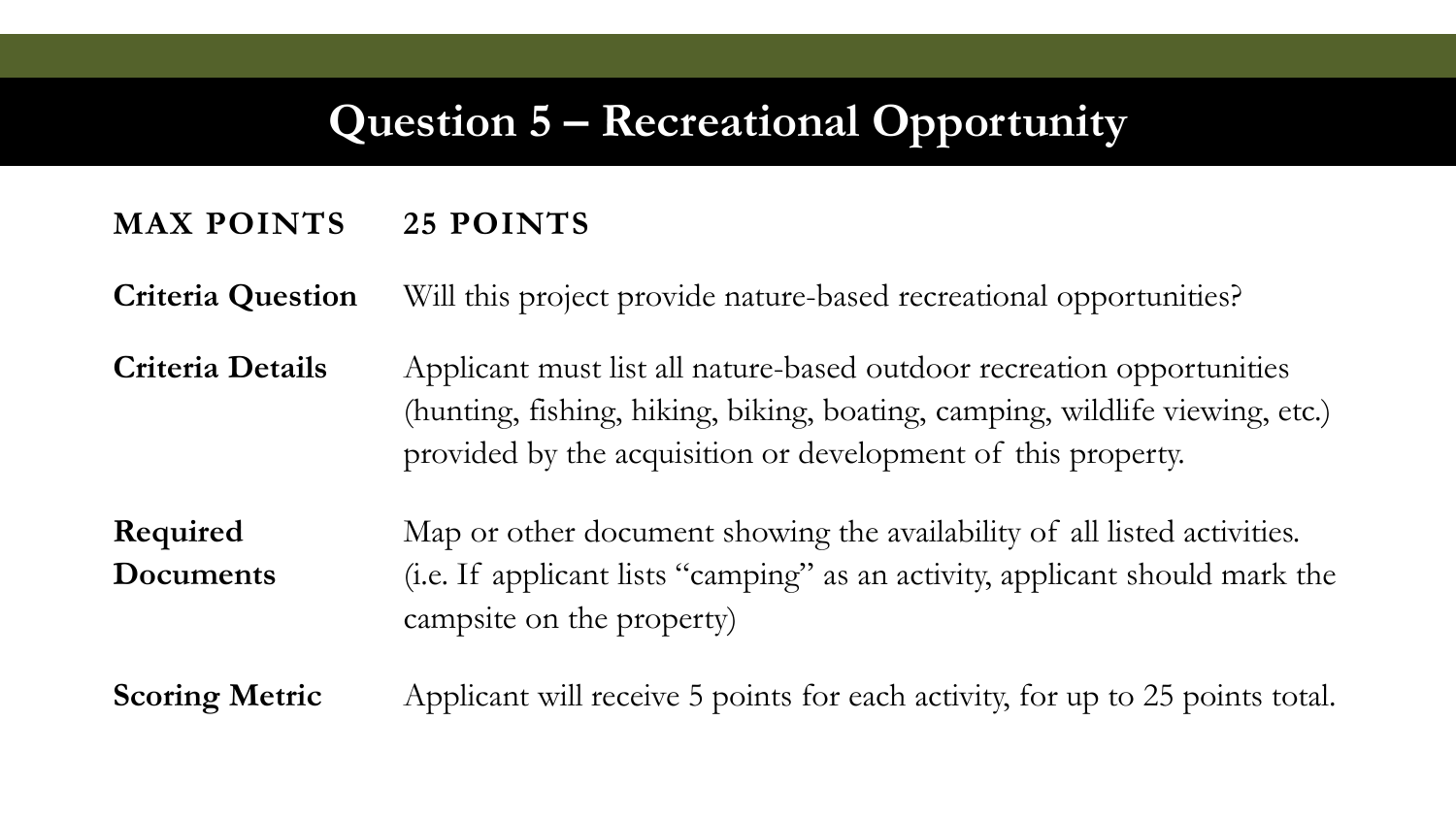# Question 5 – Recreational Opportunity

| | |
|---|---|
| **MAX POINTS** | **25 POINTS** |
| **Criteria Question** | Will this project provide nature-based recreational opportunities? |
| **Criteria Details** | Applicant must list all nature-based outdoor recreation opportunities (hunting, fishing, hiking, biking, boating, camping, wildlife viewing, etc.) provided by the acquisition or development of this property. |
| **Required Documents** | Map or other document showing the availability of all listed activities. (i.e. If applicant lists "camping" as an activity, applicant should mark the campsite on the property) |
| **Scoring Metric** | Applicant will receive 5 points for each activity, for up to 25 points total. |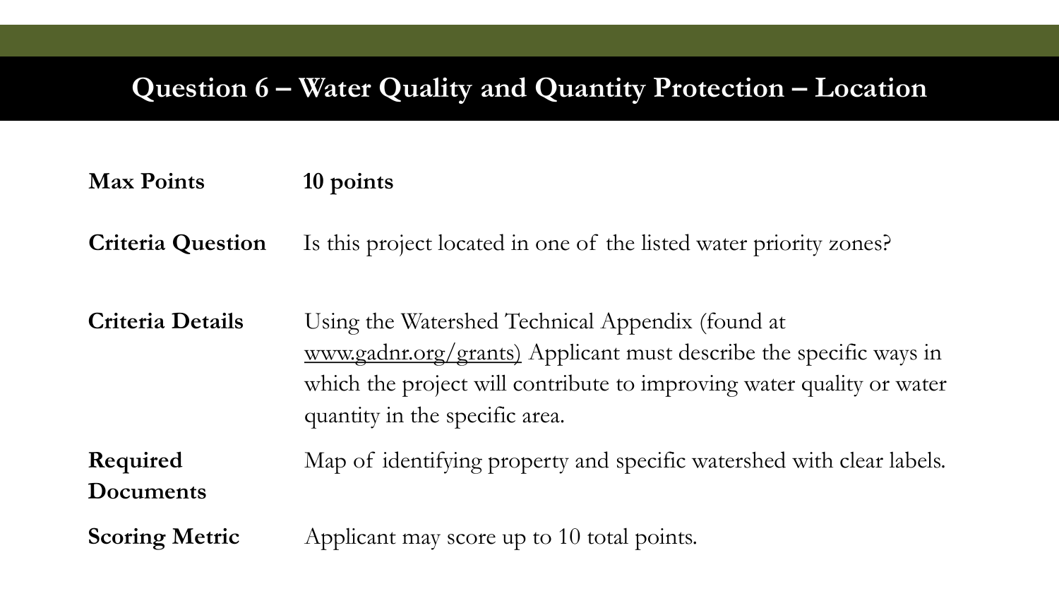# Question 6 – Water Quality and Quantity Protection – Location

| | |
|---|---|
| **Max Points** | **10 points** |
| **Criteria Question** | Is this project located in one of the listed water priority zones? |
| **Criteria Details** | Using the Watershed Technical Appendix (found at www.gadnr.org/grants) Applicant must describe the specific ways in which the project will contribute to improving water quality or water quantity in the specific area. |
| **Required Documents** | Map of identifying property and specific watershed with clear labels. |
| **Scoring Metric** | Applicant may score up to 10 total points. |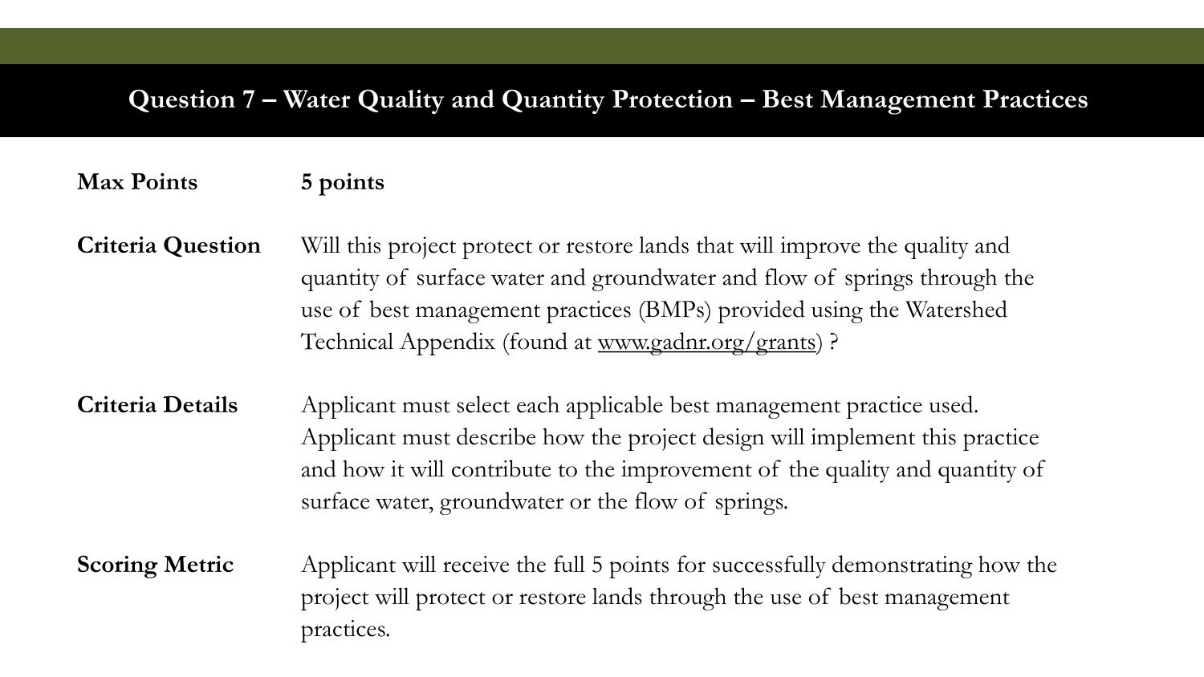## Question 7 – Water Quality and Quantity Protection – Best Management Practices

**Max Points** **5 points**

**Criteria Question** Will this project protect or restore lands that will improve the quality and quantity of surface water and groundwater and flow of springs through the use of best management practices (BMPs) provided using the Watershed Technical Appendix (found at www.gadnr.org/grants) ?

**Criteria Details** Applicant must select each applicable best management practice used. Applicant must describe how the project design will implement this practice and how it will contribute to the improvement of the quality and quantity of surface water, groundwater or the flow of springs.

**Scoring Metric** Applicant will receive the full 5 points for successfully demonstrating how the project will protect or restore lands through the use of best management practices.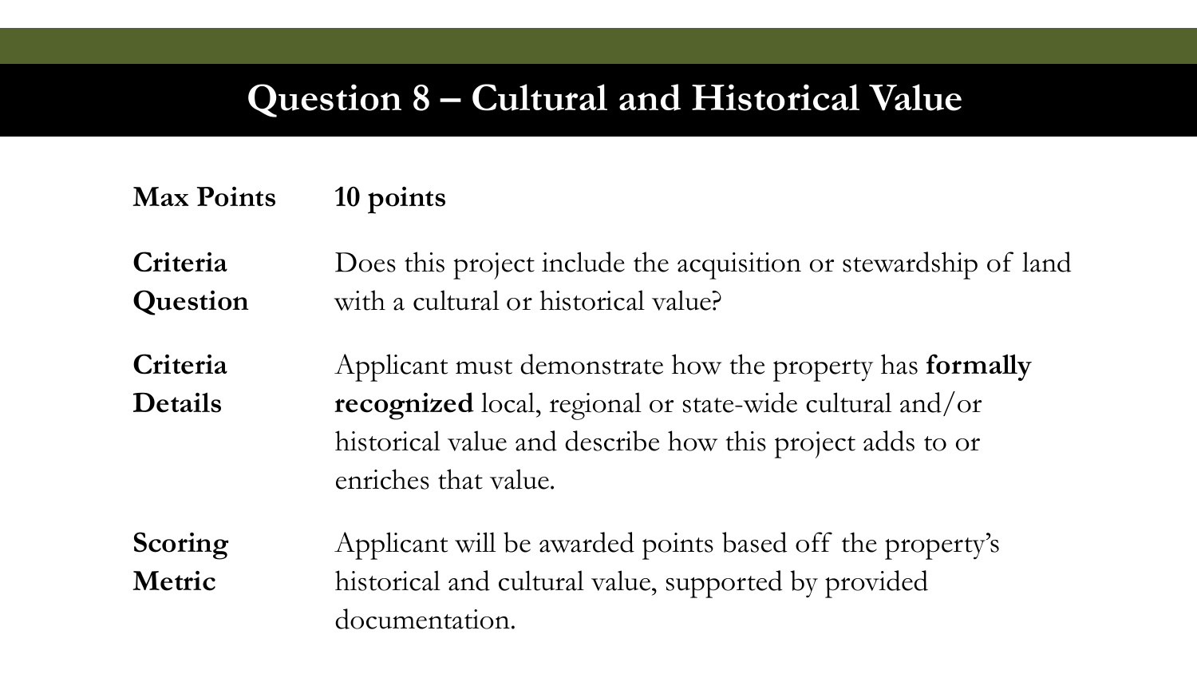# Question 8 – Cultural and Historical Value

| | |
|---|---|
| **Max Points** | **10 points** |
| **Criteria Question** | Does this project include the acquisition or stewardship of land with a cultural or historical value? |
| **Criteria Details** | Applicant must demonstrate how the property has **formally recognized** local, regional or state-wide cultural and/or historical value and describe how this project adds to or enriches that value. |
| **Scoring Metric** | Applicant will be awarded points based off the property's historical and cultural value, supported by provided documentation. |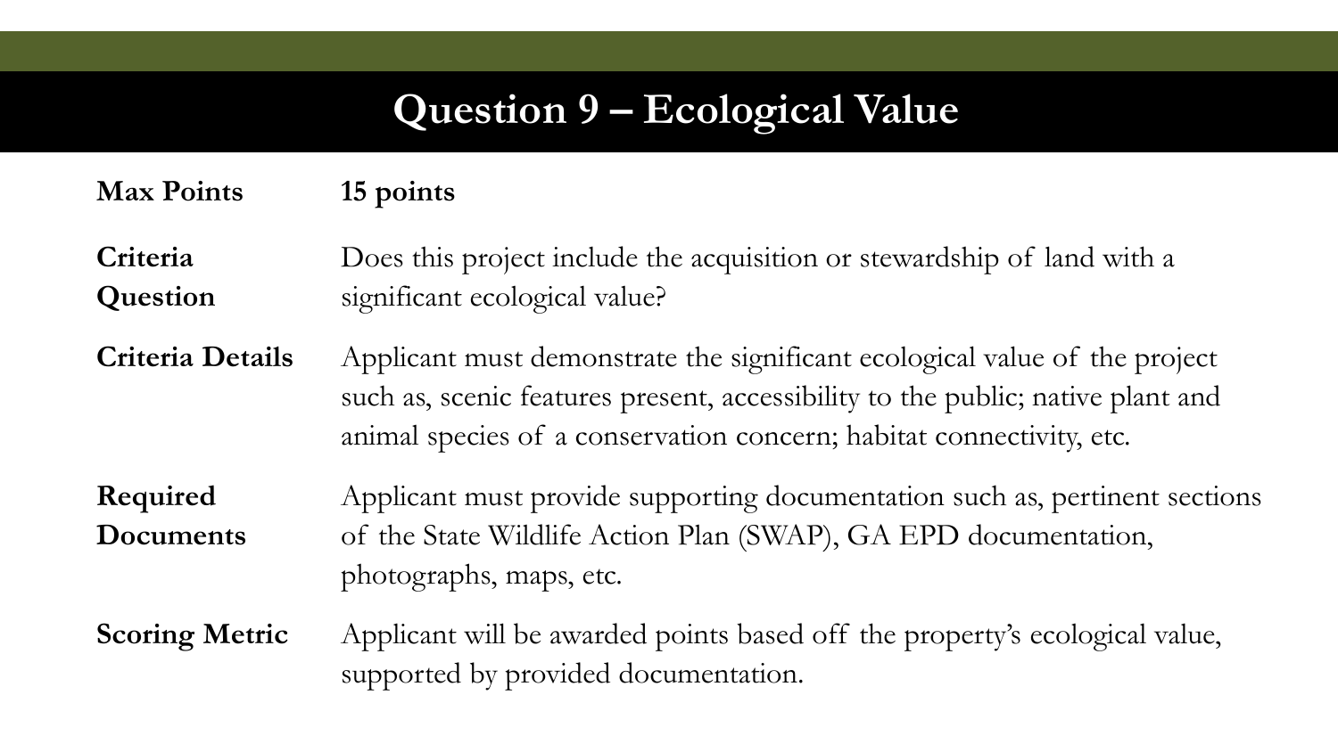# Question 9 – Ecological Value

| | |
|---|---|
| **Max Points** | **15 points** |
| **Criteria Question** | Does this project include the acquisition or stewardship of land with a significant ecological value? |
| **Criteria Details** | Applicant must demonstrate the significant ecological value of the project such as, scenic features present, accessibility to the public; native plant and animal species of a conservation concern; habitat connectivity, etc. |
| **Required Documents** | Applicant must provide supporting documentation such as, pertinent sections of the State Wildlife Action Plan (SWAP), GA EPD documentation, photographs, maps, etc. |
| **Scoring Metric** | Applicant will be awarded points based off the property's ecological value, supported by provided documentation. |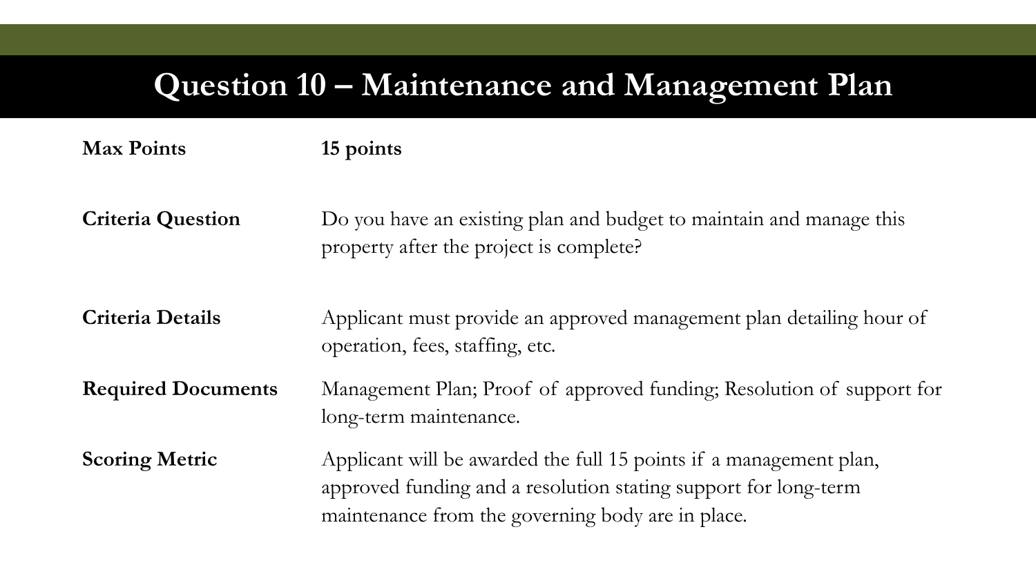# Question 10 – Maintenance and Management Plan

| | |
|---|---|
| **Max Points** | **15 points** |
| **Criteria Question** | Do you have an existing plan and budget to maintain and manage this property after the project is complete? |
| **Criteria Details** | Applicant must provide an approved management plan detailing hour of operation, fees, staffing, etc. |
| **Required Documents** | Management Plan; Proof of approved funding; Resolution of support for long-term maintenance. |
| **Scoring Metric** | Applicant will be awarded the full 15 points if a management plan, approved funding and a resolution stating support for long-term maintenance from the governing body are in place. |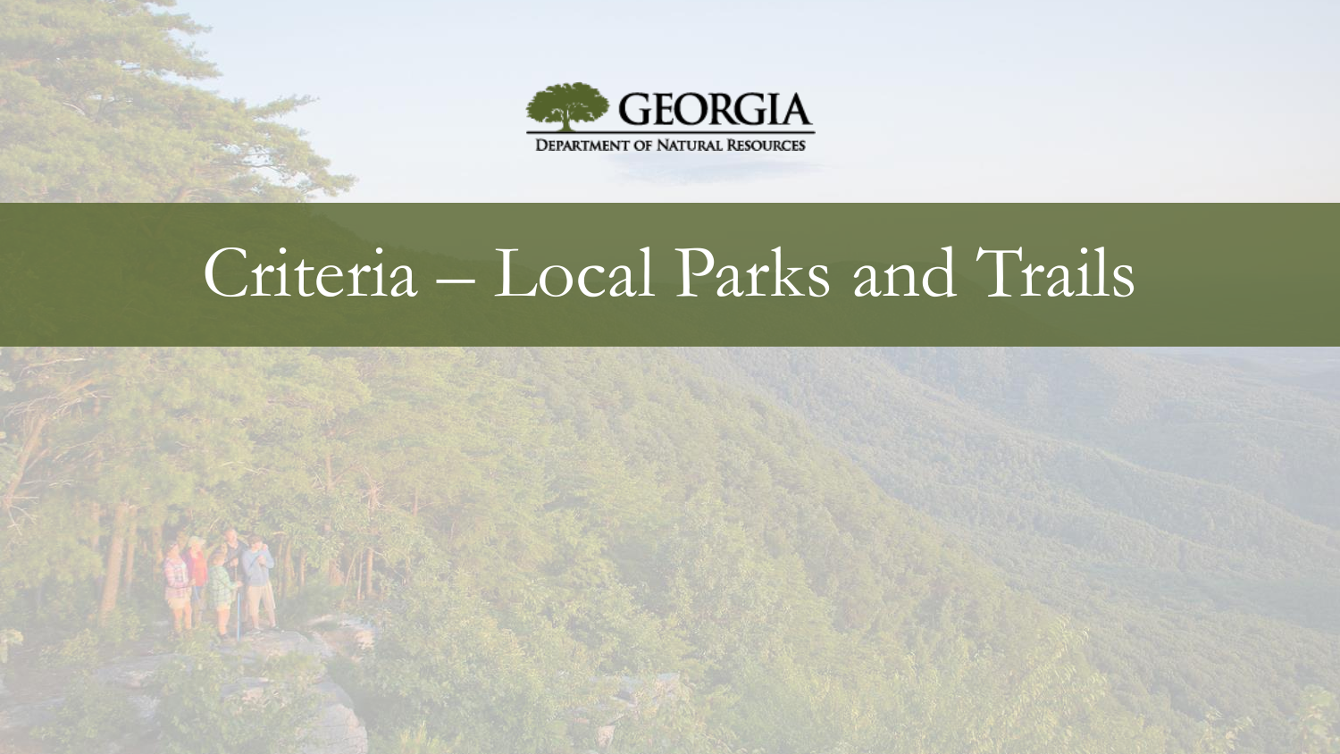GEORGIA

DEPARTMENT OF NATURAL RESOURCES

# Criteria – Local Parks and Trails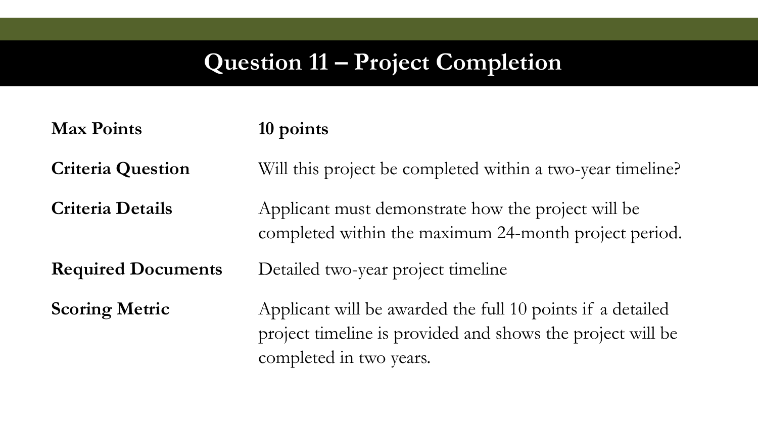# Question 11 – Project Completion

| | |
|---|---|
| **Max Points** | **10 points** |
| **Criteria Question** | Will this project be completed within a two-year timeline? |
| **Criteria Details** | Applicant must demonstrate how the project will be completed within the maximum 24-month project period. |
| **Required Documents** | Detailed two-year project timeline |
| **Scoring Metric** | Applicant will be awarded the full 10 points if a detailed project timeline is provided and shows the project will be completed in two years. |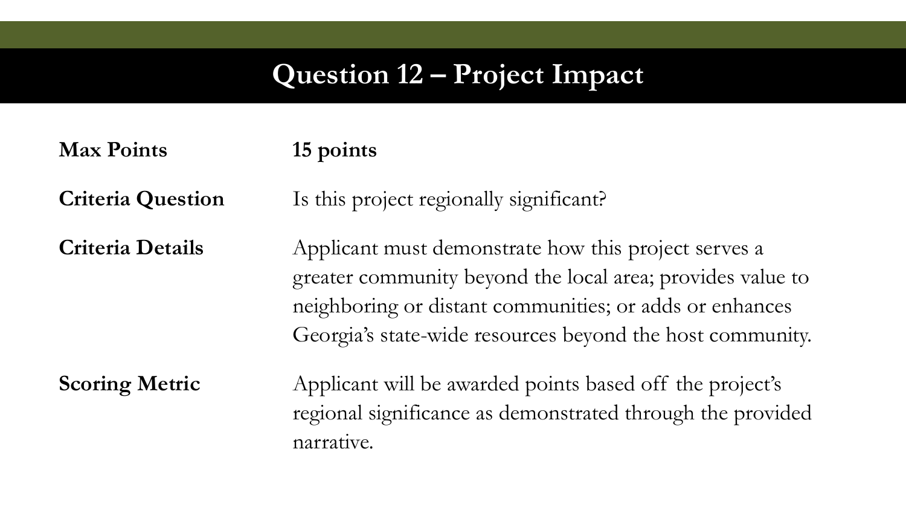# Question 12 – Project Impact

| | |
|---|---|
| **Max Points** | **15 points** |
| **Criteria Question** | Is this project regionally significant? |
| **Criteria Details** | Applicant must demonstrate how this project serves a greater community beyond the local area; provides value to neighboring or distant communities; or adds or enhances Georgia's state-wide resources beyond the host community. |
| **Scoring Metric** | Applicant will be awarded points based off the project's regional significance as demonstrated through the provided narrative. |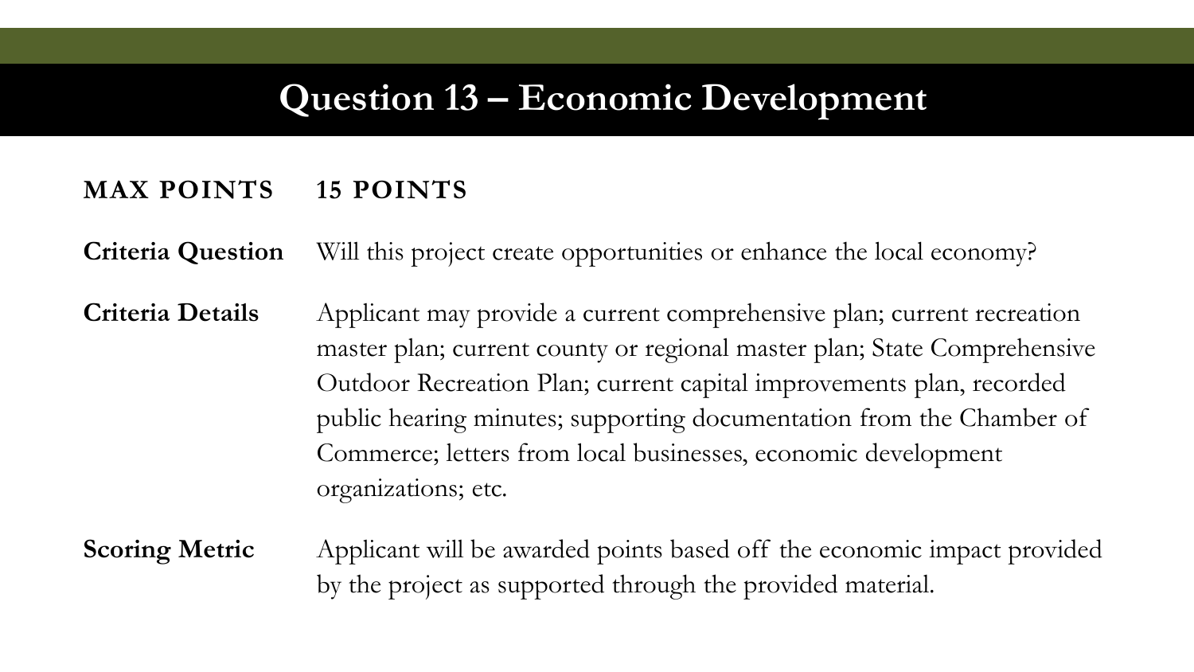# Question 13 – Economic Development

**MAX POINTS** **15 POINTS**

**Criteria Question** Will this project create opportunities or enhance the local economy?

**Criteria Details** Applicant may provide a current comprehensive plan; current recreation master plan; current county or regional master plan; State Comprehensive Outdoor Recreation Plan; current capital improvements plan, recorded public hearing minutes; supporting documentation from the Chamber of Commerce; letters from local businesses, economic development organizations; etc.

**Scoring Metric** Applicant will be awarded points based off the economic impact provided by the project as supported through the provided material.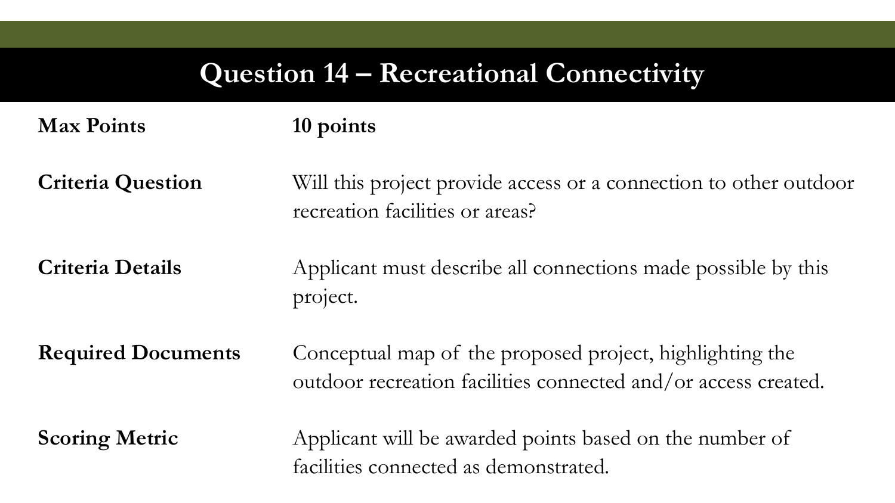# Question 14 – Recreational Connectivity

| | |
|---|---|
| **Max Points** | **10 points** |
| **Criteria Question** | Will this project provide access or a connection to other outdoor recreation facilities or areas? |
| **Criteria Details** | Applicant must describe all connections made possible by this project. |
| **Required Documents** | Conceptual map of the proposed project, highlighting the outdoor recreation facilities connected and/or access created. |
| **Scoring Metric** | Applicant will be awarded points based on the number of facilities connected as demonstrated. |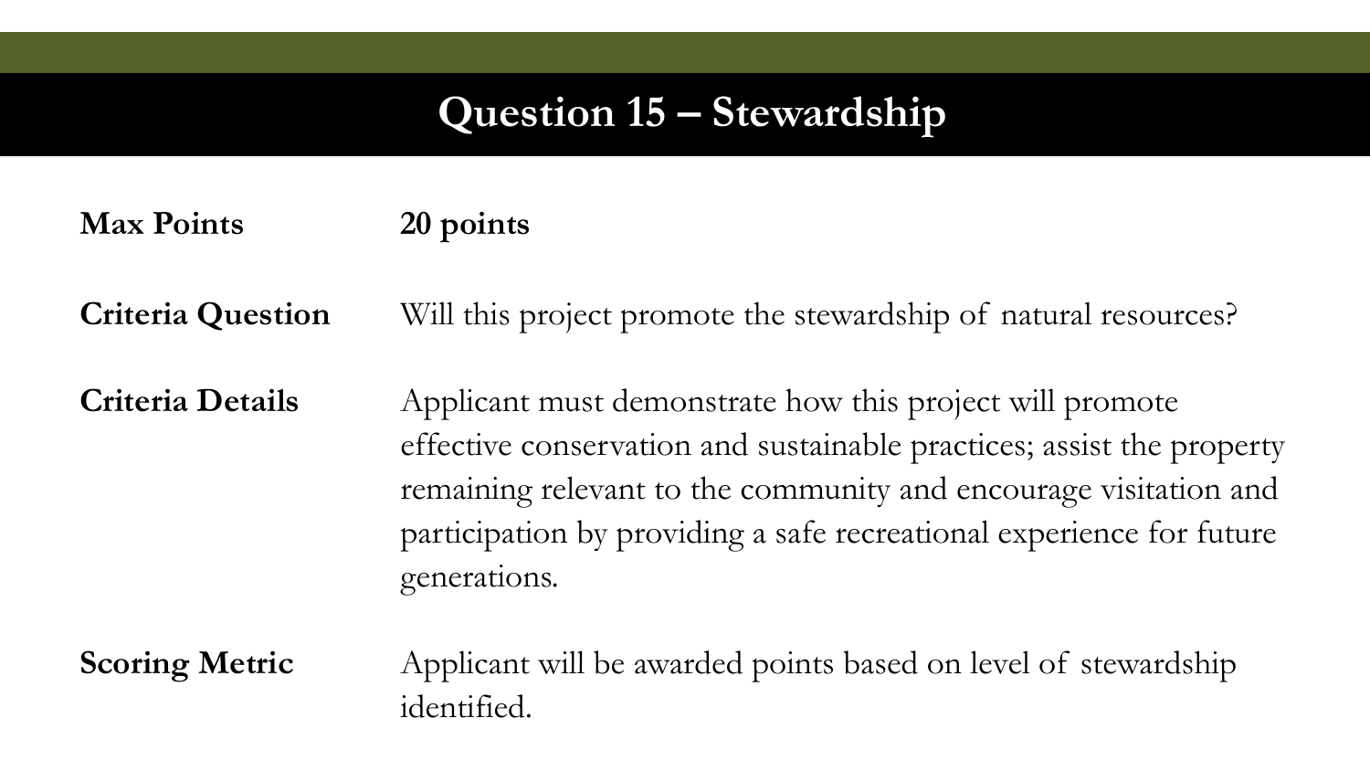# Question 15 – Stewardship

| | |
|---|---|
| **Max Points** | **20 points** |
| **Criteria Question** | Will this project promote the stewardship of natural resources? |
| **Criteria Details** | Applicant must demonstrate how this project will promote effective conservation and sustainable practices; assist the property remaining relevant to the community and encourage visitation and participation by providing a safe recreational experience for future generations. |
| **Scoring Metric** | Applicant will be awarded points based on level of stewardship identified. |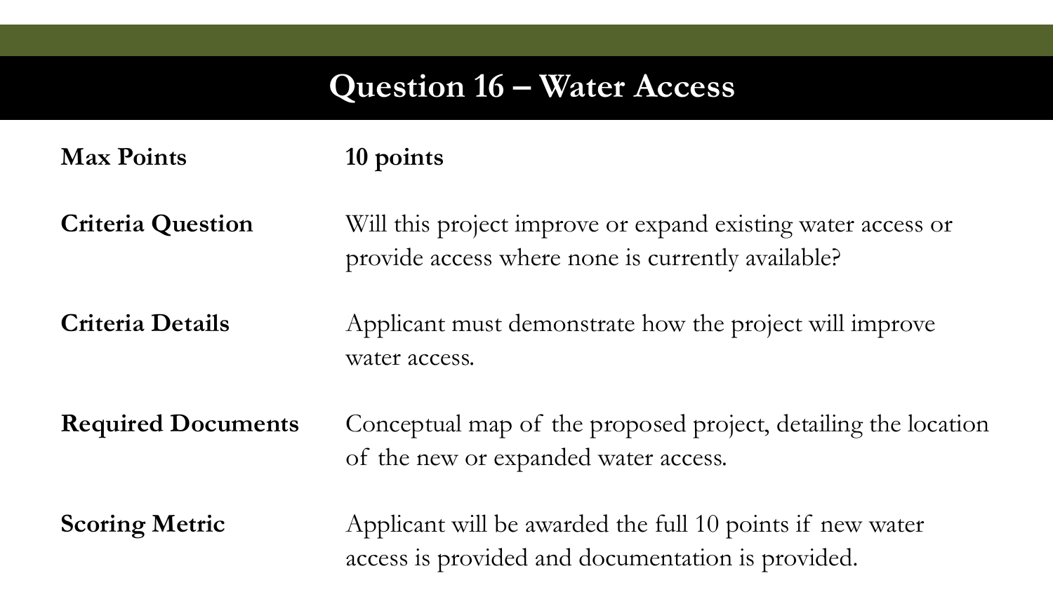# Question 16 – Water Access

| | |
|---|---|
| **Max Points** | **10 points** |
| **Criteria Question** | Will this project improve or expand existing water access or provide access where none is currently available? |
| **Criteria Details** | Applicant must demonstrate how the project will improve water access. |
| **Required Documents** | Conceptual map of the proposed project, detailing the location of the new or expanded water access. |
| **Scoring Metric** | Applicant will be awarded the full 10 points if new water access is provided and documentation is provided. |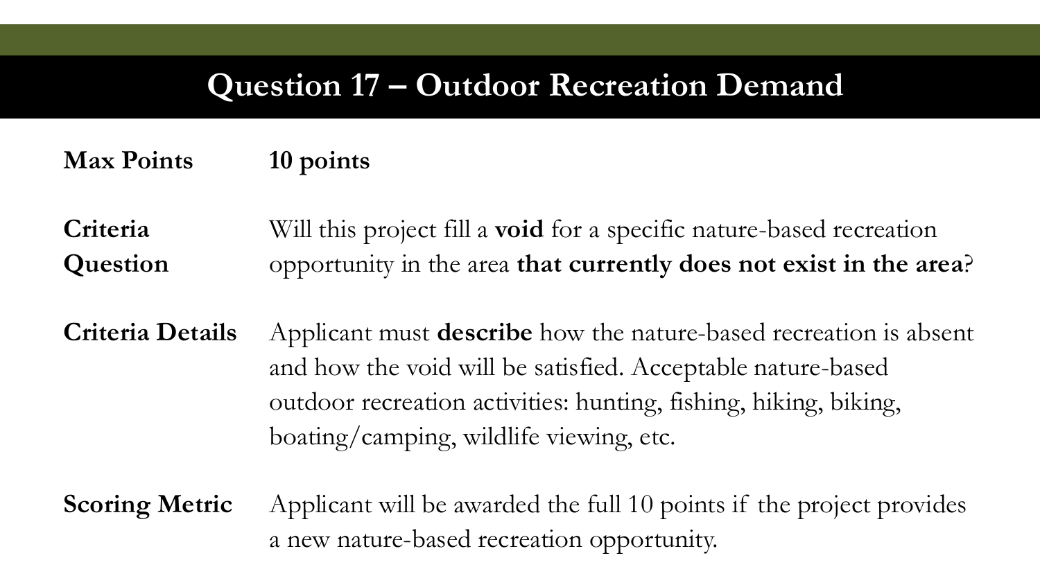# Question 17 – Outdoor Recreation Demand

| | |
|---|---|
| **Max Points** | **10 points** |
| **Criteria Question** | Will this project fill a **void** for a specific nature-based recreation opportunity in the area **that currently does not exist in the area**? |
| **Criteria Details** | Applicant must **describe** how the nature-based recreation is absent and how the void will be satisfied. Acceptable nature-based outdoor recreation activities: hunting, fishing, hiking, biking, boating/camping, wildlife viewing, etc. |
| **Scoring Metric** | Applicant will be awarded the full 10 points if the project provides a new nature-based recreation opportunity. |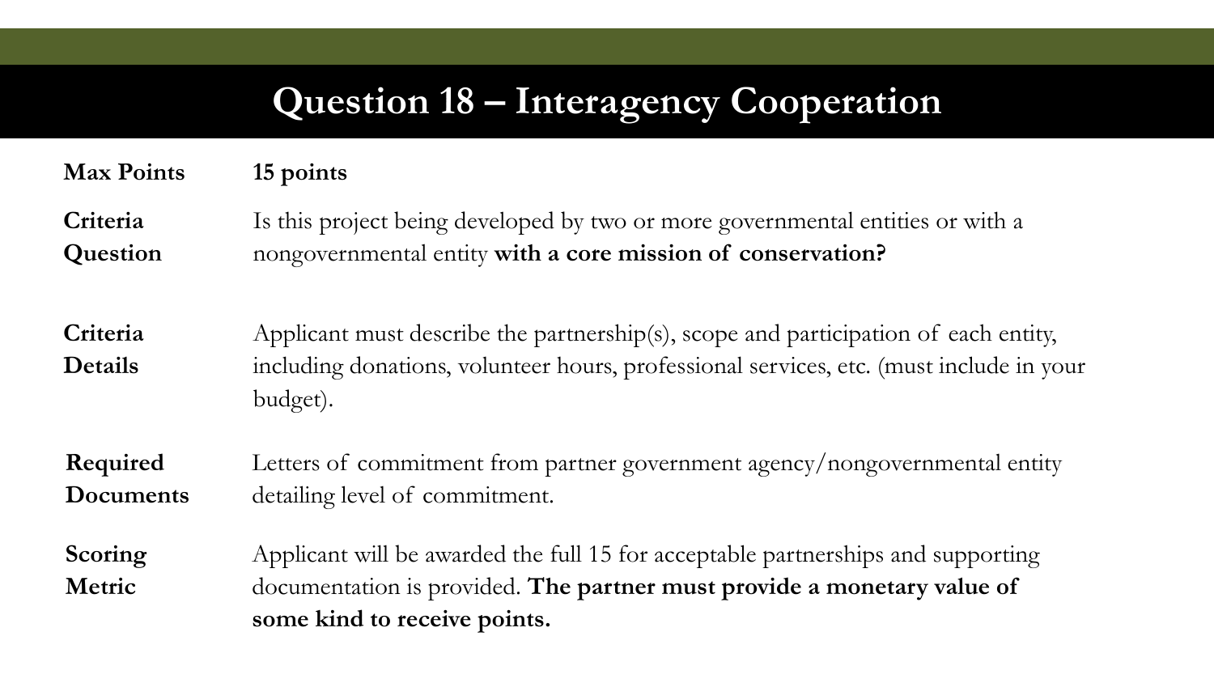# Question 18 – Interagency Cooperation

| | |
|---|---|
| **Max Points** | **15 points** |
| **Criteria Question** | Is this project being developed by two or more governmental entities or with a nongovernmental entity **with a core mission of conservation?** |
| **Criteria Details** | Applicant must describe the partnership(s), scope and participation of each entity, including donations, volunteer hours, professional services, etc. (must include in your budget). |
| **Required Documents** | Letters of commitment from partner government agency/nongovernmental entity detailing level of commitment. |
| **Scoring Metric** | Applicant will be awarded the full 15 for acceptable partnerships and supporting documentation is provided. **The partner must provide a monetary value of some kind to receive points.** |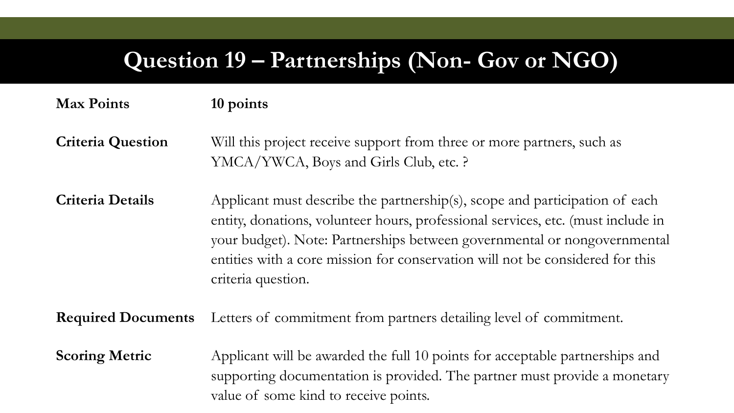# Question 19 – Partnerships (Non- Gov or NGO)

| | |
|---|---|
| **Max Points** | **10 points** |
| **Criteria Question** | Will this project receive support from three or more partners, such as YMCA/YWCA, Boys and Girls Club, etc. ? |
| **Criteria Details** | Applicant must describe the partnership(s), scope and participation of each entity, donations, volunteer hours, professional services, etc. (must include in your budget). Note: Partnerships between governmental or nongovernmental entities with a core mission for conservation will not be considered for this criteria question. |
| **Required Documents** | Letters of commitment from partners detailing level of commitment. |
| **Scoring Metric** | Applicant will be awarded the full 10 points for acceptable partnerships and supporting documentation is provided. The partner must provide a monetary value of some kind to receive points. |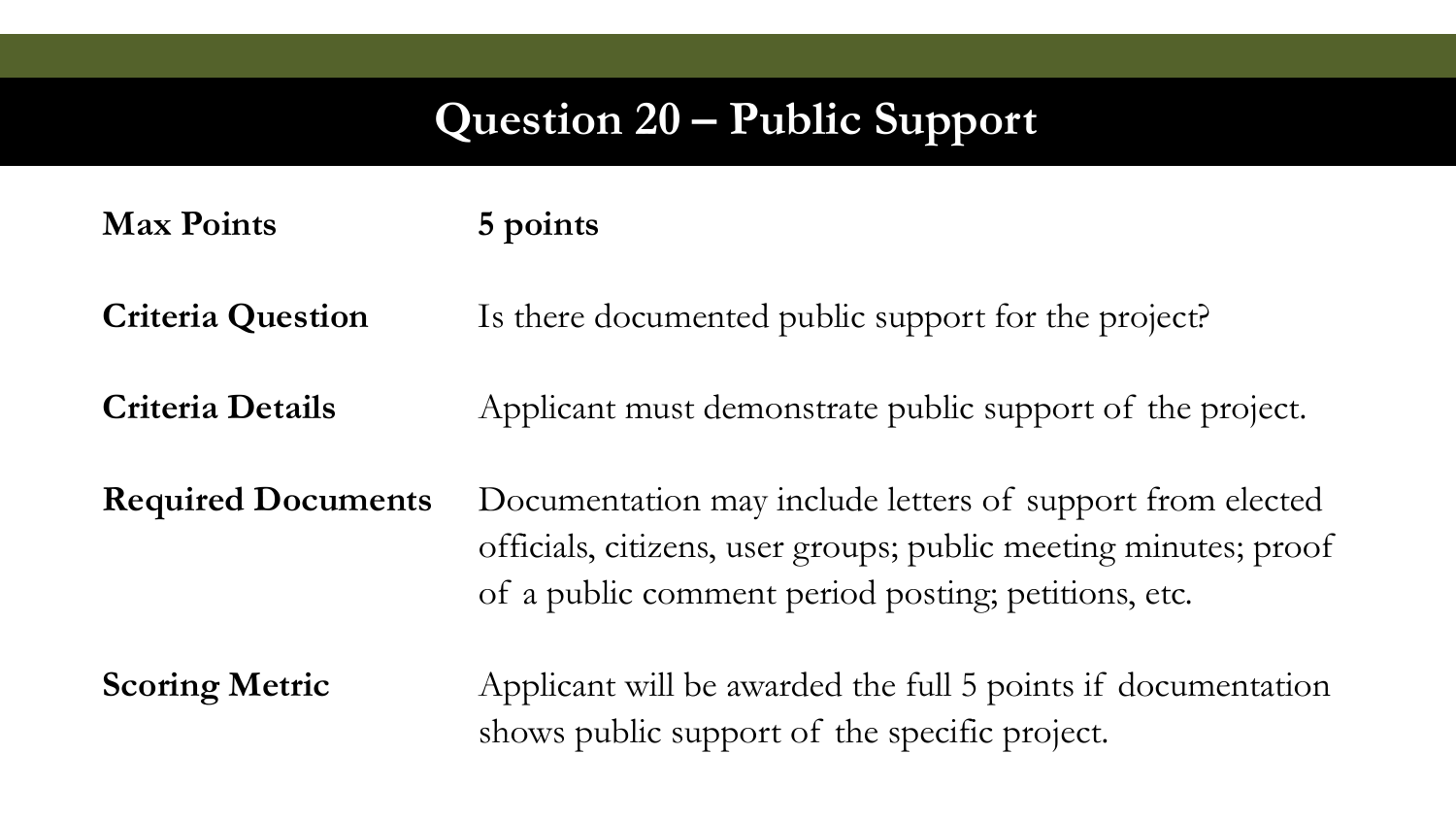# Question 20 – Public Support

| | |
|---|---|
| **Max Points** | **5 points** |
| **Criteria Question** | Is there documented public support for the project? |
| **Criteria Details** | Applicant must demonstrate public support of the project. |
| **Required Documents** | Documentation may include letters of support from elected officials, citizens, user groups; public meeting minutes; proof of a public comment period posting; petitions, etc. |
| **Scoring Metric** | Applicant will be awarded the full 5 points if documentation shows public support of the specific project. |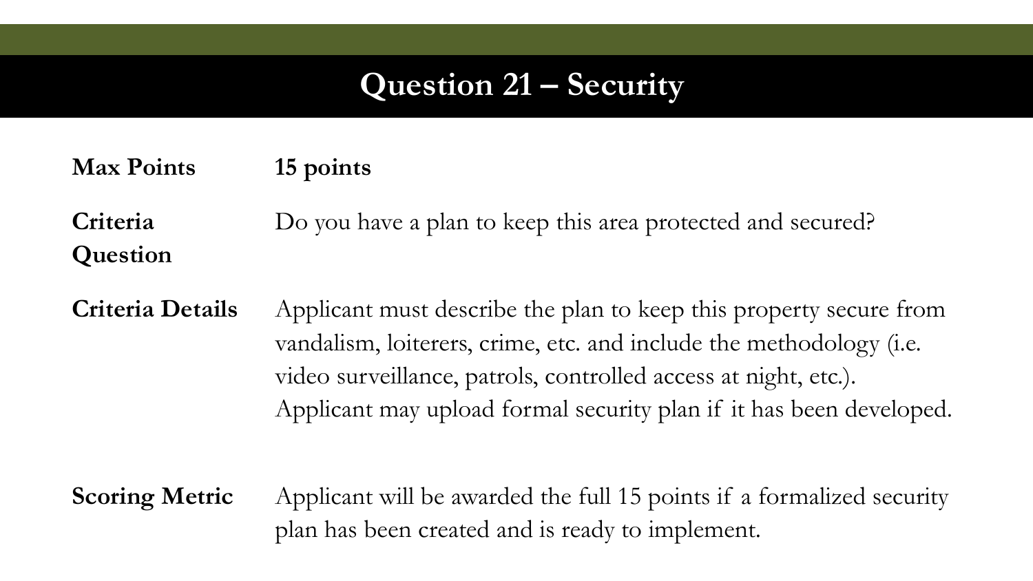# Question 21 – Security

| | |
|---|---|
| **Max Points** | **15 points** |
| **Criteria Question** | Do you have a plan to keep this area protected and secured? |
| **Criteria Details** | Applicant must describe the plan to keep this property secure from vandalism, loiterers, crime, etc. and include the methodology (i.e. video surveillance, patrols, controlled access at night, etc.). Applicant may upload formal security plan if it has been developed. |
| **Scoring Metric** | Applicant will be awarded the full 15 points if a formalized security plan has been created and is ready to implement. |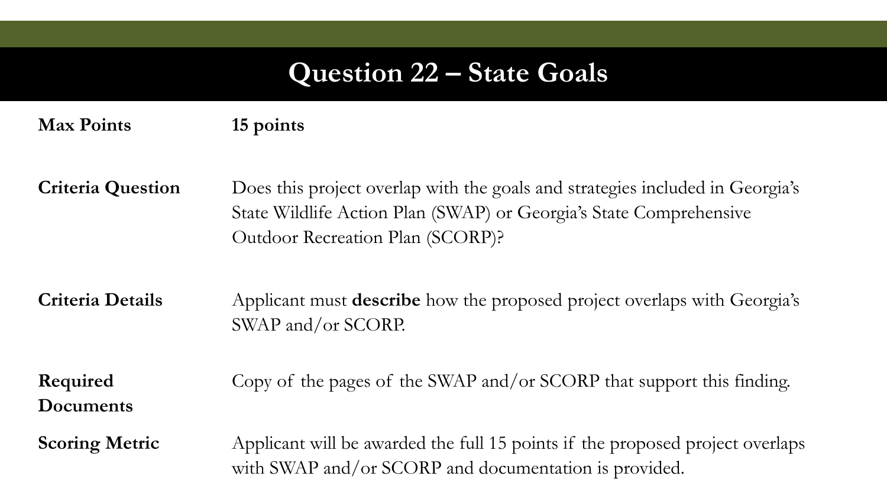# Question 22 – State Goals

| | |
|---|---|
| **Max Points** | **15 points** |
| **Criteria Question** | Does this project overlap with the goals and strategies included in Georgia's State Wildlife Action Plan (SWAP) or Georgia's State Comprehensive Outdoor Recreation Plan (SCORP)? |
| **Criteria Details** | Applicant must **describe** how the proposed project overlaps with Georgia's SWAP and/or SCORP. |
| **Required Documents** | Copy of the pages of the SWAP and/or SCORP that support this finding. |
| **Scoring Metric** | Applicant will be awarded the full 15 points if the proposed project overlaps with SWAP and/or SCORP and documentation is provided. |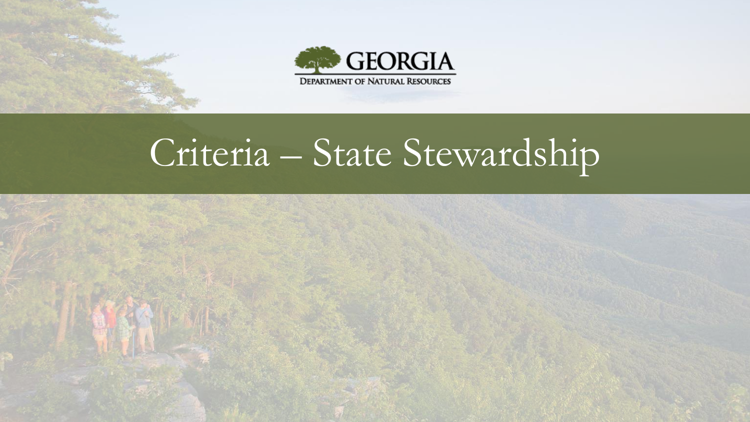GEORGIA

DEPARTMENT OF NATURAL RESOURCES

# Criteria – State Stewardship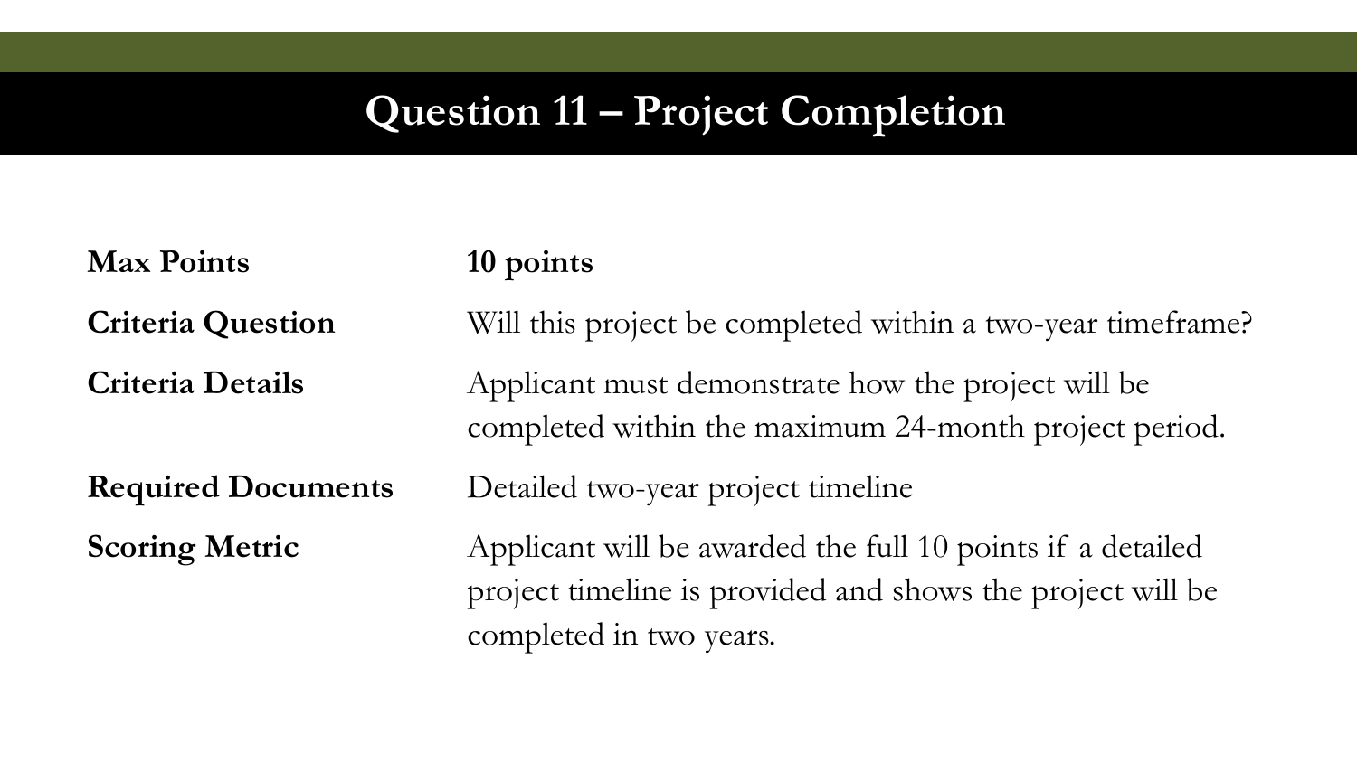# Question 11 – Project Completion

| | |
|---|---|
| **Max Points** | **10 points** |
| **Criteria Question** | Will this project be completed within a two-year timeframe? |
| **Criteria Details** | Applicant must demonstrate how the project will be completed within the maximum 24-month project period. |
| **Required Documents** | Detailed two-year project timeline |
| **Scoring Metric** | Applicant will be awarded the full 10 points if a detailed project timeline is provided and shows the project will be completed in two years. |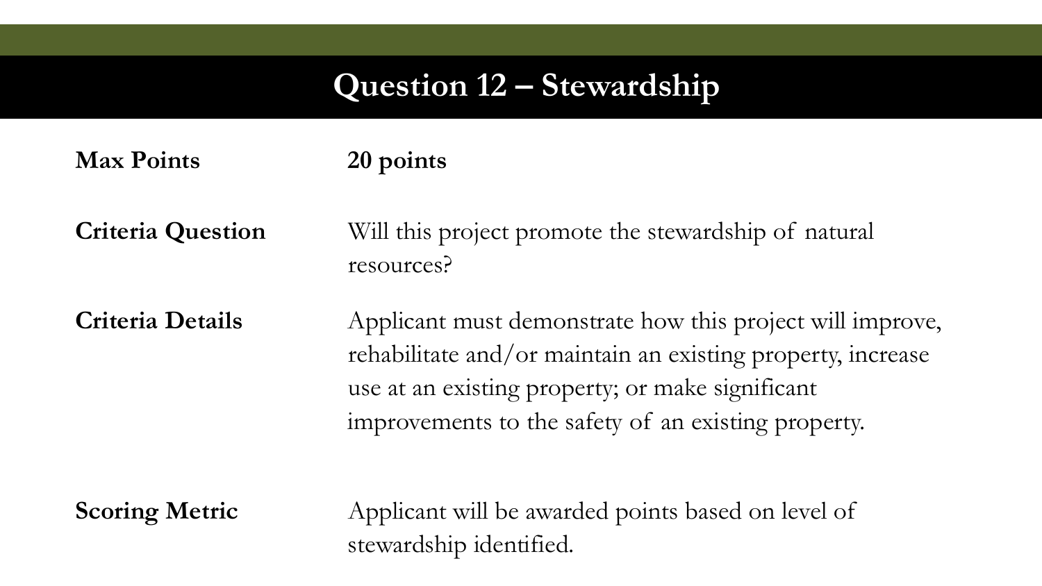# Question 12 – Stewardship

| | |
|---|---|
| **Max Points** | **20 points** |
| **Criteria Question** | Will this project promote the stewardship of natural resources? |
| **Criteria Details** | Applicant must demonstrate how this project will improve, rehabilitate and/or maintain an existing property, increase use at an existing property; or make significant improvements to the safety of an existing property. |
| **Scoring Metric** | Applicant will be awarded points based on level of stewardship identified. |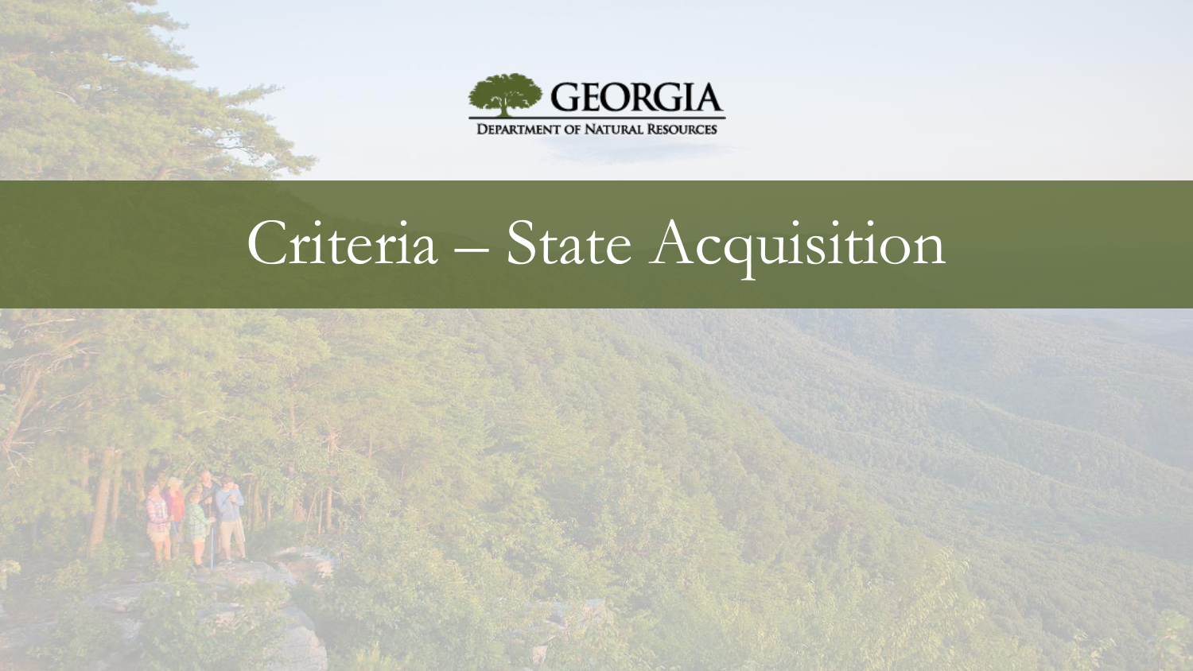GEORGIA

DEPARTMENT OF NATURAL RESOURCES

# Criteria – State Acquisition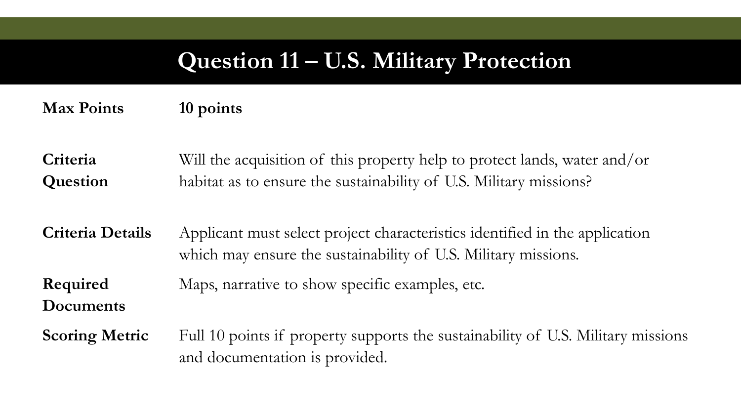# Question 11 – U.S. Military Protection

| | |
|---|---|
| **Max Points** | **10 points** |
| **Criteria Question** | Will the acquisition of this property help to protect lands, water and/or habitat as to ensure the sustainability of U.S. Military missions? |
| **Criteria Details** | Applicant must select project characteristics identified in the application which may ensure the sustainability of U.S. Military missions. |
| **Required Documents** | Maps, narrative to show specific examples, etc. |
| **Scoring Metric** | Full 10 points if property supports the sustainability of U.S. Military missions and documentation is provided. |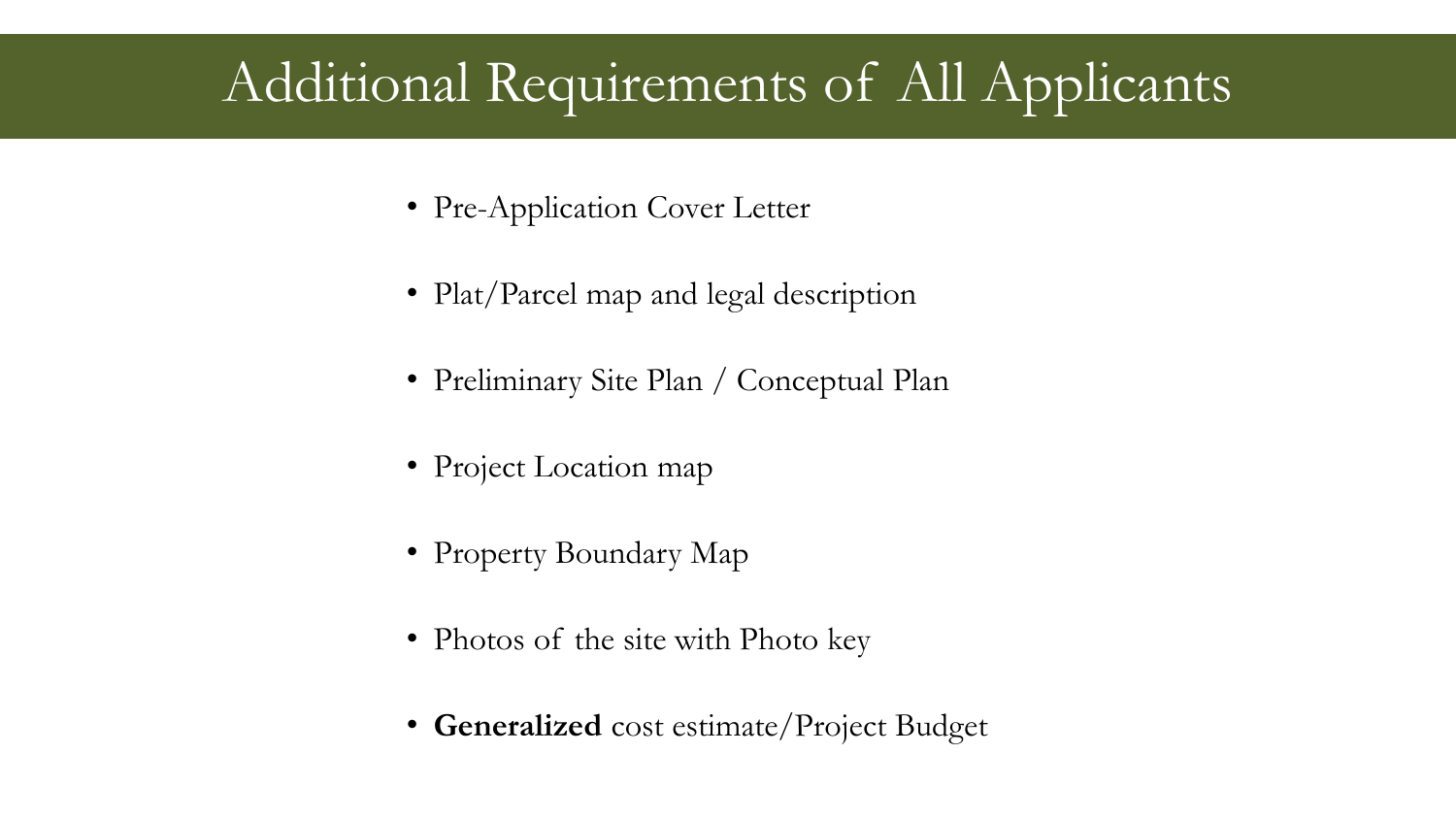# Additional Requirements of All Applicants

- Pre-Application Cover Letter
- Plat/Parcel map and legal description
- Preliminary Site Plan / Conceptual Plan
- Project Location map
- Property Boundary Map
- Photos of the site with Photo key
- **Generalized** cost estimate/Project Budget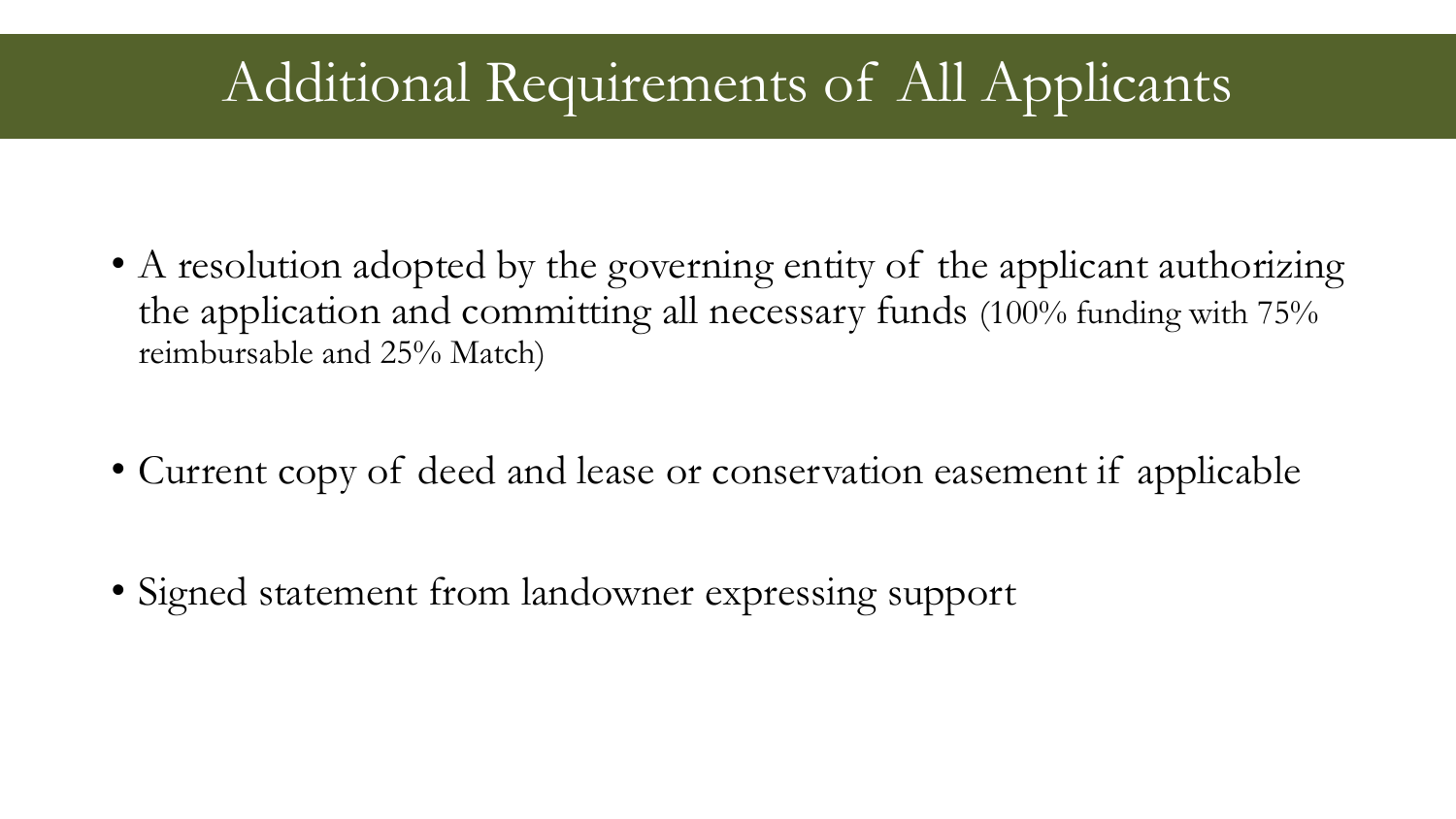# Additional Requirements of All Applicants

- A resolution adopted by the governing entity of the applicant authorizing the application and committing all necessary funds (100% funding with 75% reimbursable and 25% Match)
- Current copy of deed and lease or conservation easement if applicable
- Signed statement from landowner expressing support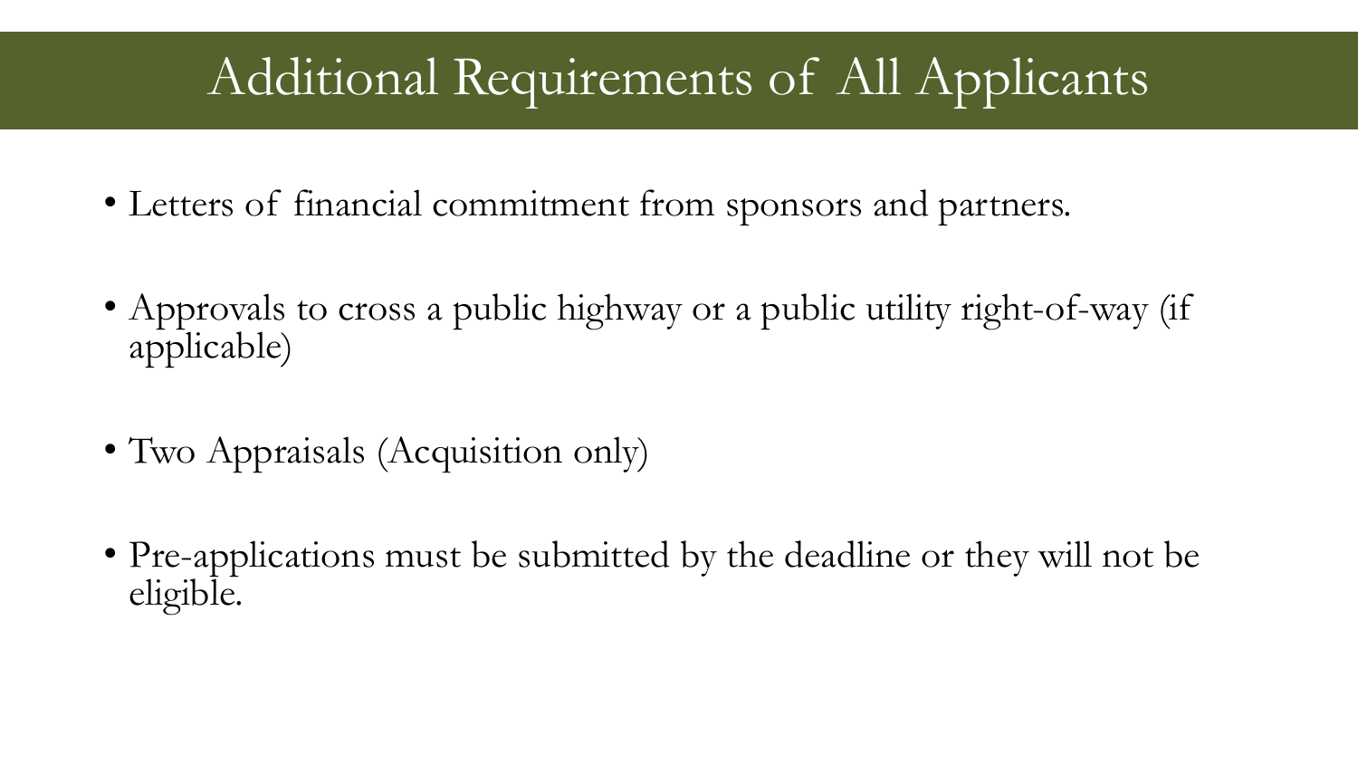# Additional Requirements of All Applicants

- Letters of financial commitment from sponsors and partners.
- Approvals to cross a public highway or a public utility right-of-way (if applicable)
- Two Appraisals (Acquisition only)
- Pre-applications must be submitted by the deadline or they will not be eligible.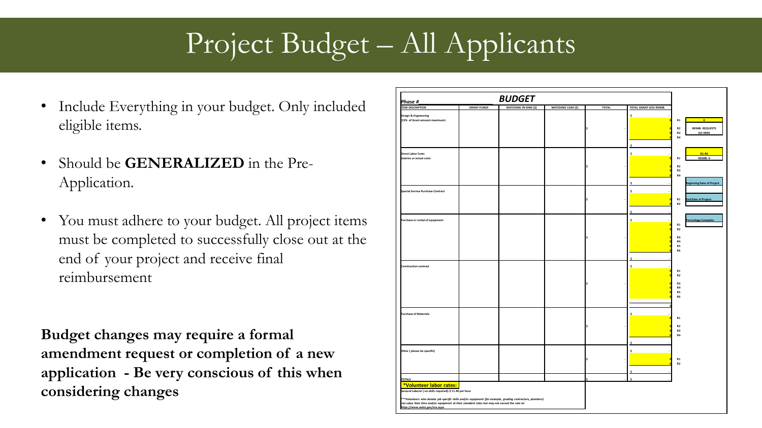# Project Budget – All Applicants

- Include Everything in your budget. Only included eligible items.
- Should be **GENERALIZED** in the Pre-Application.
- You must adhere to your budget. All project items must be completed to successfully close out at the end of your project and receive final reimbursement

**Budget changes may require a formal amendment request or completion of a new application - Be very conscious of this when considering changes**

*Phase #* ______________ ***BUDGET***

| ITEM DESCRIPTION | GRANT FUNDS | MATCHING IN-KIND ($) | MATCHING CASH ($) | TOTAL | TOTAL GRANT LESS REIMB. | |
|---|---|---|---|---|---|---|
| Design & Engineering (15% of Grant amount maximum) | | | | $ - | $ - | R1, R2, R3, R4 |
| Direct Labor Costs Salaries or actual costs | | | | $ - | $ - | R1, R2, R3, R4 |
| Special Service Purchase Contract | | | | $ - | $ - | R1, R2 |
| Purchase or rental of equipment | | | | $ - | $ - | R1, R2, R3, R4, R5, R6 |
| Construction contract | | | | $ - | $ - | R1, R2, R3, R4, R5, R6 |
| Purchase of Materials | | | | $ - | $ - | R1, R2, R3, R4 |
| Other ( please be specific) | | | | $ - | $ - | R1, R2 |
| TOTALS | | | | $ - | $ - | |

| |
|---|
| 0 |
| REIMB. REQUESTS GO HERE |
| R1-R6 REIMB. # |
| Beginning Date of Project |
| End Date of Project |
| Percentage Complete |

***Volunteer labor rates:**

General Laborer ( no skills required): $ 11.40 per hour

***Volunteers who donate job specific skills and/or equipment (for example, grading contractors, plumbers) can value their time and/or equipment at their standard rates but may not exceed the rate at: https://www.wdol.gov/sca.aspx*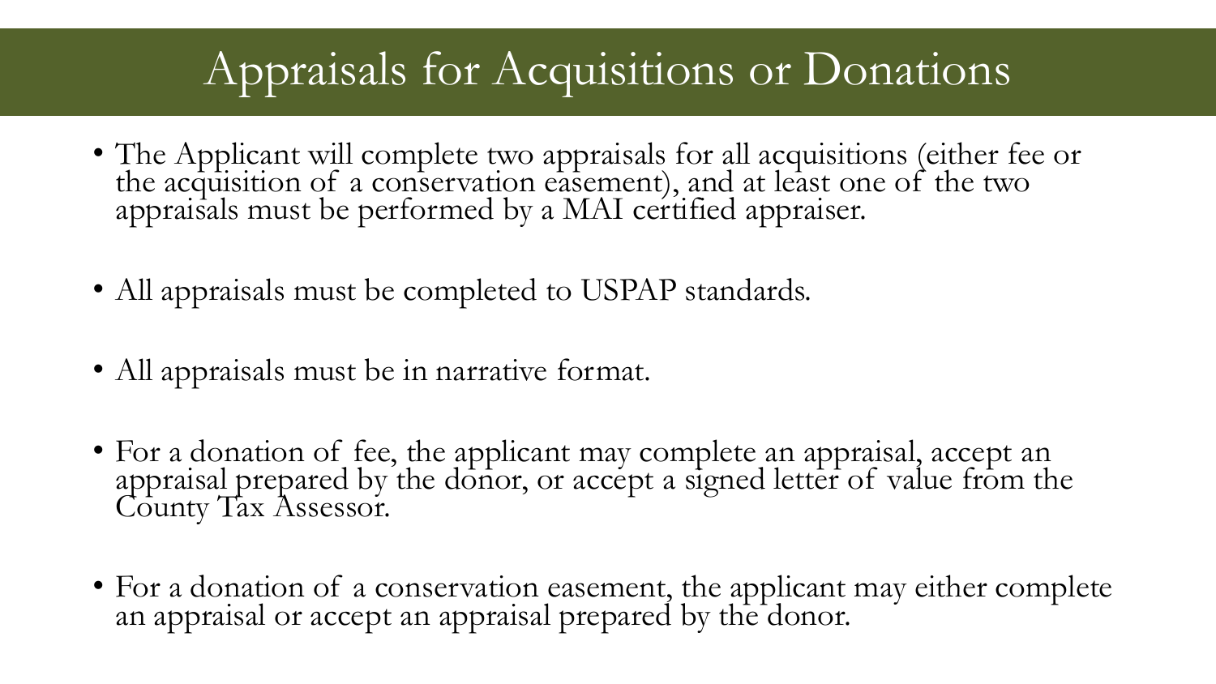# Appraisals for Acquisitions or Donations

- The Applicant will complete two appraisals for all acquisitions (either fee or the acquisition of a conservation easement), and at least one of the two appraisals must be performed by a MAI certified appraiser.
- All appraisals must be completed to USPAP standards.
- All appraisals must be in narrative format.
- For a donation of fee, the applicant may complete an appraisal, accept an appraisal prepared by the donor, or accept a signed letter of value from the County Tax Assessor.
- For a donation of a conservation easement, the applicant may either complete an appraisal or accept an appraisal prepared by the donor.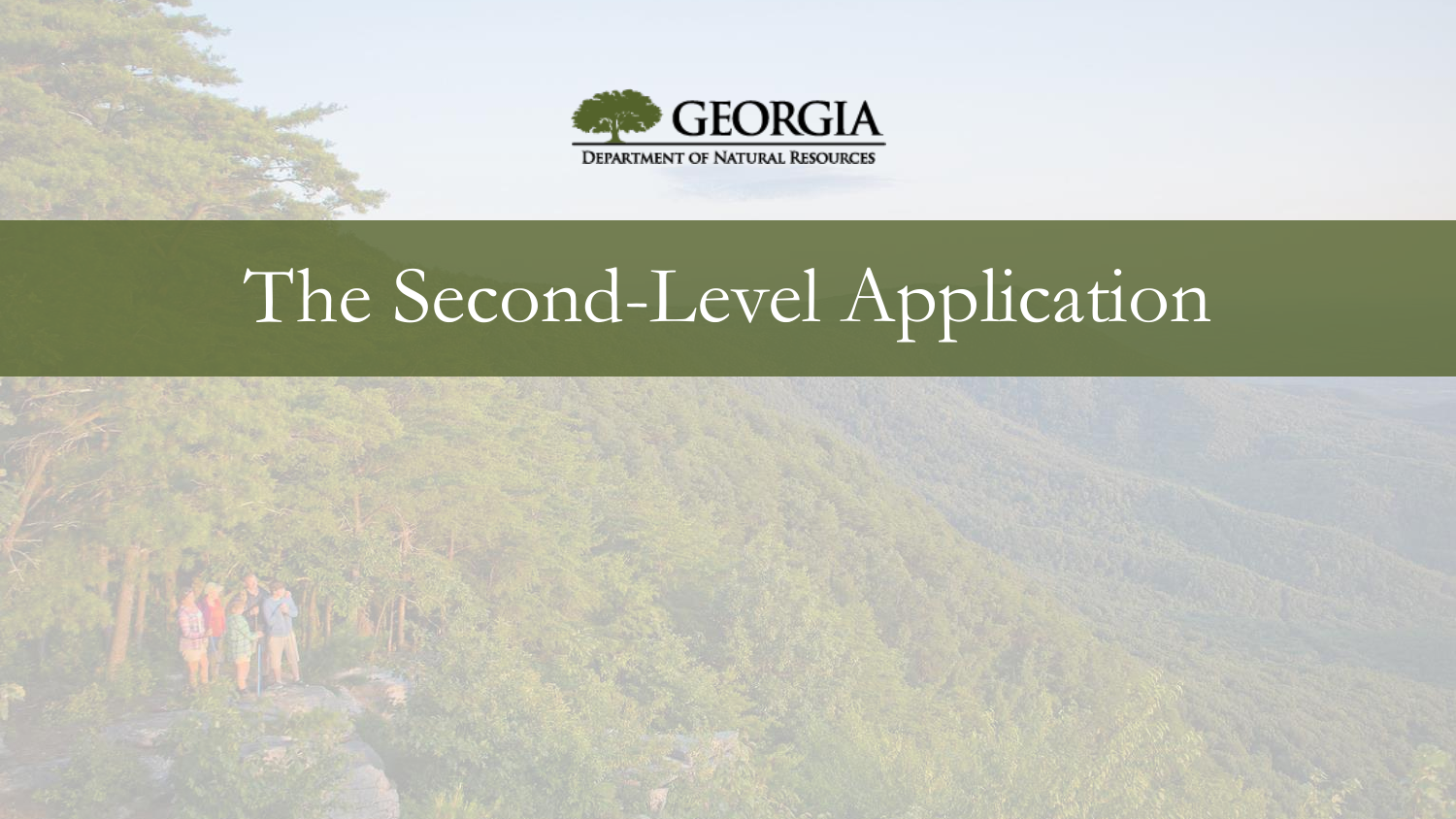GEORGIA

DEPARTMENT OF NATURAL RESOURCES

# The Second-Level Application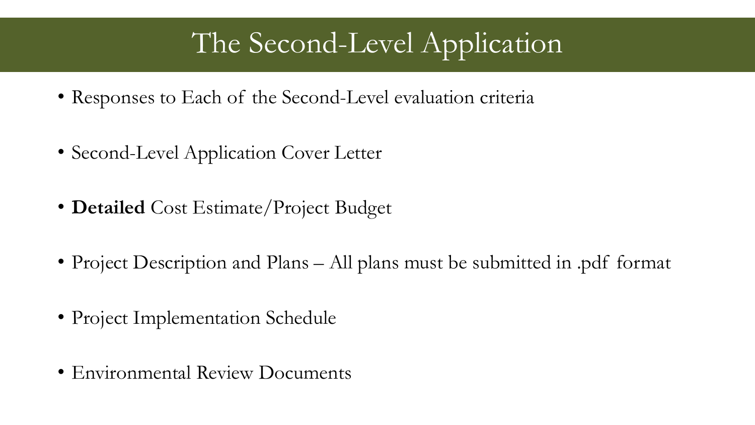# The Second-Level Application

- Responses to Each of the Second-Level evaluation criteria
- Second-Level Application Cover Letter
- **Detailed** Cost Estimate/Project Budget
- Project Description and Plans – All plans must be submitted in .pdf format
- Project Implementation Schedule
- Environmental Review Documents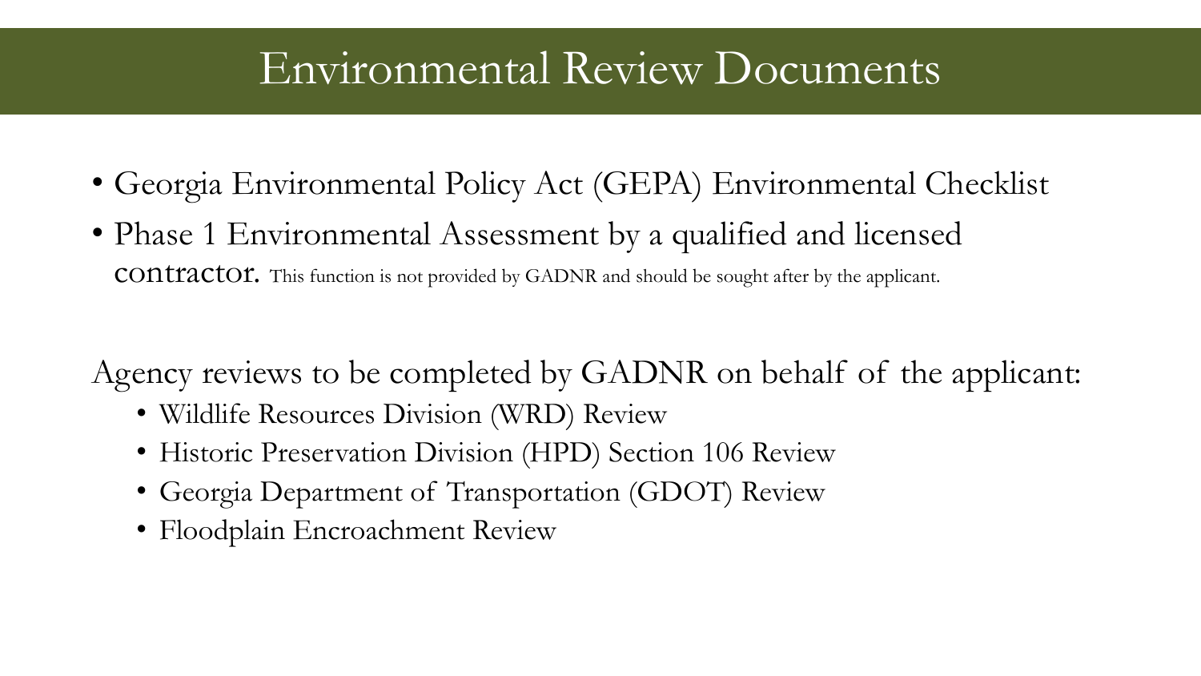# Environmental Review Documents

- Georgia Environmental Policy Act (GEPA) Environmental Checklist
- Phase 1 Environmental Assessment by a qualified and licensed contractor. This function is not provided by GADNR and should be sought after by the applicant.

Agency reviews to be completed by GADNR on behalf of the applicant:

- Wildlife Resources Division (WRD) Review
- Historic Preservation Division (HPD) Section 106 Review
- Georgia Department of Transportation (GDOT) Review
- Floodplain Encroachment Review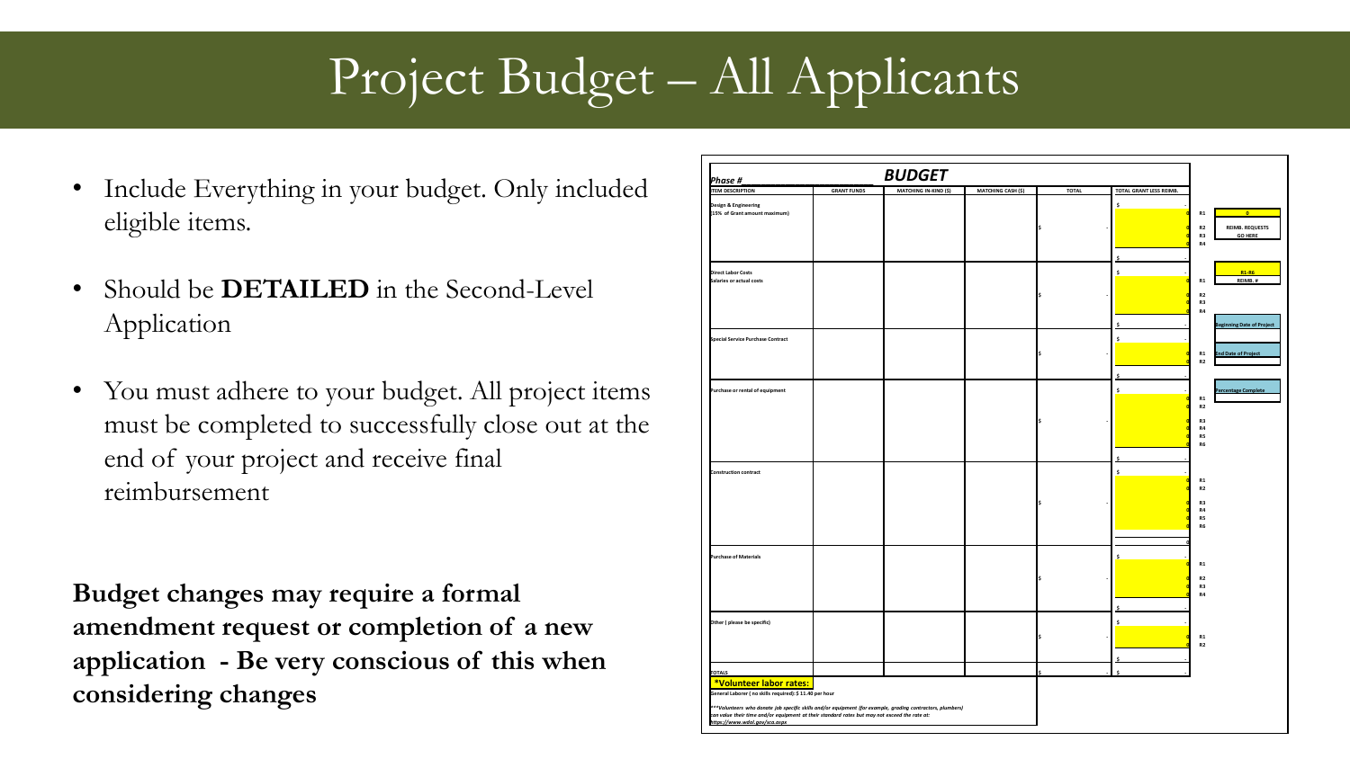# Project Budget – All Applicants

- Include Everything in your budget. Only included eligible items.
- Should be **DETAILED** in the Second-Level Application
- You must adhere to your budget. All project items must be completed to successfully close out at the end of your project and receive final reimbursement

**Budget changes may require a formal amendment request or completion of a new application - Be very conscious of this when considering changes**

Phase #________________________ ***BUDGET***

| ITEM DESCRIPTION | GRANT FUNDS | MATCHING IN-KIND ($) | MATCHING CASH ($) | TOTAL | TOTAL GRANT LESS REIMB. |
|---|---|---|---|---|---|
| **Design & Engineering** (15% of Grant amount maximum) | | | | $ - | $ - R1 0, R2 0, R3 0, R4 0; $ - |
| **Direct Labor Costs** Salaries or actual costs | | | | $ - | $ - R1 0, R2 0, R3 0, R4 0; $ - |
| **Special Service Purchase Contract** | | | | $ - | $ - R1 0, R2 0; $ - |
| **Purchase or rental of equipment** | | | | $ - | $ - R1 0, R2 0, R3 0, R4 0, R5 0, R6 0; $ - |
| **Construction contract** | | | | $ - | $ - R1 0, R2 0, R3 0, R4 0, R5 0, R6 0; 0 |
| **Purchase of Materials** | | | | $ - | $ - R1 0, R2 0, R3 0, R4 0; $ - |
| **Other ( please be specific)** | | | | $ - | $ - R1 0, R2 0; $ - |
| **TOTALS** | | | | $ - | $ - |

0 — REIMB. REQUESTS GO HERE

R1-R6 REIMB. #

Beginning Date of Project

End Date of Project

Percentage Complete

**\*Volunteer labor rates:**

General Laborer ( no skills required): $ 11.40 per hour

\*\*\*Volunteers who donate job specific skills and/or equipment (for example, grading contractors, plumbers) can value their time and/or equipment at their standard rates but may not exceed the rate at: https://www.wdol.gov/sca.aspx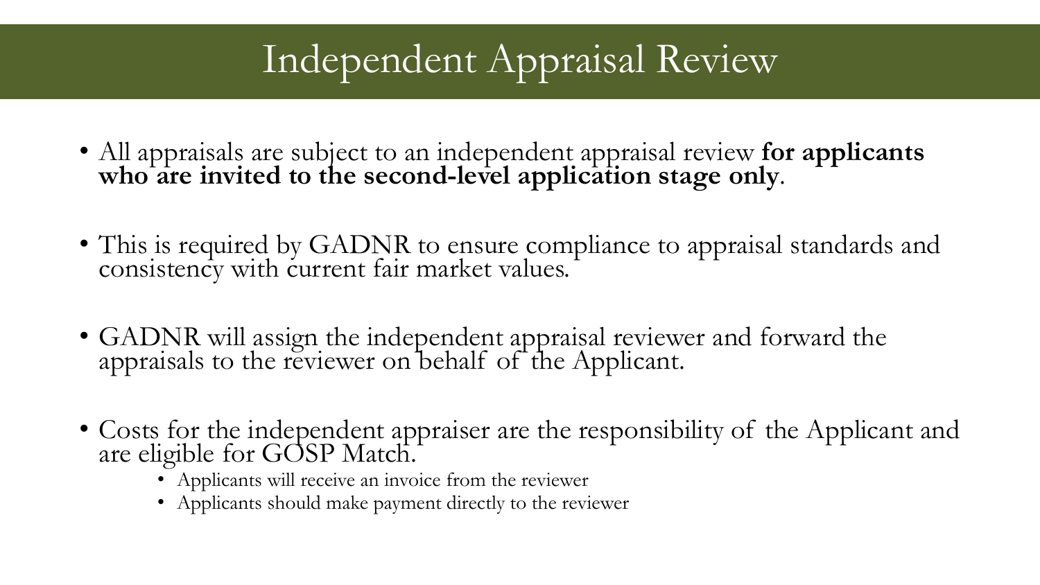# Independent Appraisal Review

- All appraisals are subject to an independent appraisal review **for applicants who are invited to the second-level application stage only**.
- This is required by GADNR to ensure compliance to appraisal standards and consistency with current fair market values.
- GADNR will assign the independent appraisal reviewer and forward the appraisals to the reviewer on behalf of the Applicant.
- Costs for the independent appraiser are the responsibility of the Applicant and are eligible for GOSP Match.
  - Applicants will receive an invoice from the reviewer
  - Applicants should make payment directly to the reviewer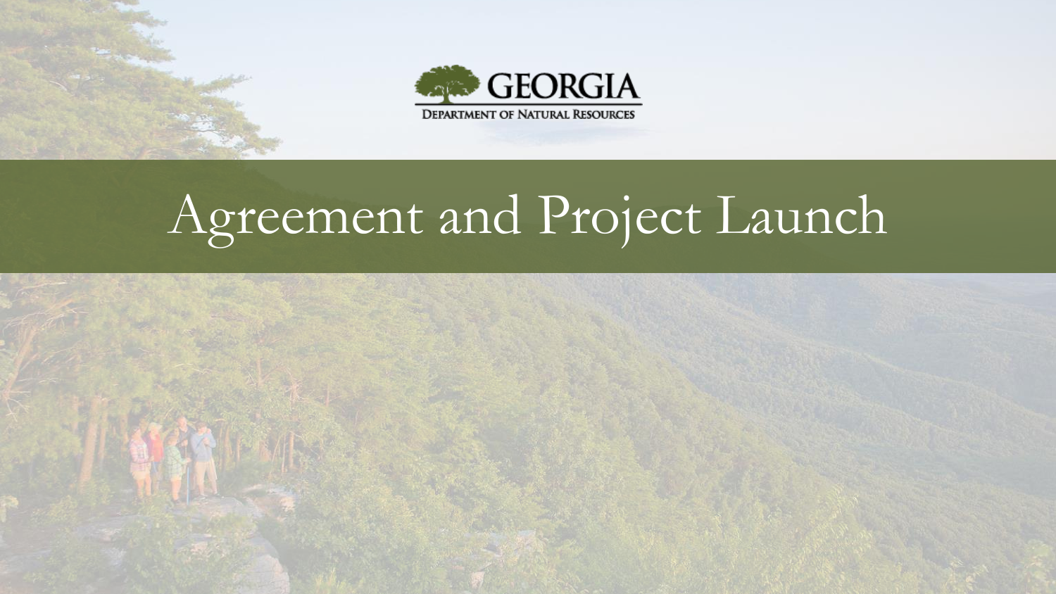GEORGIA

DEPARTMENT OF NATURAL RESOURCES

# Agreement and Project Launch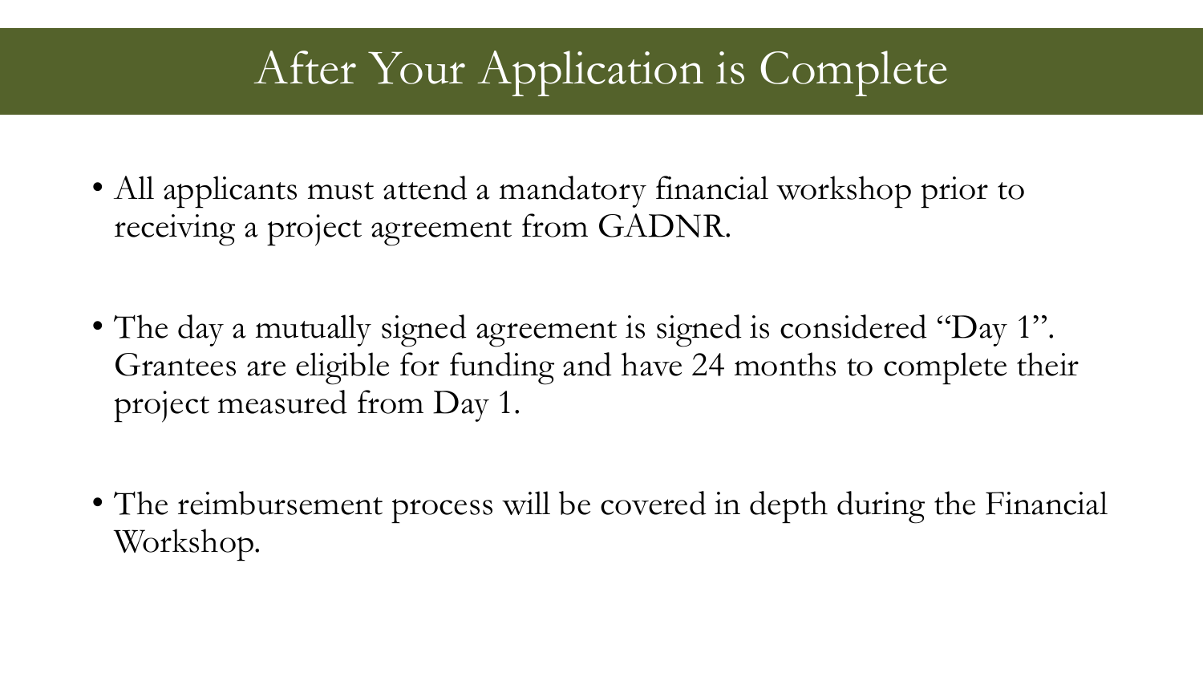# After Your Application is Complete

- All applicants must attend a mandatory financial workshop prior to receiving a project agreement from GADNR.

- The day a mutually signed agreement is signed is considered "Day 1". Grantees are eligible for funding and have 24 months to complete their project measured from Day 1.

- The reimbursement process will be covered in depth during the Financial Workshop.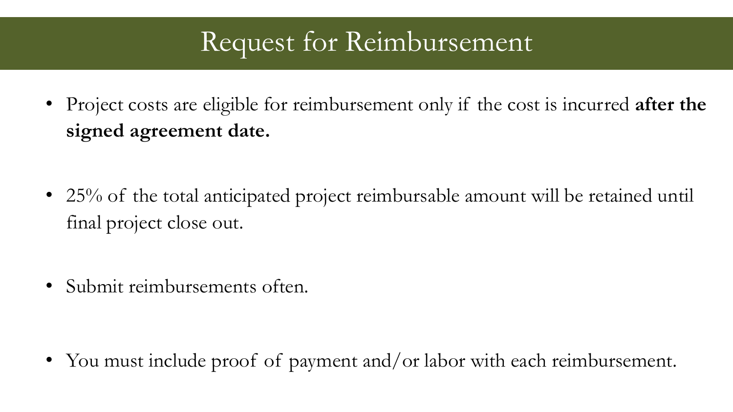# Request for Reimbursement

- Project costs are eligible for reimbursement only if the cost is incurred **after the signed agreement date.**

- 25% of the total anticipated project reimbursable amount will be retained until final project close out.

- Submit reimbursements often.

- You must include proof of payment and/or labor with each reimbursement.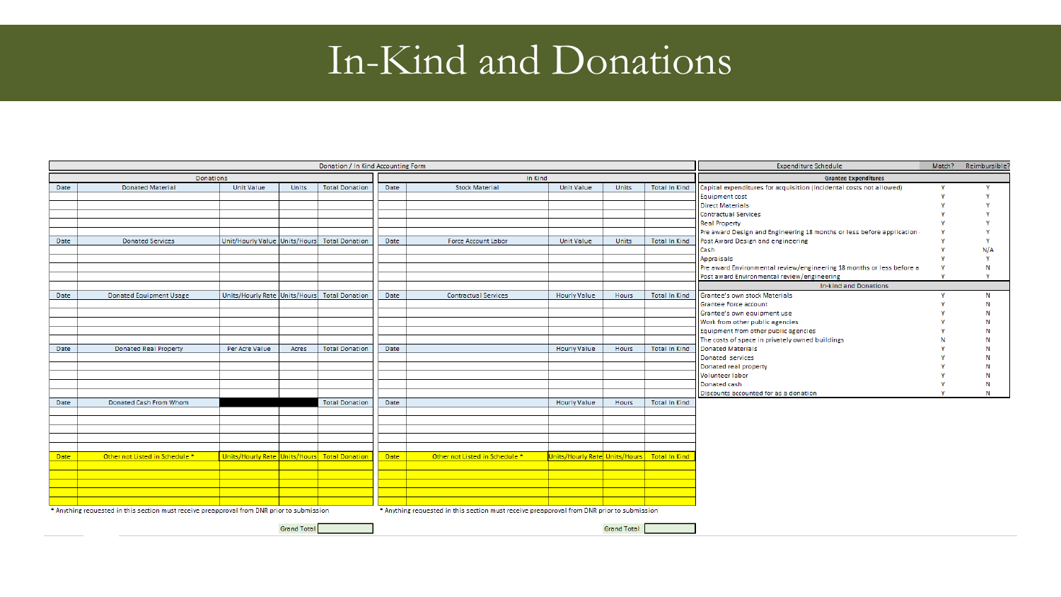# In-Kind and Donations

**Donation / In Kind Accounting Form**

**Donations**

| Date | Donated Material | Unit Value | Units | Total Donation |
|---|---|---|---|---|
| | | | | |
| | | | | |
| | | | | |
| | | | | |
| | | | | |
| **Date** | **Donated Services** | **Unit/Hourly Value** | **Units/Hours** | **Total Donation** |
| | | | | |
| | | | | |
| | | | | |
| | | | | |
| | | | | |
| **Date** | **Donated Equipment Usage** | **Units/Hourly Rate** | **Units/Hours** | **Total Donation** |
| | | | | |
| | | | | |
| | | | | |
| | | | | |
| | | | | |
| **Date** | **Donated Real Property** | **Per Acre Value** | **Acres** | **Total Donation** |
| | | | | |
| | | | | |
| | | | | |
| | | | | |
| | | | | |
| **Date** | **Donated Cash From Whom** | | | **Total Donation** |
| | | | | |
| | | | | |
| | | | | |
| | | | | |
| | | | | |
| **Date** | **Other not Listed in Schedule *** | **Units/Hourly Rate** | **Units/Hours** | **Total Donation** |
| | | | | |
| | | | | |
| | | | | |
| | | | | |
| | | | | |

* Anything requested in this section must receive preapproval from DNR prior to submission

Grand Total

**In Kind**

| Date | Stock Material | Unit Value | Units | Total In Kind |
|---|---|---|---|---|
| | | | | |
| | | | | |
| | | | | |
| | | | | |
| | | | | |
| **Date** | **Force Account Labor** | **Unit Value** | **Units** | **Total In Kind** |
| | | | | |
| | | | | |
| | | | | |
| | | | | |
| | | | | |
| **Date** | **Contractual Services** | **Hourly Value** | **Hours** | **Total In Kind** |
| | | | | |
| | | | | |
| | | | | |
| | | | | |
| | | | | |
| **Date** | | **Hourly Value** | **Hours** | **Total In Kind** |
| | | | | |
| | | | | |
| | | | | |
| | | | | |
| | | | | |
| **Date** | | **Hourly Value** | **Hours** | **Total In Kind** |
| | | | | |
| | | | | |
| | | | | |
| | | | | |
| | | | | |
| **Date** | **Other not Listed in Schedule *** | **Units/Hourly Rate** | **Units/Hours** | **Total In Kind** |
| | | | | |
| | | | | |
| | | | | |
| | | | | |
| | | | | |

* Anything requested in this section must receive preapproval from DNR prior to submission

Grand Total

| Expenditure Schedule | Match? | Reimbursible? |
|---|---|---|
| **Grantee Expenditures** | | |
| Capital expenditures for acquisition (incidental costs not allowed) | Y | Y |
| Equipment cost | Y | Y |
| Direct Materials | Y | Y |
| Contractual Services | Y | Y |
| Real Property | Y | Y |
| Pre award Design and Engineering 18 months or less before application | Y | Y |
| Post Award Design and engineering | Y | Y |
| Cash | Y | N/A |
| Appraisals | Y | Y |
| Pre award Environmental review/engineering 18 months or less before a | Y | N |
| Post award Environmental review/engineering | Y | Y |
| **In-kind and Donations** | | |
| Grantee's own stock Materials | Y | N |
| Grantee Force account | Y | N |
| Grantee's own equipment use | Y | N |
| Work from other public agencies | Y | N |
| Equipment from other public agencies | Y | N |
| The costs of space in privately owned buildings | N | N |
| Donated Materials | Y | N |
| Donated services | Y | N |
| Donated real property | Y | N |
| Volunteer labor | Y | N |
| Donated cash | Y | N |
| Discounts accounted for as a donation | Y | N |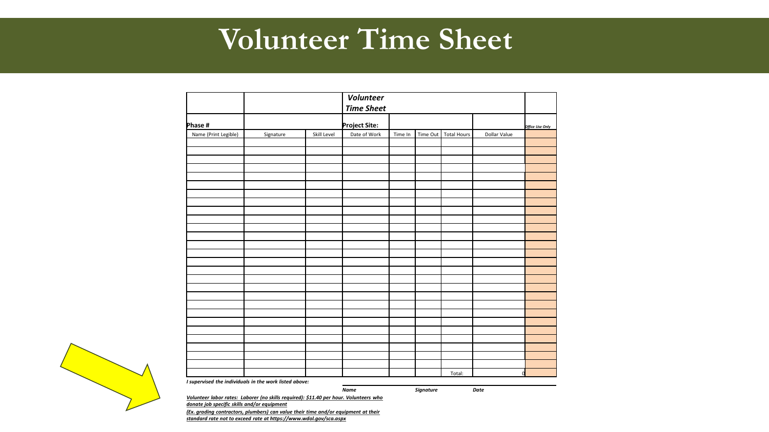# Volunteer Time Sheet

| | | | ***Volunteer Time Sheet*** | | | | | |
|---|---|---|---|---|---|---|---|---|
| **Phase #** | | | **Project Site:** | | | | | *Office Use Only* |
| Name (Print Legible) | Signature | Skill Level | Date of Work | Time In | Time Out | Total Hours | Dollar Value | |
| | | | | | | | | |
| | | | | | | | | |
| | | | | | | | | |
| | | | | | | | | |
| | | | | | | | | |
| | | | | | | | | |
| | | | | | | | | |
| | | | | | | | | |
| | | | | | | | | |
| | | | | | | | | |
| | | | | | | | | |
| | | | | | | | | |
| | | | | | | | | |
| | | | | | | | | |
| | | | | | | | | |
| | | | | | | | | |
| | | | | | | | | |
| | | | | | | | | |
| | | | | | | | | |
| | | | | | | | | |
| | | | | | | | | |
| | | | | | | | | |
| | | | | | | | | |
| | | | | | | | | |
| | | | | | | | | |
| | | | | | | | | |
| | | | | | | | | |
| | | | | | | Total: | 0 | |

***I supervised the individuals in the work listed above:***

***Name*** ***Signature*** ***Date***

***Volunteer labor rates: Laborer (no skills required): $11.40 per hour. Volunteers who donate job specific skills and/or equipment***

***(Ex. grading contractors, plumbers) can value their time and/or equipment at their standard rate not to exceed rate at https://www.wdol.gov/sca.aspx***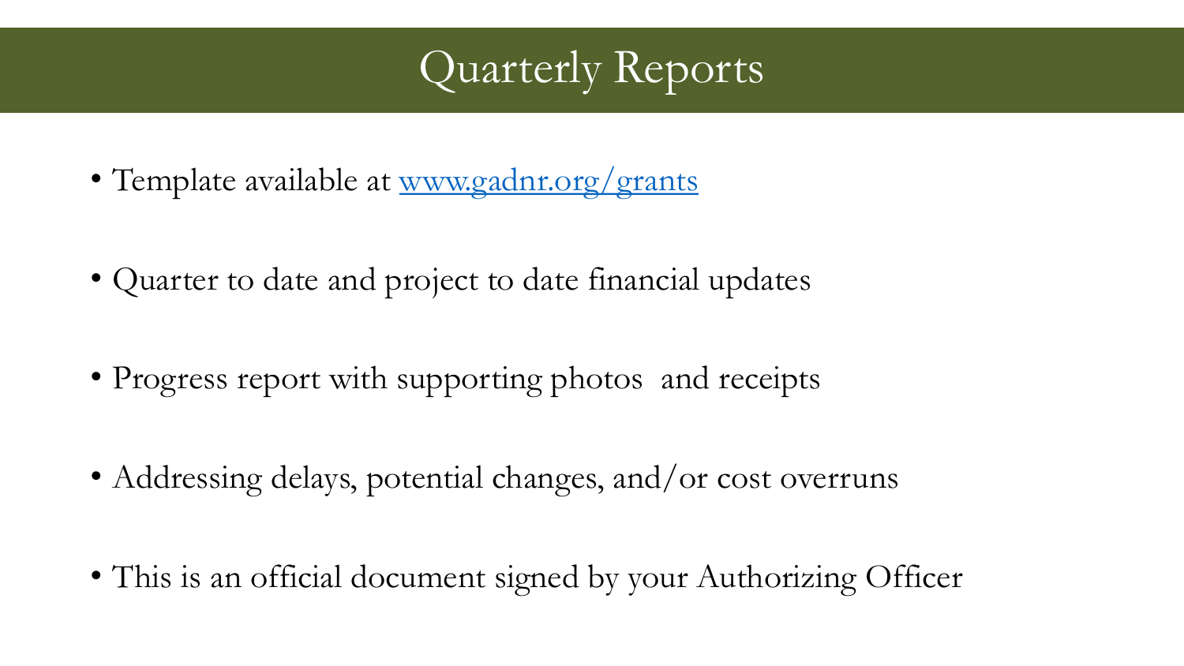# Quarterly Reports

- Template available at [www.gadnr.org/grants](www.gadnr.org/grants)
- Quarter to date and project to date financial updates
- Progress report with supporting photos  and receipts
- Addressing delays, potential changes, and/or cost overruns
- This is an official document signed by your Authorizing Officer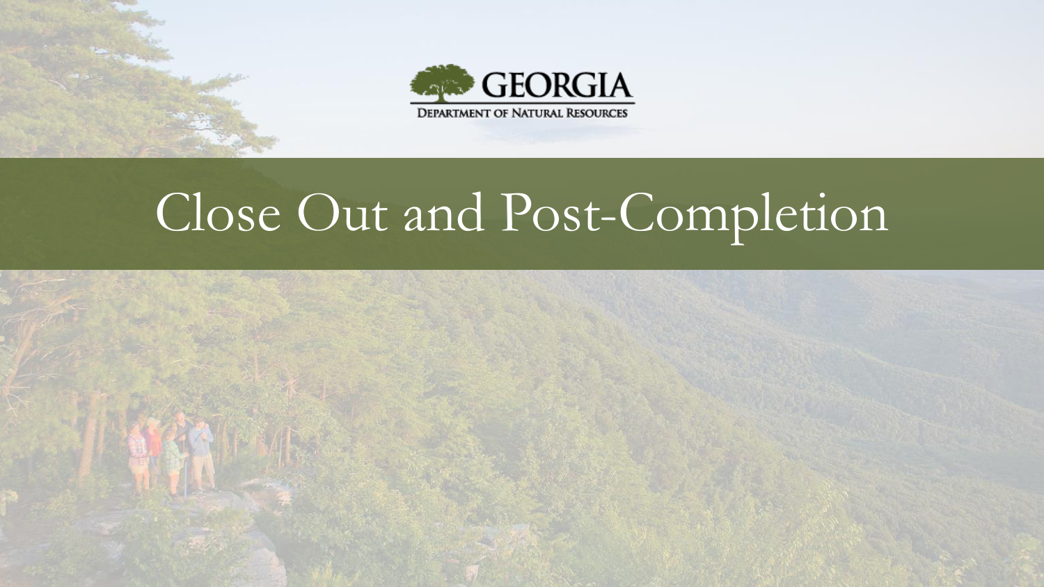GEORGIA

DEPARTMENT OF NATURAL RESOURCES

# Close Out and Post-Completion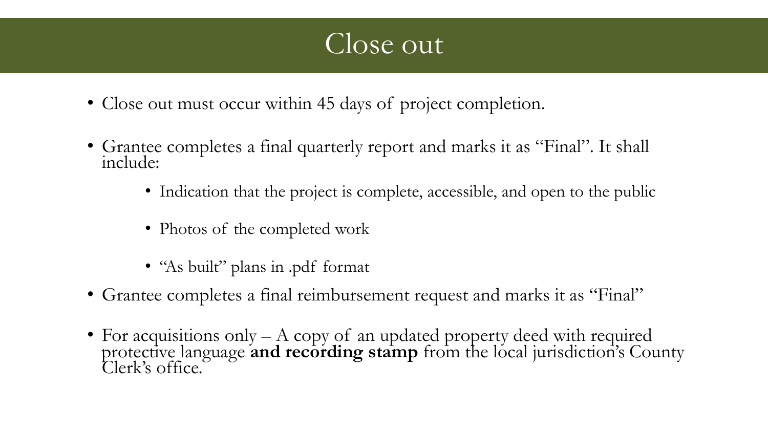# Close out

- Close out must occur within 45 days of project completion.
- Grantee completes a final quarterly report and marks it as "Final". It shall include:
  - Indication that the project is complete, accessible, and open to the public
  - Photos of the completed work
  - "As built" plans in .pdf format
- Grantee completes a final reimbursement request and marks it as "Final"
- For acquisitions only – A copy of an updated property deed with required protective language **and recording stamp** from the local jurisdiction's County Clerk's office.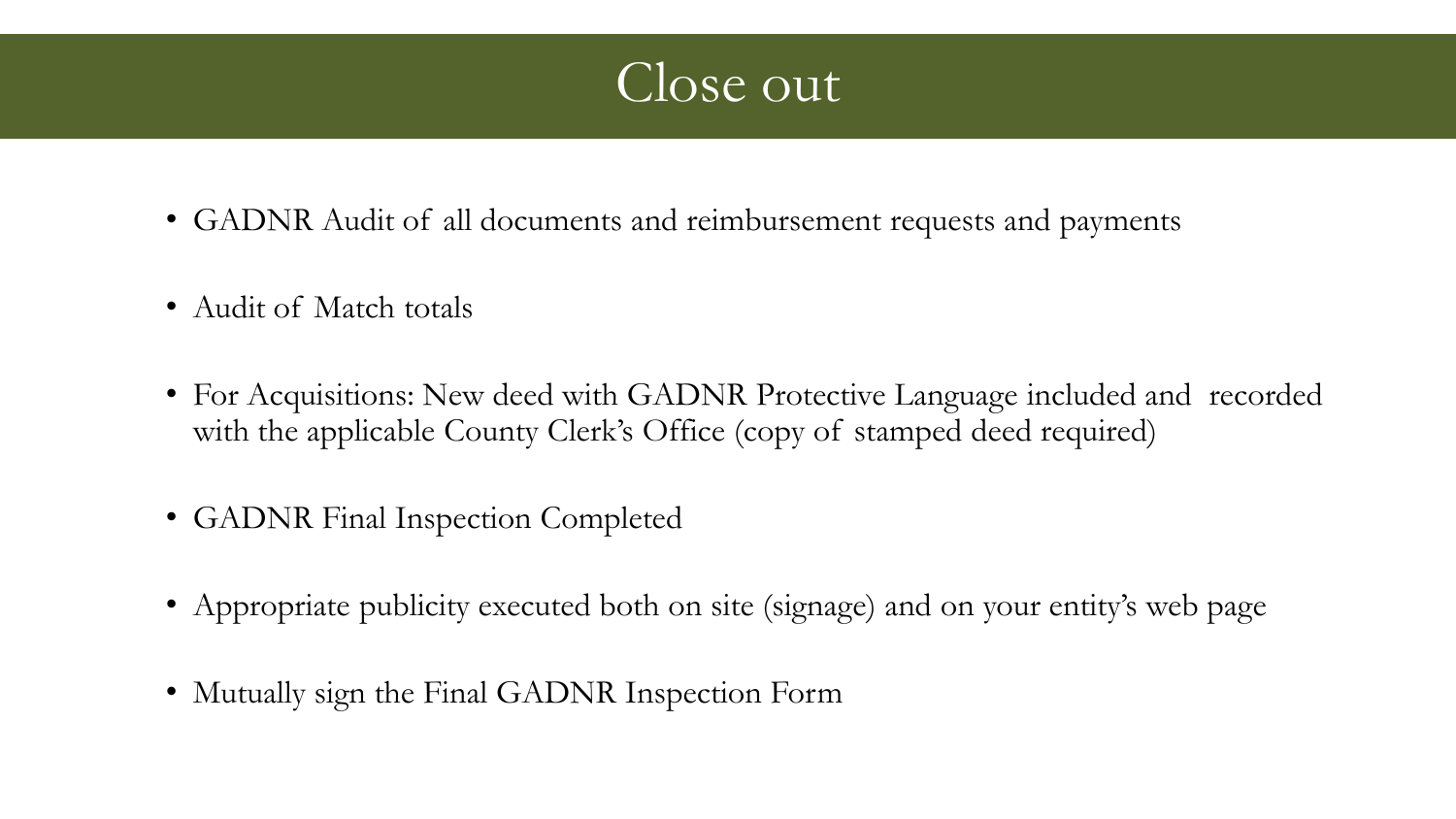# Close out

- GADNR Audit of all documents and reimbursement requests and payments
- Audit of Match totals
- For Acquisitions: New deed with GADNR Protective Language included and recorded with the applicable County Clerk's Office (copy of stamped deed required)
- GADNR Final Inspection Completed
- Appropriate publicity executed both on site (signage) and on your entity's web page
- Mutually sign the Final GADNR Inspection Form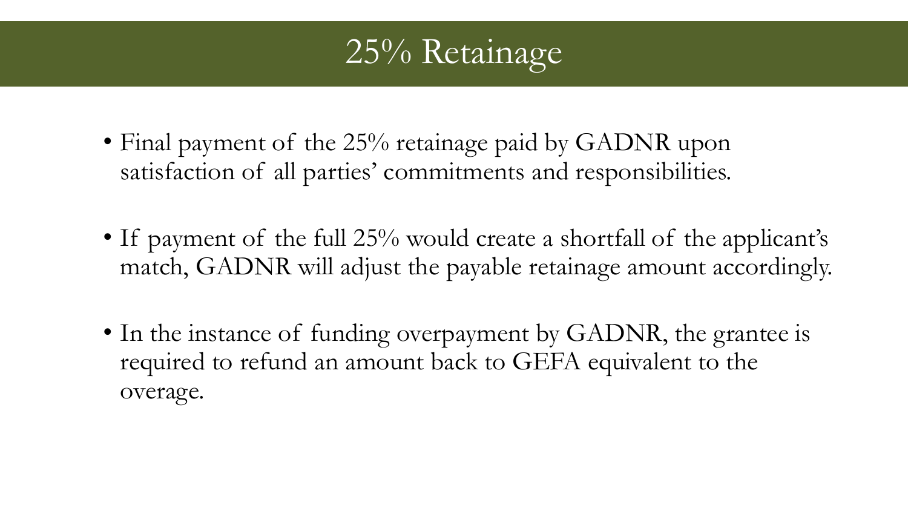# 25% Retainage

- Final payment of the 25% retainage paid by GADNR upon satisfaction of all parties' commitments and responsibilities.
- If payment of the full 25% would create a shortfall of the applicant's match, GADNR will adjust the payable retainage amount accordingly.
- In the instance of funding overpayment by GADNR, the grantee is required to refund an amount back to GEFA equivalent to the overage.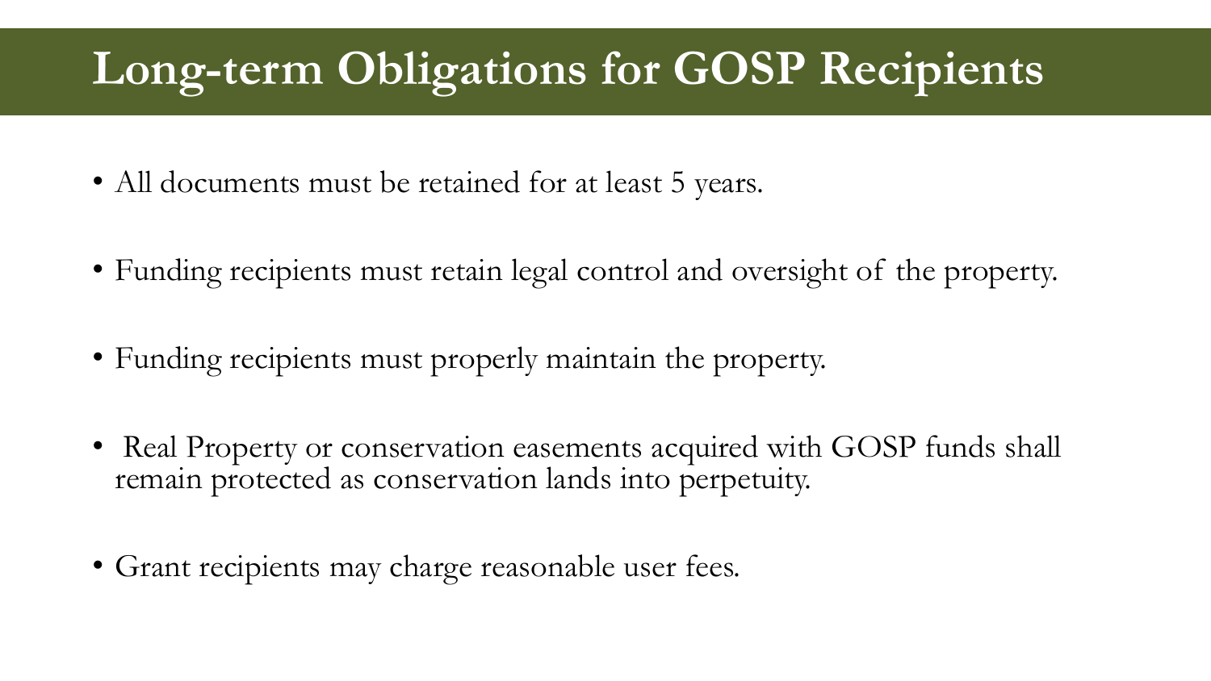# Long-term Obligations for GOSP Recipients

- All documents must be retained for at least 5 years.
- Funding recipients must retain legal control and oversight of the property.
- Funding recipients must properly maintain the property.
- Real Property or conservation easements acquired with GOSP funds shall remain protected as conservation lands into perpetuity.
- Grant recipients may charge reasonable user fees.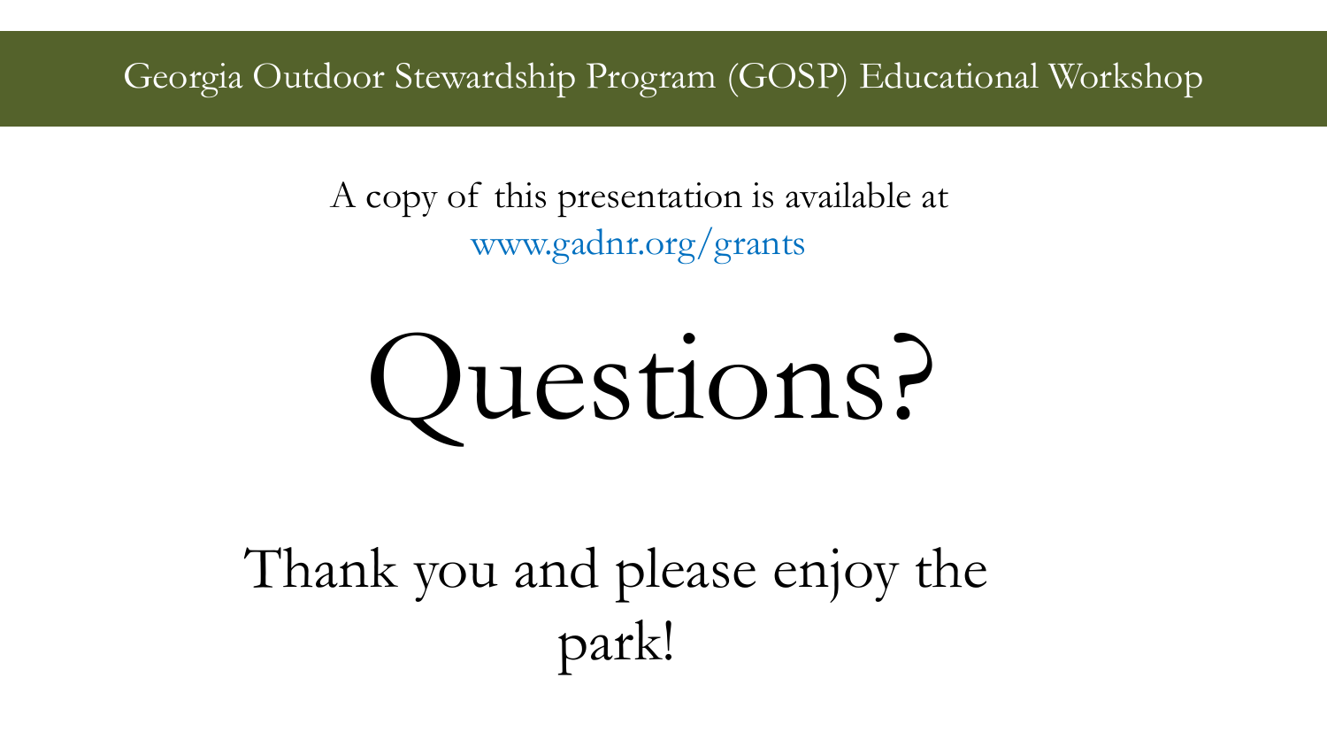Georgia Outdoor Stewardship Program (GOSP) Educational Workshop

A copy of this presentation is available at
www.gadnr.org/grants

# Questions?

Thank you and please enjoy the park!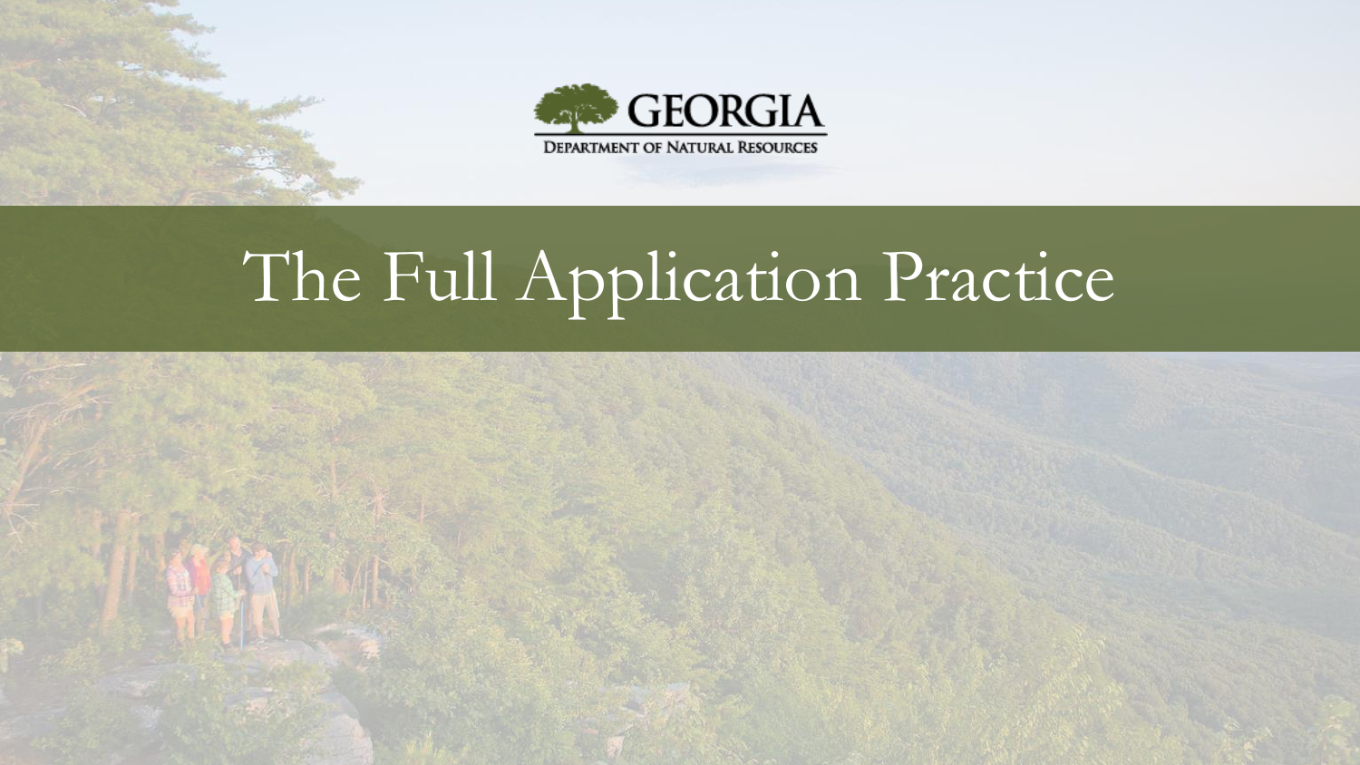GEORGIA

DEPARTMENT OF NATURAL RESOURCES

# The Full Application Practice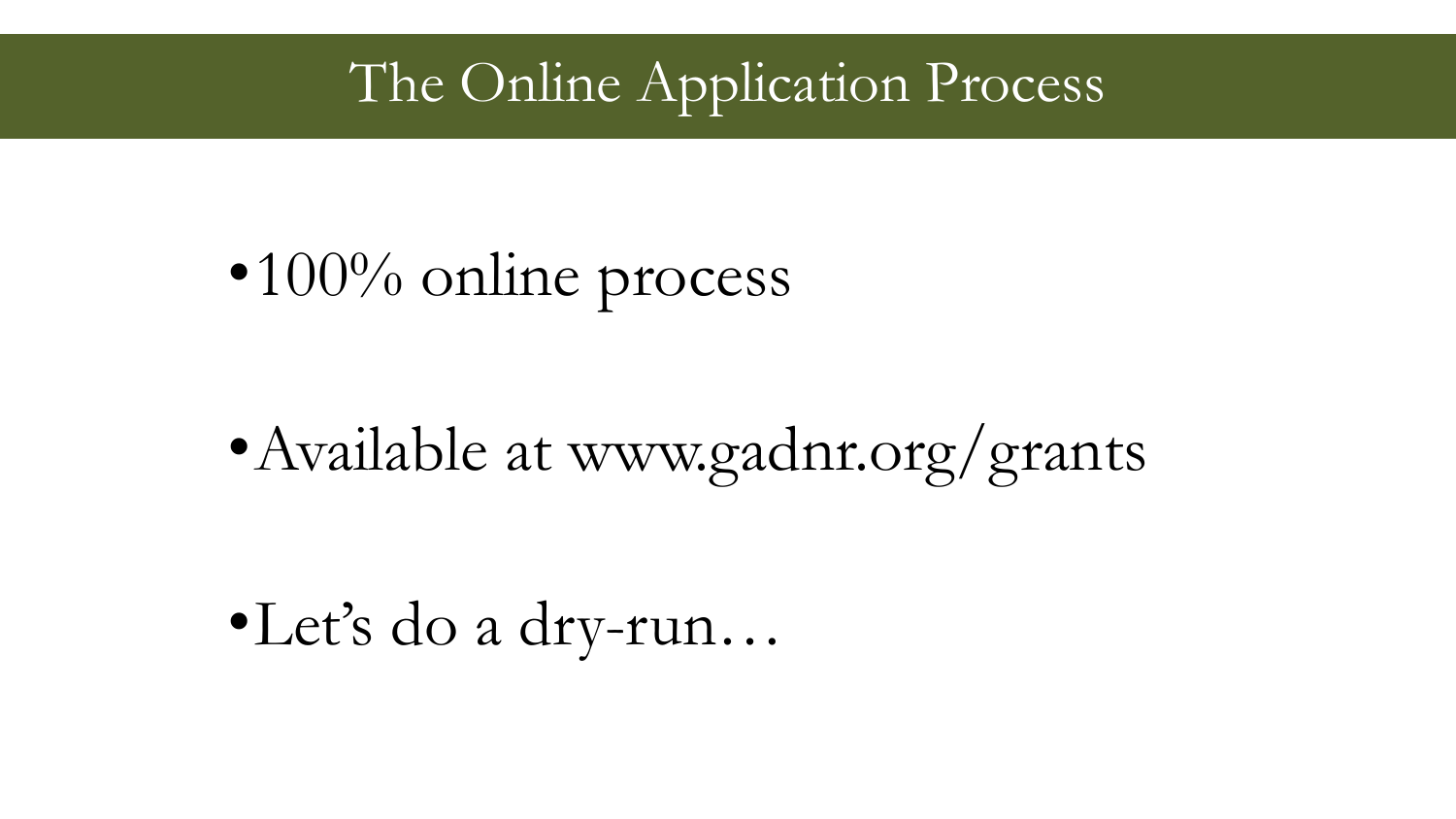# The Online Application Process

- 100% online process
- Available at www.gadnr.org/grants
- Let's do a dry-run…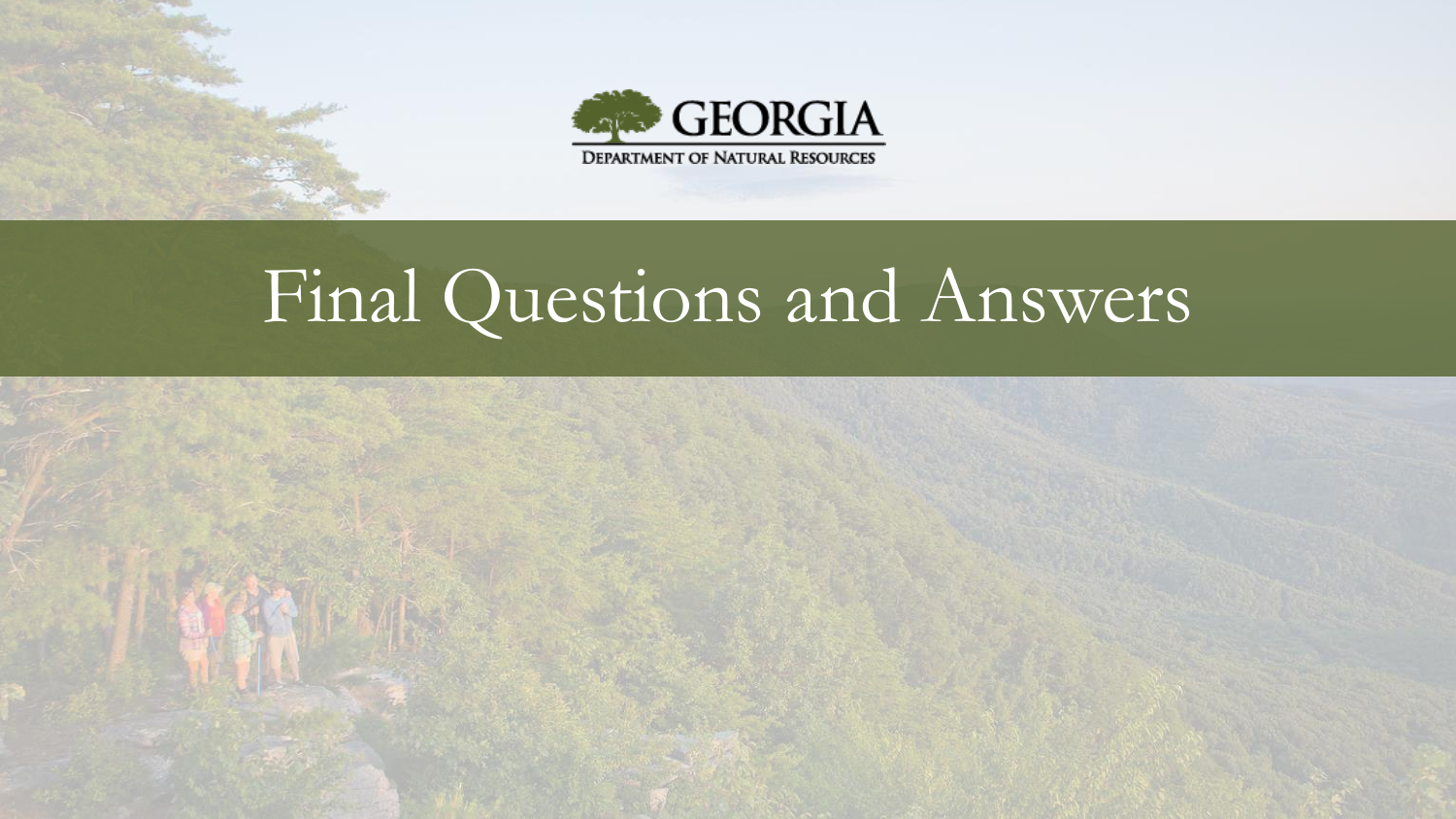GEORGIA

DEPARTMENT OF NATURAL RESOURCES

# Final Questions and Answers